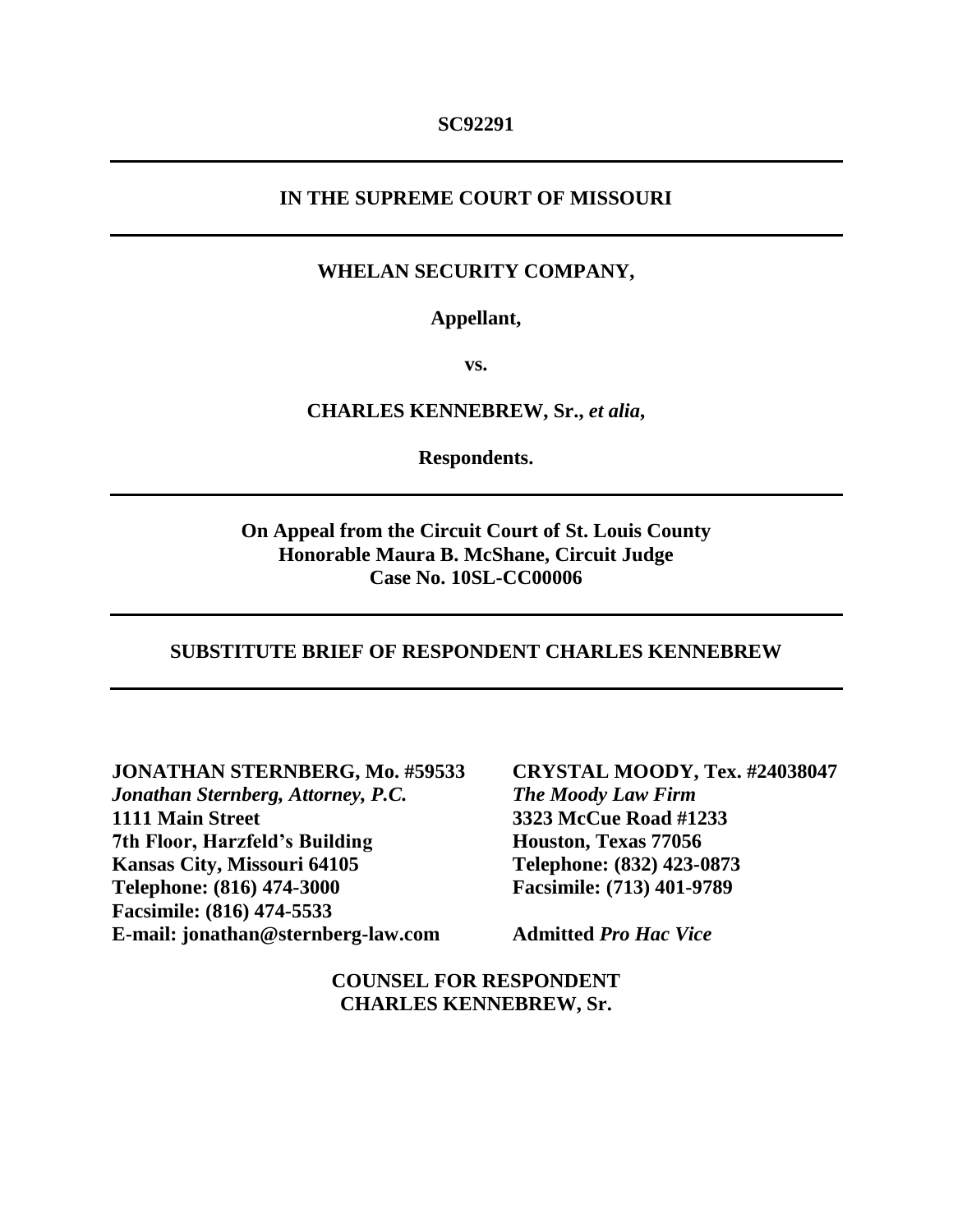**SC92291**

---

**IN THE SUPREME COURT OF MISSOURI**

---

**WHELAN SECURITY COMPANY,**

**Appellant,**

**vs.**

**CHARLES KENNEBREW, Sr.,** ***et alia*****,**

**Respondents.**

---

**On Appeal from the Circuit Court of St. Louis County**
**Honorable Maura B. McShane, Circuit Judge**
**Case No. 10SL-CC00006**

---

**SUBSTITUTE BRIEF OF RESPONDENT CHARLES KENNEBREW**

---

**JONATHAN STERNBERG, Mo. #59533**
***Jonathan Sternberg, Attorney, P.C.***
**1111 Main Street**
**7th Floor, Harzfeld's Building**
**Kansas City, Missouri 64105**
**Telephone: (816) 474-3000**
**Facsimile: (816) 474-5533**
**E-mail: jonathan@sternberg-law.com**

**CRYSTAL MOODY, Tex. #24038047**
***The Moody Law Firm***
**3323 McCue Road #1233**
**Houston, Texas 77056**
**Telephone: (832) 423-0873**
**Facsimile: (713) 401-9789**

**Admitted** ***Pro Hac Vice***

**COUNSEL FOR RESPONDENT**
**CHARLES KENNEBREW, Sr.**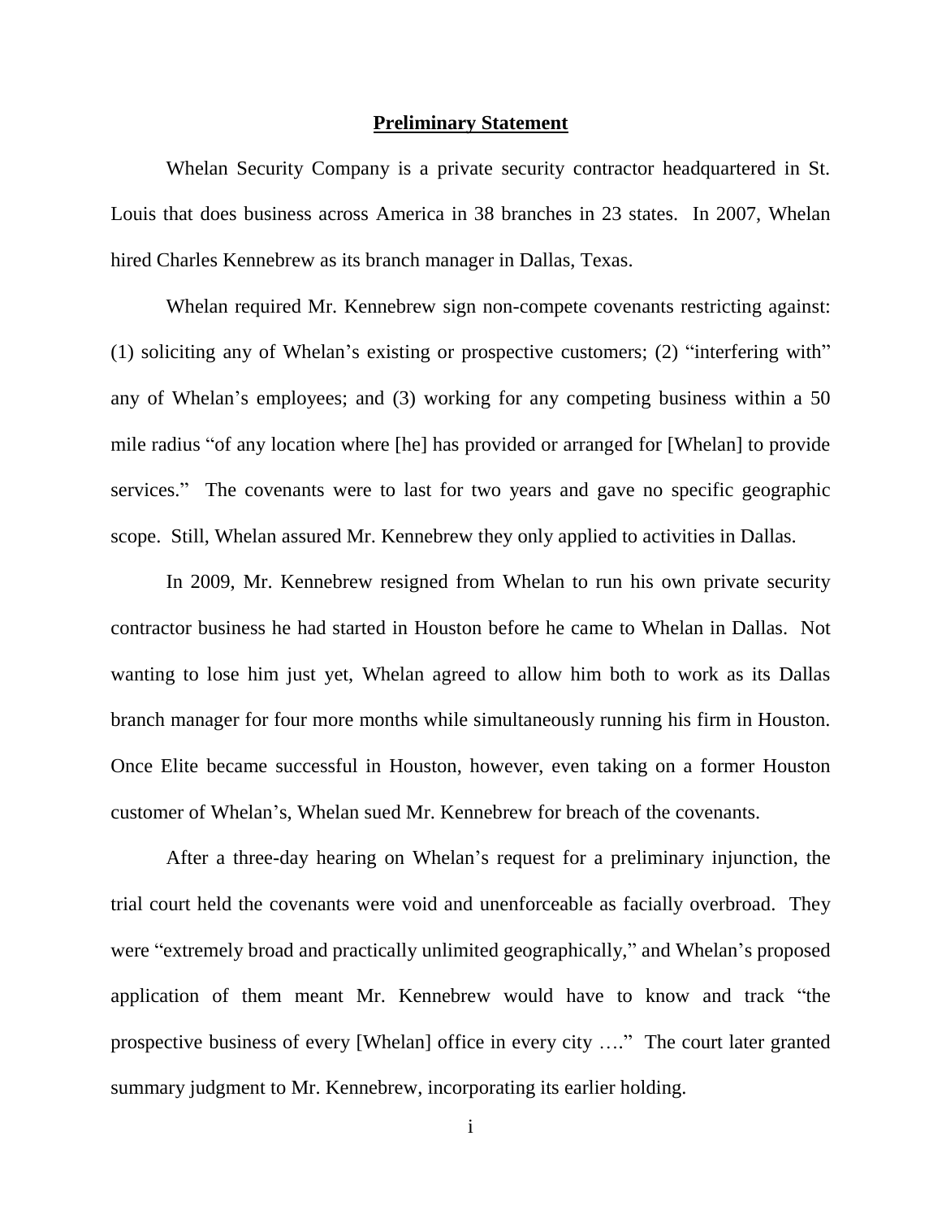## **Preliminary Statement**

Whelan Security Company is a private security contractor headquartered in St. Louis that does business across America in 38 branches in 23 states. In 2007, Whelan hired Charles Kennebrew as its branch manager in Dallas, Texas.

Whelan required Mr. Kennebrew sign non-compete covenants restricting against: (1) soliciting any of Whelan's existing or prospective customers; (2) "interfering with" any of Whelan's employees; and (3) working for any competing business within a 50 mile radius "of any location where [he] has provided or arranged for [Whelan] to provide services." The covenants were to last for two years and gave no specific geographic scope. Still, Whelan assured Mr. Kennebrew they only applied to activities in Dallas.

In 2009, Mr. Kennebrew resigned from Whelan to run his own private security contractor business he had started in Houston before he came to Whelan in Dallas. Not wanting to lose him just yet, Whelan agreed to allow him both to work as its Dallas branch manager for four more months while simultaneously running his firm in Houston. Once Elite became successful in Houston, however, even taking on a former Houston customer of Whelan's, Whelan sued Mr. Kennebrew for breach of the covenants.

After a three-day hearing on Whelan's request for a preliminary injunction, the trial court held the covenants were void and unenforceable as facially overbroad. They were "extremely broad and practically unlimited geographically," and Whelan's proposed application of them meant Mr. Kennebrew would have to know and track "the prospective business of every [Whelan] office in every city …." The court later granted summary judgment to Mr. Kennebrew, incorporating its earlier holding.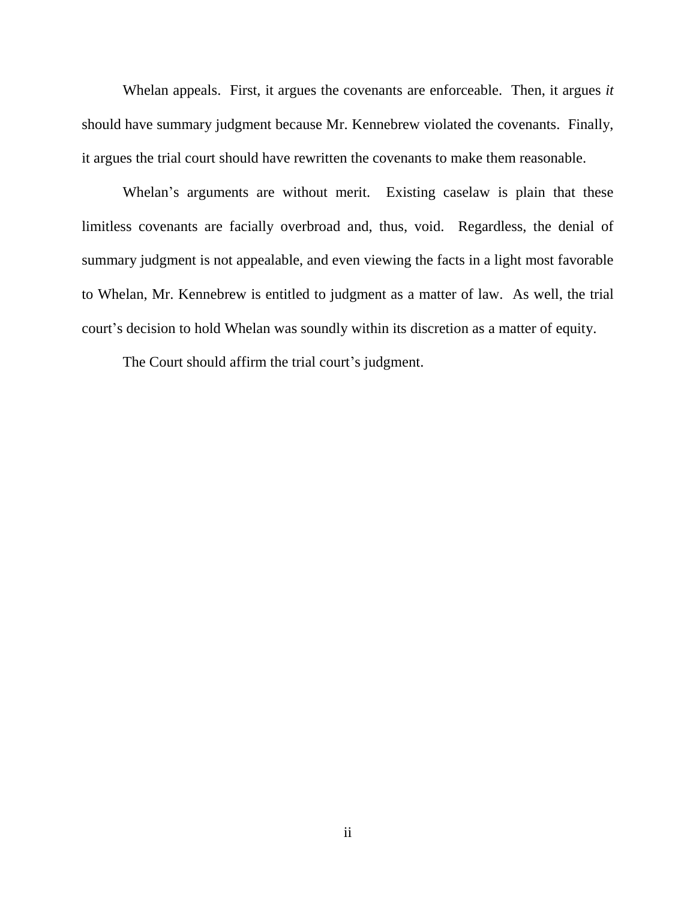Whelan appeals. First, it argues the covenants are enforceable. Then, it argues *it* should have summary judgment because Mr. Kennebrew violated the covenants. Finally, it argues the trial court should have rewritten the covenants to make them reasonable.

Whelan's arguments are without merit. Existing caselaw is plain that these limitless covenants are facially overbroad and, thus, void. Regardless, the denial of summary judgment is not appealable, and even viewing the facts in a light most favorable to Whelan, Mr. Kennebrew is entitled to judgment as a matter of law. As well, the trial court's decision to hold Whelan was soundly within its discretion as a matter of equity.

The Court should affirm the trial court's judgment.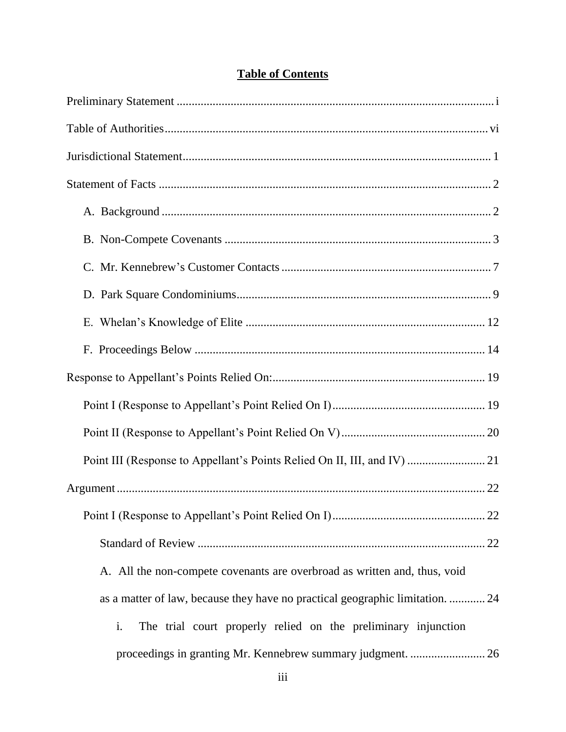## Table of Contents

Preliminary Statement ........................................................................................................ i

Table of Authorities.......................................................................................................... vi

Jurisdictional Statement..................................................................................................... 1

Statement of Facts ............................................................................................................. 2

A. Background ............................................................................................................ 2

B. Non-Compete Covenants ........................................................................................ 3

C. Mr. Kennebrew's Customer Contacts ..................................................................... 7

D. Park Square Condominiums.................................................................................... 9

E. Whelan's Knowledge of Elite ............................................................................... 12

F. Proceedings Below ................................................................................................ 14

Response to Appellant's Points Relied On:...................................................................... 19

Point I (Response to Appellant's Point Relied On I).................................................. 19

Point II (Response to Appellant's Point Relied On V)............................................... 20

Point III (Response to Appellant's Points Relied On II, III, and IV) .......................... 21

Argument.......................................................................................................................... 22

Point I (Response to Appellant's Point Relied On I).................................................. 22

Standard of Review ................................................................................................ 22

A. All the non-compete covenants are overbroad as written and, thus, void as a matter of law, because they have no practical geographic limitation. ............ 24

i. The trial court properly relied on the preliminary injunction proceedings in granting Mr. Kennebrew summary judgment. ......................... 26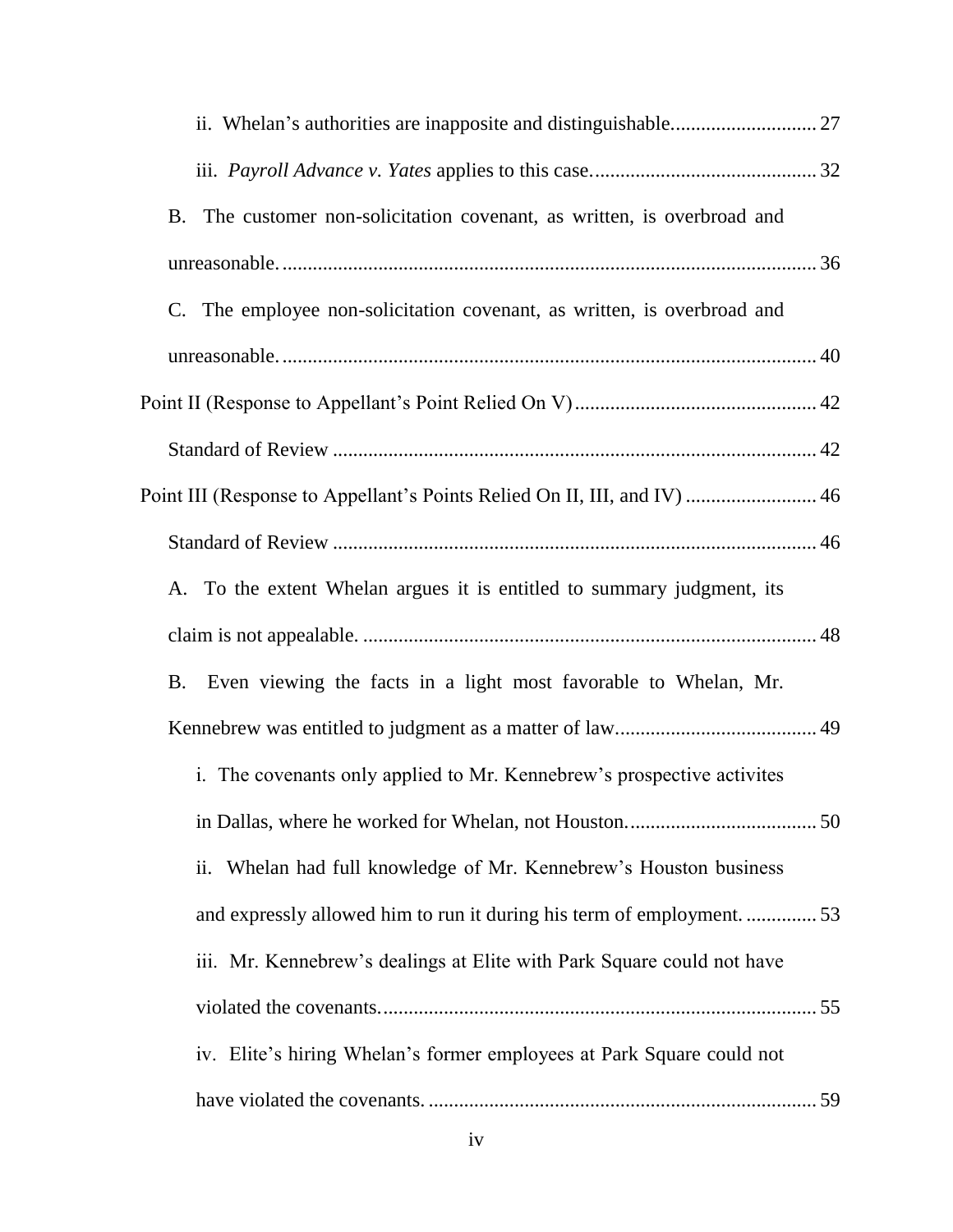ii. Whelan's authorities are inapposite and distinguishable............................ 27

iii. *Payroll Advance v. Yates* applies to this case............................................ 32

B. The customer non-solicitation covenant, as written, is overbroad and unreasonable......................................................................................................... 36

C. The employee non-solicitation covenant, as written, is overbroad and unreasonable......................................................................................................... 40

Point II (Response to Appellant's Point Relied On V)................................................ 42

Standard of Review ............................................................................................... 42

Point III (Response to Appellant's Points Relied On II, III, and IV) .......................... 46

Standard of Review ............................................................................................... 46

A. To the extent Whelan argues it is entitled to summary judgment, its claim is not appealable. .......................................................................................... 48

B. Even viewing the facts in a light most favorable to Whelan, Mr. Kennebrew was entitled to judgment as a matter of law........................................ 49

i. The covenants only applied to Mr. Kennebrew's prospective activites in Dallas, where he worked for Whelan, not Houston...................................... 50

ii. Whelan had full knowledge of Mr. Kennebrew's Houston business and expressly allowed him to run it during his term of employment. .............. 53

iii. Mr. Kennebrew's dealings at Elite with Park Square could not have violated the covenants....................................................................................... 55

iv. Elite's hiring Whelan's former employees at Park Square could not have violated the covenants. ............................................................................. 59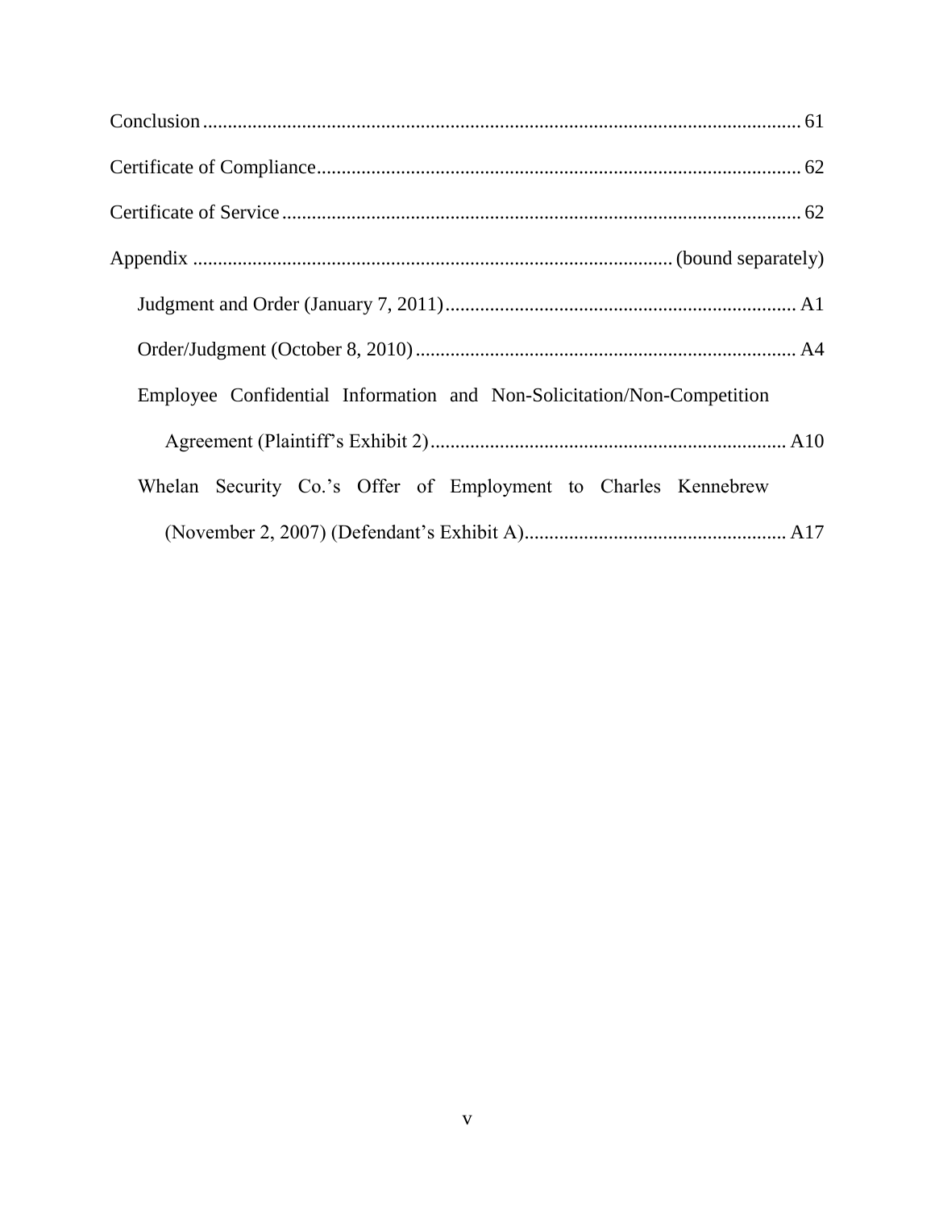Conclusion ........................................................................................................ 61

Certificate of Compliance................................................................................. 62

Certificate of Service ........................................................................................ 62

Appendix ............................................................................................ (bound separately)

- Judgment and Order (January 7, 2011) ...................................................................... A1
- Order/Judgment (October 8, 2010) ............................................................................ A4
- Employee Confidential Information and Non-Solicitation/Non-Competition Agreement (Plaintiff's Exhibit 2) ....................................................................... A10
- Whelan Security Co.'s Offer of Employment to Charles Kennebrew (November 2, 2007) (Defendant's Exhibit A) ..................................................... A17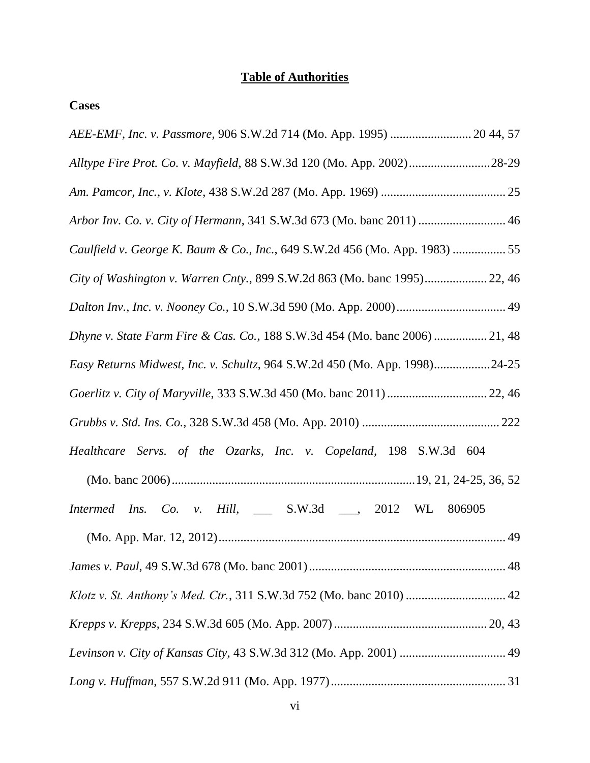# Table of Authorities

## Cases

*AEE-EMF, Inc. v. Passmore*, 906 S.W.2d 714 (Mo. App. 1995) .......................... 20 44, 57

*Alltype Fire Prot. Co. v. Mayfield*, 88 S.W.3d 120 (Mo. App. 2002) .......................... 28-29

*Am. Pamcor, Inc., v. Klote*, 438 S.W.2d 287 (Mo. App. 1969) ........................................ 25

*Arbor Inv. Co. v. City of Hermann*, 341 S.W.3d 673 (Mo. banc 2011) ............................ 46

*Caulfield v. George K. Baum & Co., Inc.*, 649 S.W.2d 456 (Mo. App. 1983) ................. 55

*City of Washington v. Warren Cnty.*, 899 S.W.2d 863 (Mo. banc 1995) .................... 22, 46

*Dalton Inv., Inc. v. Nooney Co.*, 10 S.W.3d 590 (Mo. App. 2000) ................................... 49

*Dhyne v. State Farm Fire & Cas. Co.*, 188 S.W.3d 454 (Mo. banc 2006) ................. 21, 48

*Easy Returns Midwest, Inc. v. Schultz*, 964 S.W.2d 450 (Mo. App. 1998) .................. 24-25

*Goerlitz v. City of Maryville*, 333 S.W.3d 450 (Mo. banc 2011) ................................ 22, 46

*Grubbs v. Std. Ins. Co.*, 328 S.W.3d 458 (Mo. App. 2010) ............................................ 222

*Healthcare Servs. of the Ozarks, Inc. v. Copeland*, 198 S.W.3d 604 (Mo. banc 2006) ............................................................................ 19, 21, 24-25, 36, 52

*Intermed Ins. Co. v. Hill*, ___ S.W.3d ___, 2012 WL 806905 (Mo. App. Mar. 12, 2012) ............................................................................................ 49

*James v. Paul*, 49 S.W.3d 678 (Mo. banc 2001) ............................................................... 48

*Klotz v. St. Anthony's Med. Ctr.*, 311 S.W.3d 752 (Mo. banc 2010) ................................ 42

*Krepps v. Krepps*, 234 S.W.3d 605 (Mo. App. 2007) ................................................. 20, 43

*Levinson v. City of Kansas City*, 43 S.W.3d 312 (Mo. App. 2001) .................................. 49

*Long v. Huffman*, 557 S.W.2d 911 (Mo. App. 1977) ........................................................ 31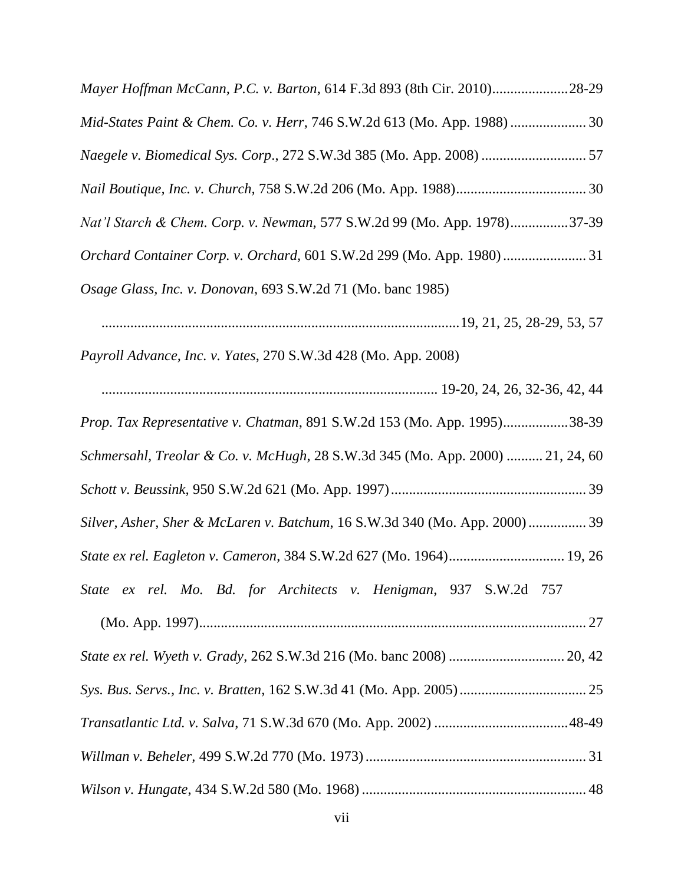*Mayer Hoffman McCann, P.C. v. Barton*, 614 F.3d 893 (8th Cir. 2010)....................28-29

*Mid-States Paint & Chem. Co. v. Herr*, 746 S.W.2d 613 (Mo. App. 1988) .................... 30

*Naegele v. Biomedical Sys. Corp*., 272 S.W.3d 385 (Mo. App. 2008) ............................ 57

*Nail Boutique, Inc. v. Church,* 758 S.W.2d 206 (Mo. App. 1988).................................... 30

*Nat'l Starch & Chem. Corp. v. Newman*, 577 S.W.2d 99 (Mo. App. 1978)................37-39

*Orchard Container Corp. v. Orchard*, 601 S.W.2d 299 (Mo. App. 1980) ....................... 31

*Osage Glass, Inc. v. Donovan*, 693 S.W.2d 71 (Mo. banc 1985)

.................................................................................................19, 21, 25, 28-29, 53, 57

*Payroll Advance, Inc. v. Yates*, 270 S.W.3d 428 (Mo. App. 2008)

............................................................................................ 19-20, 24, 26, 32-36, 42, 44

*Prop. Tax Representative v. Chatman*, 891 S.W.2d 153 (Mo. App. 1995)..................38-39

*Schmersahl, Treolar & Co. v. McHugh*, 28 S.W.3d 345 (Mo. App. 2000) .......... 21, 24, 60

*Schott v. Beussink,* 950 S.W.2d 621 (Mo. App. 1997)...................................................... 39

*Silver, Asher, Sher & McLaren v. Batchum*, 16 S.W.3d 340 (Mo. App. 2000) ................ 39

*State ex rel. Eagleton v. Cameron,* 384 S.W.2d 627 (Mo. 1964)................................ 19, 26

*State ex rel. Mo. Bd. for Architects v. Henigman*, 937 S.W.2d 757 (Mo. App. 1997)........................................................................................................... 27

*State ex rel. Wyeth v. Grady*, 262 S.W.3d 216 (Mo. banc 2008) ................................ 20, 42

*Sys. Bus. Servs., Inc. v. Bratten*, 162 S.W.3d 41 (Mo. App. 2005)................................... 25

*Transatlantic Ltd. v. Salva*, 71 S.W.3d 670 (Mo. App. 2002) .....................................48-49

*Willman v. Beheler*, 499 S.W.2d 770 (Mo. 1973)............................................................ 31

*Wilson v. Hungate*, 434 S.W.2d 580 (Mo. 1968) ............................................................. 48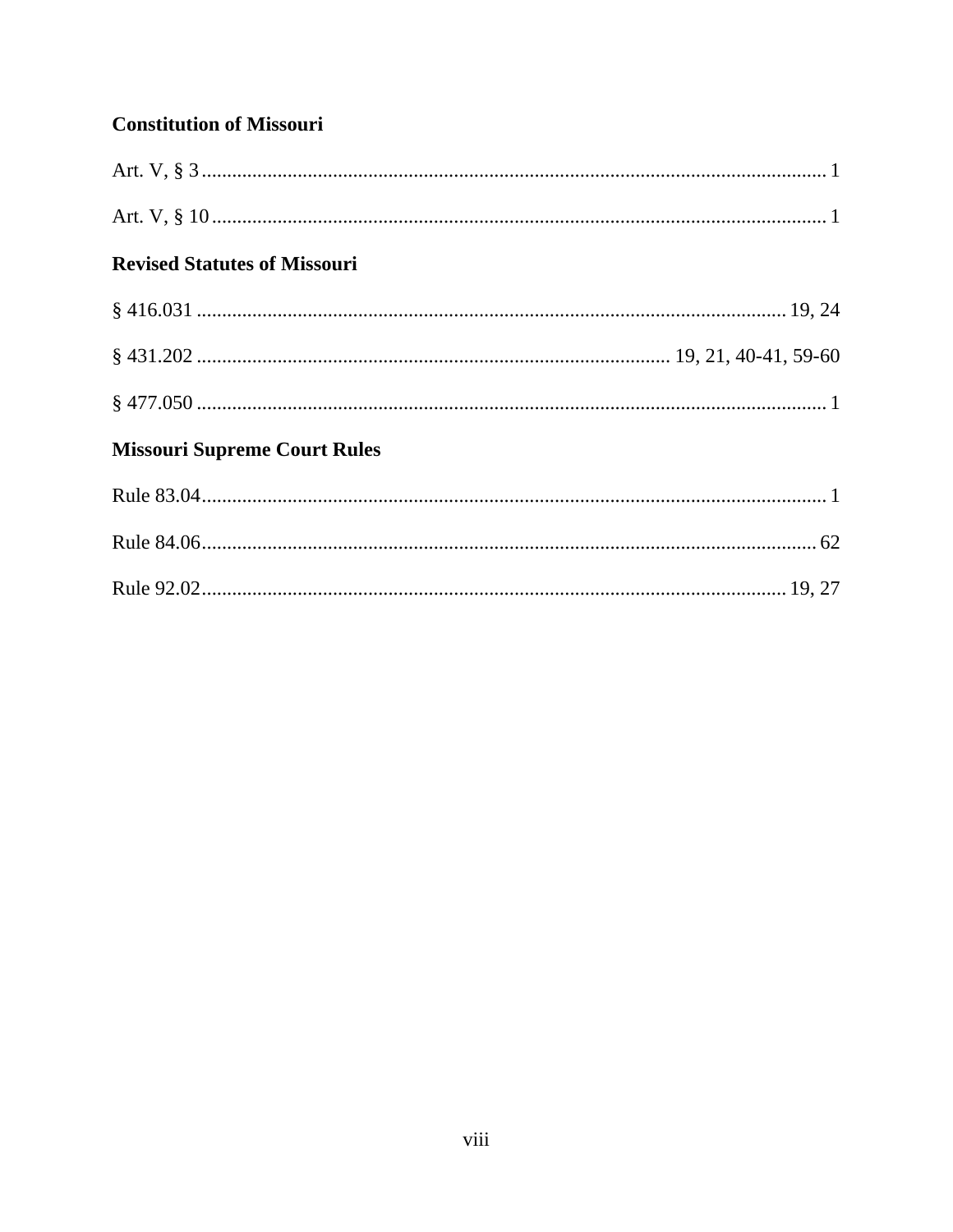**Constitution of Missouri**

Art. V, § 3 .......................................................................................................... 1

Art. V, § 10 ........................................................................................................ 1

**Revised Statutes of Missouri**

§ 416.031 ............................................................................................... 19, 24

§ 431.202 ........................................................................... 19, 21, 40-41, 59-60

§ 477.050 ............................................................................................................ 1

**Missouri Supreme Court Rules**

Rule 83.04 .......................................................................................................... 1

Rule 84.06 ........................................................................................................ 62

Rule 92.02 ................................................................................................ 19, 27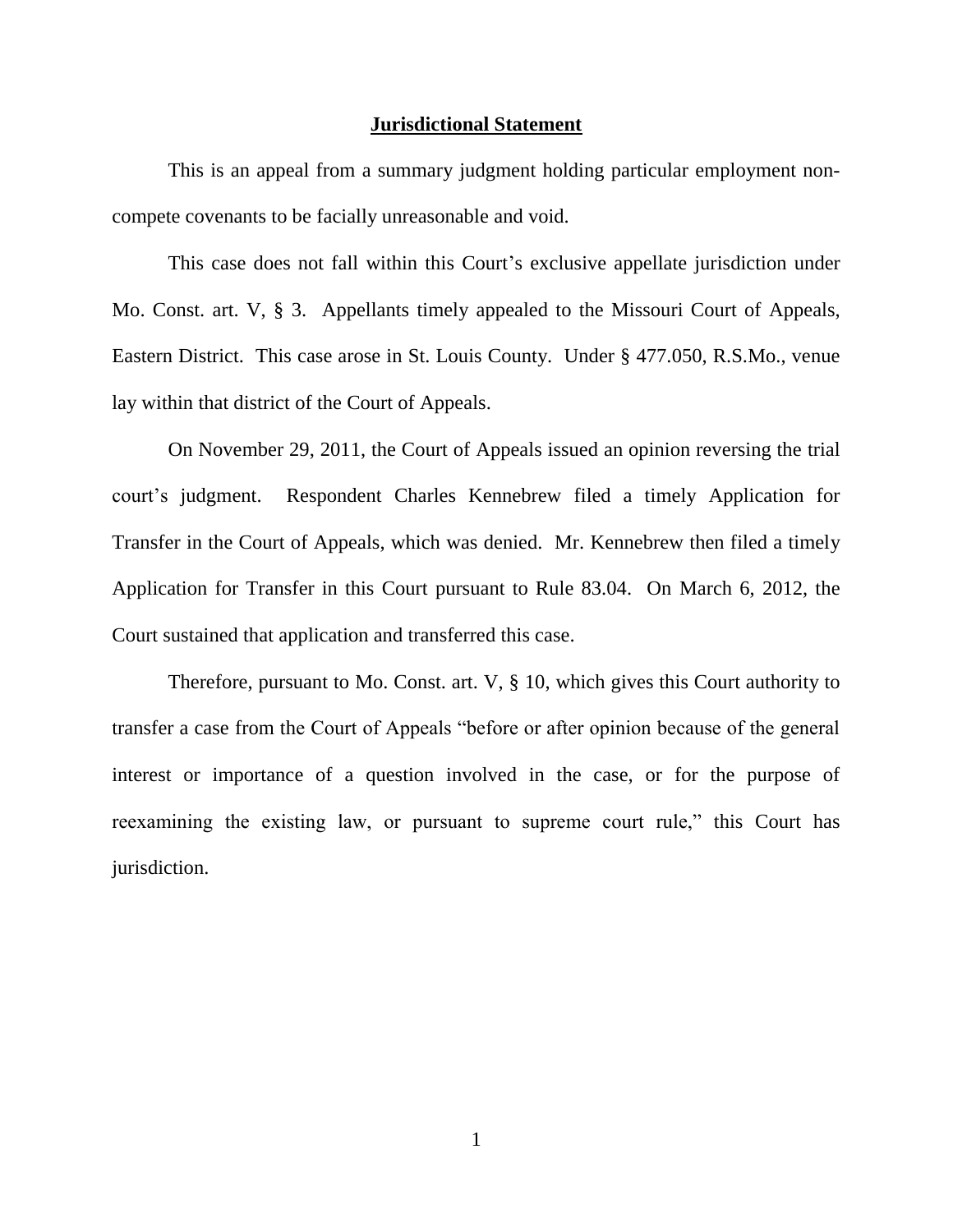## **Jurisdictional Statement**

This is an appeal from a summary judgment holding particular employment non-compete covenants to be facially unreasonable and void.

This case does not fall within this Court's exclusive appellate jurisdiction under Mo. Const. art. V, § 3. Appellants timely appealed to the Missouri Court of Appeals, Eastern District. This case arose in St. Louis County. Under § 477.050, R.S.Mo., venue lay within that district of the Court of Appeals.

On November 29, 2011, the Court of Appeals issued an opinion reversing the trial court's judgment. Respondent Charles Kennebrew filed a timely Application for Transfer in the Court of Appeals, which was denied. Mr. Kennebrew then filed a timely Application for Transfer in this Court pursuant to Rule 83.04. On March 6, 2012, the Court sustained that application and transferred this case.

Therefore, pursuant to Mo. Const. art. V, § 10, which gives this Court authority to transfer a case from the Court of Appeals "before or after opinion because of the general interest or importance of a question involved in the case, or for the purpose of reexamining the existing law, or pursuant to supreme court rule," this Court has jurisdiction.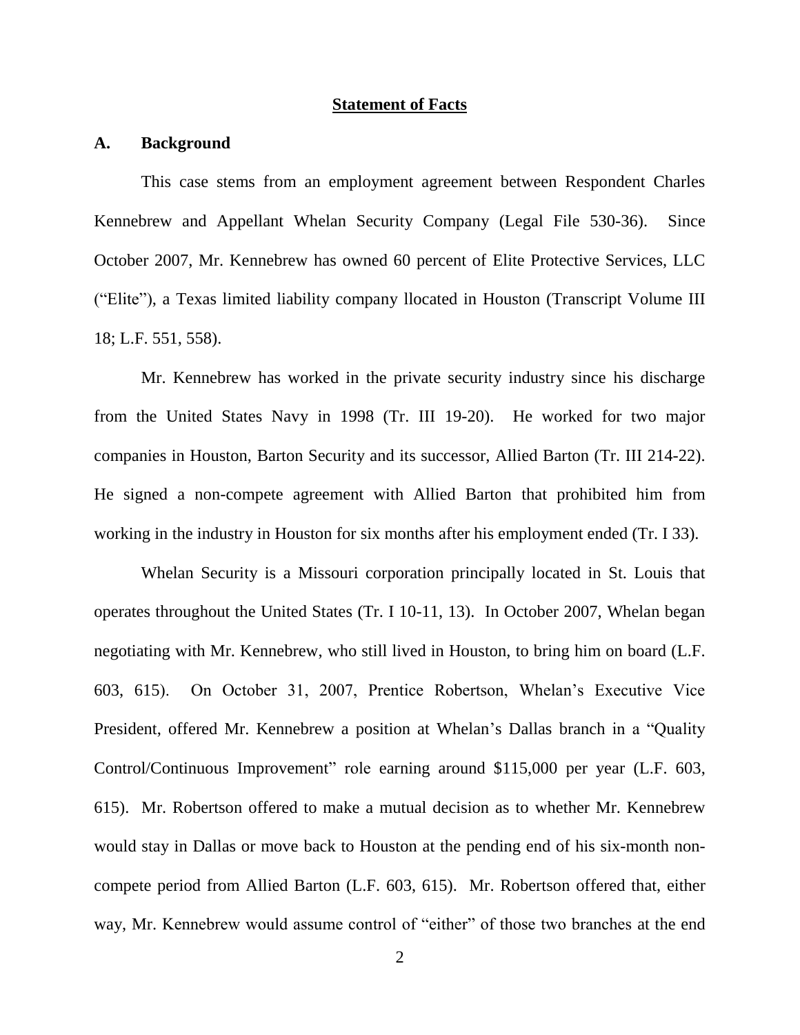## Statement of Facts

### A. Background

This case stems from an employment agreement between Respondent Charles Kennebrew and Appellant Whelan Security Company (Legal File 530-36). Since October 2007, Mr. Kennebrew has owned 60 percent of Elite Protective Services, LLC ("Elite"), a Texas limited liability company llocated in Houston (Transcript Volume III 18; L.F. 551, 558).

Mr. Kennebrew has worked in the private security industry since his discharge from the United States Navy in 1998 (Tr. III 19-20). He worked for two major companies in Houston, Barton Security and its successor, Allied Barton (Tr. III 214-22). He signed a non-compete agreement with Allied Barton that prohibited him from working in the industry in Houston for six months after his employment ended (Tr. I 33).

Whelan Security is a Missouri corporation principally located in St. Louis that operates throughout the United States (Tr. I 10-11, 13). In October 2007, Whelan began negotiating with Mr. Kennebrew, who still lived in Houston, to bring him on board (L.F. 603, 615). On October 31, 2007, Prentice Robertson, Whelan's Executive Vice President, offered Mr. Kennebrew a position at Whelan's Dallas branch in a "Quality Control/Continuous Improvement" role earning around $115,000 per year (L.F. 603, 615). Mr. Robertson offered to make a mutual decision as to whether Mr. Kennebrew would stay in Dallas or move back to Houston at the pending end of his six-month non-compete period from Allied Barton (L.F. 603, 615). Mr. Robertson offered that, either way, Mr. Kennebrew would assume control of "either" of those two branches at the end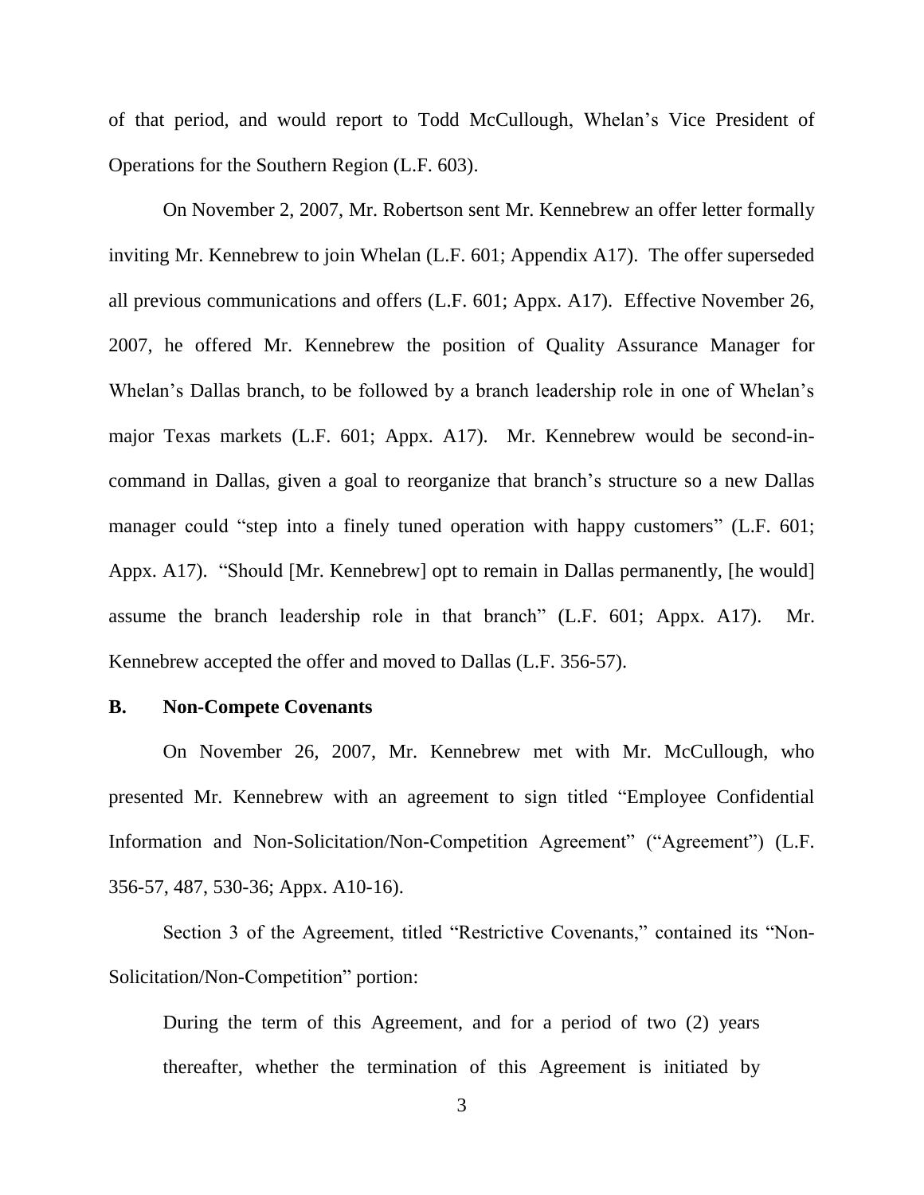of that period, and would report to Todd McCullough, Whelan's Vice President of Operations for the Southern Region (L.F. 603).

On November 2, 2007, Mr. Robertson sent Mr. Kennebrew an offer letter formally inviting Mr. Kennebrew to join Whelan (L.F. 601; Appendix A17). The offer superseded all previous communications and offers (L.F. 601; Appx. A17). Effective November 26, 2007, he offered Mr. Kennebrew the position of Quality Assurance Manager for Whelan's Dallas branch, to be followed by a branch leadership role in one of Whelan's major Texas markets (L.F. 601; Appx. A17). Mr. Kennebrew would be second-in-command in Dallas, given a goal to reorganize that branch's structure so a new Dallas manager could "step into a finely tuned operation with happy customers" (L.F. 601; Appx. A17). "Should [Mr. Kennebrew] opt to remain in Dallas permanently, [he would] assume the branch leadership role in that branch" (L.F. 601; Appx. A17). Mr. Kennebrew accepted the offer and moved to Dallas (L.F. 356-57).

### B. Non-Compete Covenants

On November 26, 2007, Mr. Kennebrew met with Mr. McCullough, who presented Mr. Kennebrew with an agreement to sign titled "Employee Confidential Information and Non-Solicitation/Non-Competition Agreement" ("Agreement") (L.F. 356-57, 487, 530-36; Appx. A10-16).

Section 3 of the Agreement, titled "Restrictive Covenants," contained its "Non-Solicitation/Non-Competition" portion:

> During the term of this Agreement, and for a period of two (2) years thereafter, whether the termination of this Agreement is initiated by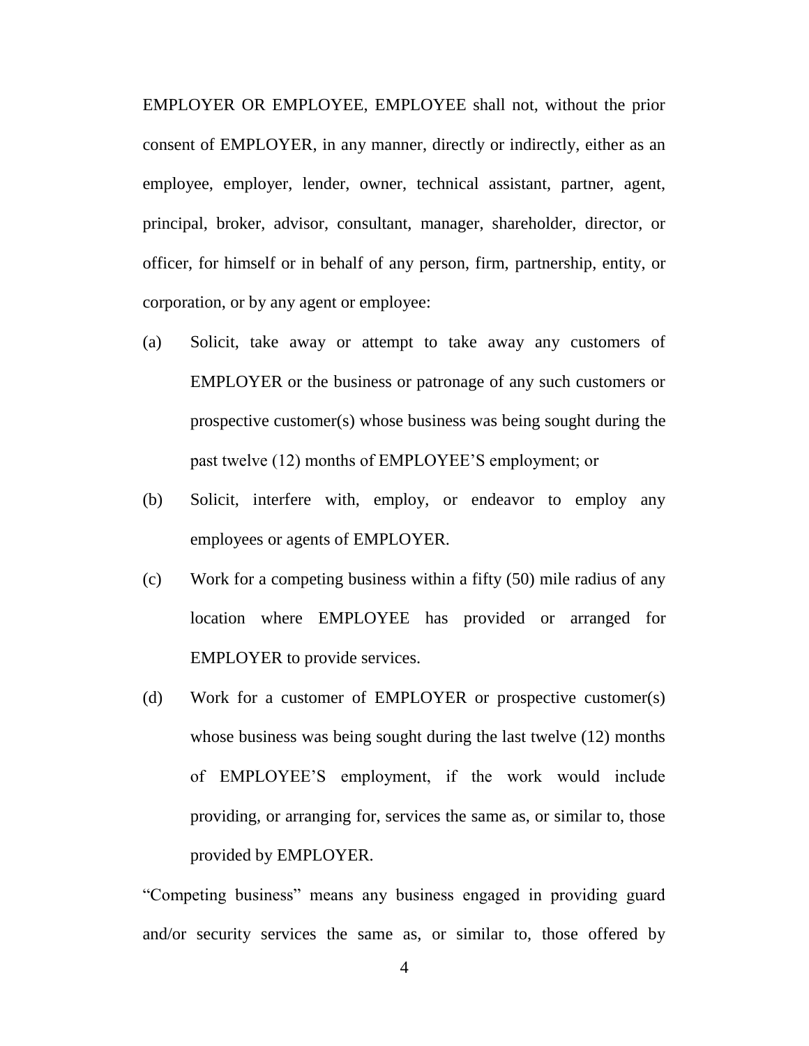EMPLOYER OR EMPLOYEE, EMPLOYEE shall not, without the prior consent of EMPLOYER, in any manner, directly or indirectly, either as an employee, employer, lender, owner, technical assistant, partner, agent, principal, broker, advisor, consultant, manager, shareholder, director, or officer, for himself or in behalf of any person, firm, partnership, entity, or corporation, or by any agent or employee:

(a) Solicit, take away or attempt to take away any customers of EMPLOYER or the business or patronage of any such customers or prospective customer(s) whose business was being sought during the past twelve (12) months of EMPLOYEE'S employment; or

(b) Solicit, interfere with, employ, or endeavor to employ any employees or agents of EMPLOYER.

(c) Work for a competing business within a fifty (50) mile radius of any location where EMPLOYEE has provided or arranged for EMPLOYER to provide services.

(d) Work for a customer of EMPLOYER or prospective customer(s) whose business was being sought during the last twelve (12) months of EMPLOYEE'S employment, if the work would include providing, or arranging for, services the same as, or similar to, those provided by EMPLOYER.

"Competing business" means any business engaged in providing guard and/or security services the same as, or similar to, those offered by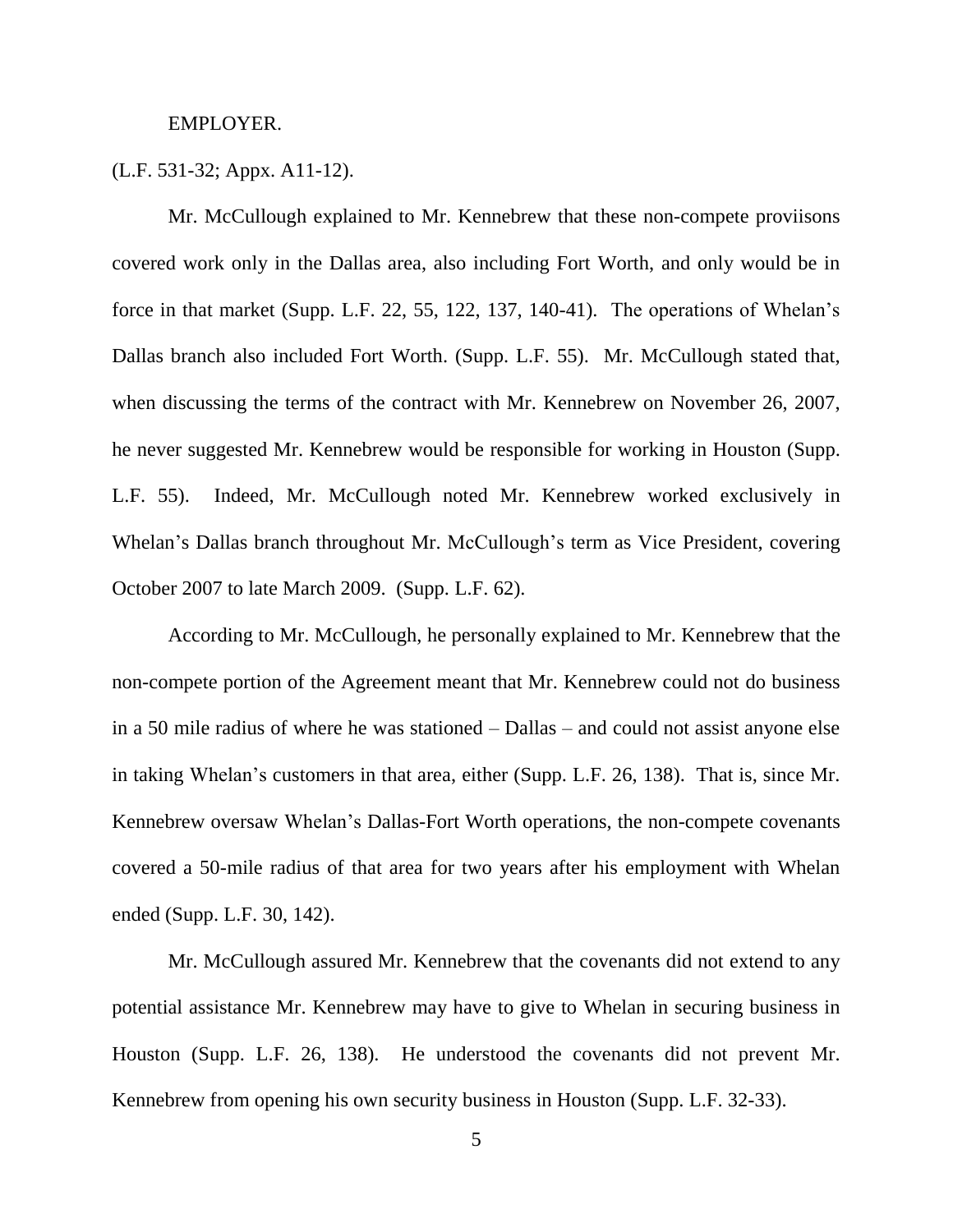EMPLOYER.

(L.F. 531-32; Appx. A11-12).

Mr. McCullough explained to Mr. Kennebrew that these non-compete proviisons covered work only in the Dallas area, also including Fort Worth, and only would be in force in that market (Supp. L.F. 22, 55, 122, 137, 140-41). The operations of Whelan's Dallas branch also included Fort Worth. (Supp. L.F. 55). Mr. McCullough stated that, when discussing the terms of the contract with Mr. Kennebrew on November 26, 2007, he never suggested Mr. Kennebrew would be responsible for working in Houston (Supp. L.F. 55). Indeed, Mr. McCullough noted Mr. Kennebrew worked exclusively in Whelan's Dallas branch throughout Mr. McCullough's term as Vice President, covering October 2007 to late March 2009. (Supp. L.F. 62).

According to Mr. McCullough, he personally explained to Mr. Kennebrew that the non-compete portion of the Agreement meant that Mr. Kennebrew could not do business in a 50 mile radius of where he was stationed – Dallas – and could not assist anyone else in taking Whelan's customers in that area, either (Supp. L.F. 26, 138). That is, since Mr. Kennebrew oversaw Whelan's Dallas-Fort Worth operations, the non-compete covenants covered a 50-mile radius of that area for two years after his employment with Whelan ended (Supp. L.F. 30, 142).

Mr. McCullough assured Mr. Kennebrew that the covenants did not extend to any potential assistance Mr. Kennebrew may have to give to Whelan in securing business in Houston (Supp. L.F. 26, 138). He understood the covenants did not prevent Mr. Kennebrew from opening his own security business in Houston (Supp. L.F. 32-33).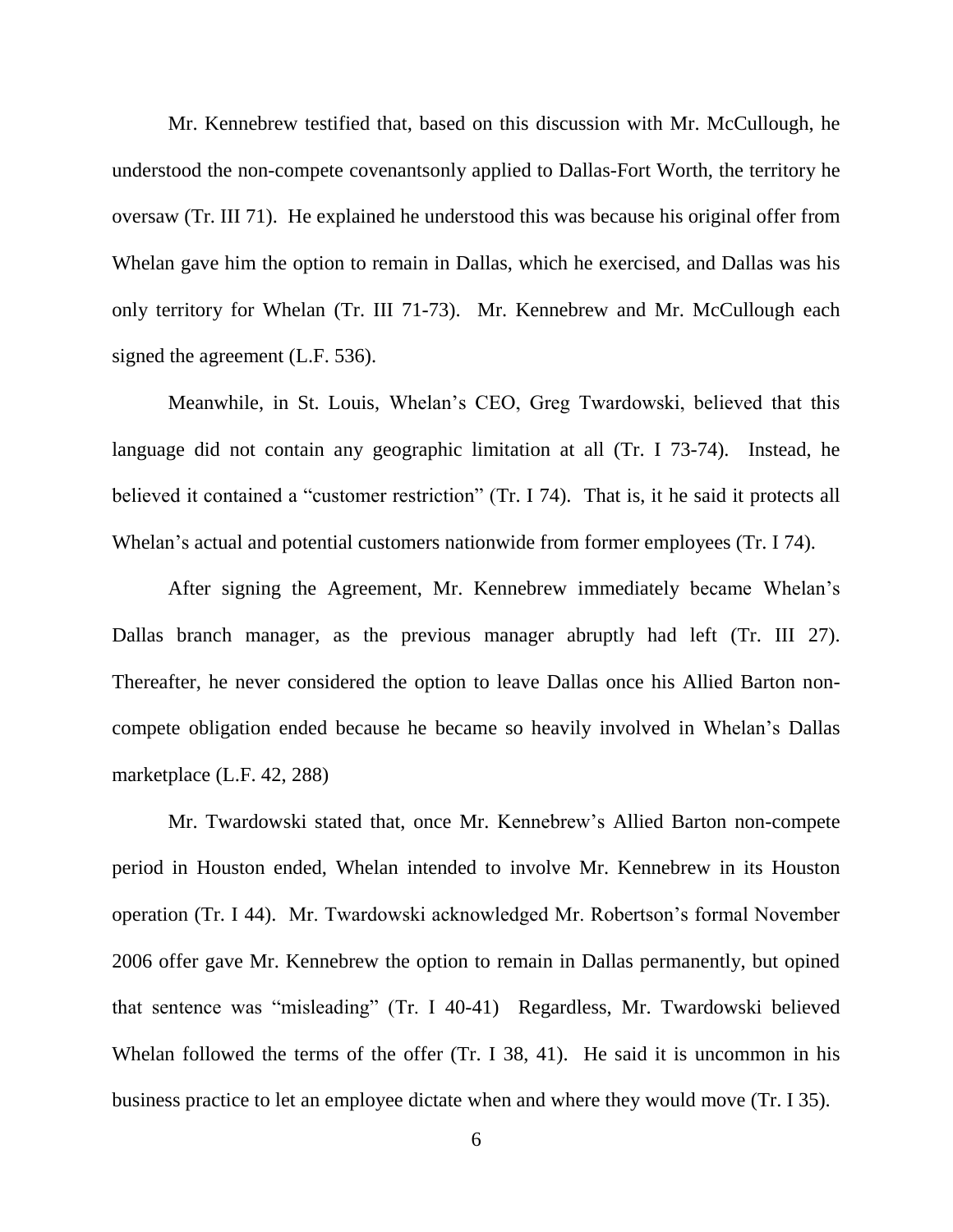Mr. Kennebrew testified that, based on this discussion with Mr. McCullough, he understood the non-compete covenantsonly applied to Dallas-Fort Worth, the territory he oversaw (Tr. III 71). He explained he understood this was because his original offer from Whelan gave him the option to remain in Dallas, which he exercised, and Dallas was his only territory for Whelan (Tr. III 71-73). Mr. Kennebrew and Mr. McCullough each signed the agreement (L.F. 536).

Meanwhile, in St. Louis, Whelan's CEO, Greg Twardowski, believed that this language did not contain any geographic limitation at all (Tr. I 73-74). Instead, he believed it contained a "customer restriction" (Tr. I 74). That is, it he said it protects all Whelan's actual and potential customers nationwide from former employees (Tr. I 74).

After signing the Agreement, Mr. Kennebrew immediately became Whelan's Dallas branch manager, as the previous manager abruptly had left (Tr. III 27). Thereafter, he never considered the option to leave Dallas once his Allied Barton non-compete obligation ended because he became so heavily involved in Whelan's Dallas marketplace (L.F. 42, 288)

Mr. Twardowski stated that, once Mr. Kennebrew's Allied Barton non-compete period in Houston ended, Whelan intended to involve Mr. Kennebrew in its Houston operation (Tr. I 44). Mr. Twardowski acknowledged Mr. Robertson's formal November 2006 offer gave Mr. Kennebrew the option to remain in Dallas permanently, but opined that sentence was "misleading" (Tr. I 40-41) Regardless, Mr. Twardowski believed Whelan followed the terms of the offer (Tr. I 38, 41). He said it is uncommon in his business practice to let an employee dictate when and where they would move (Tr. I 35).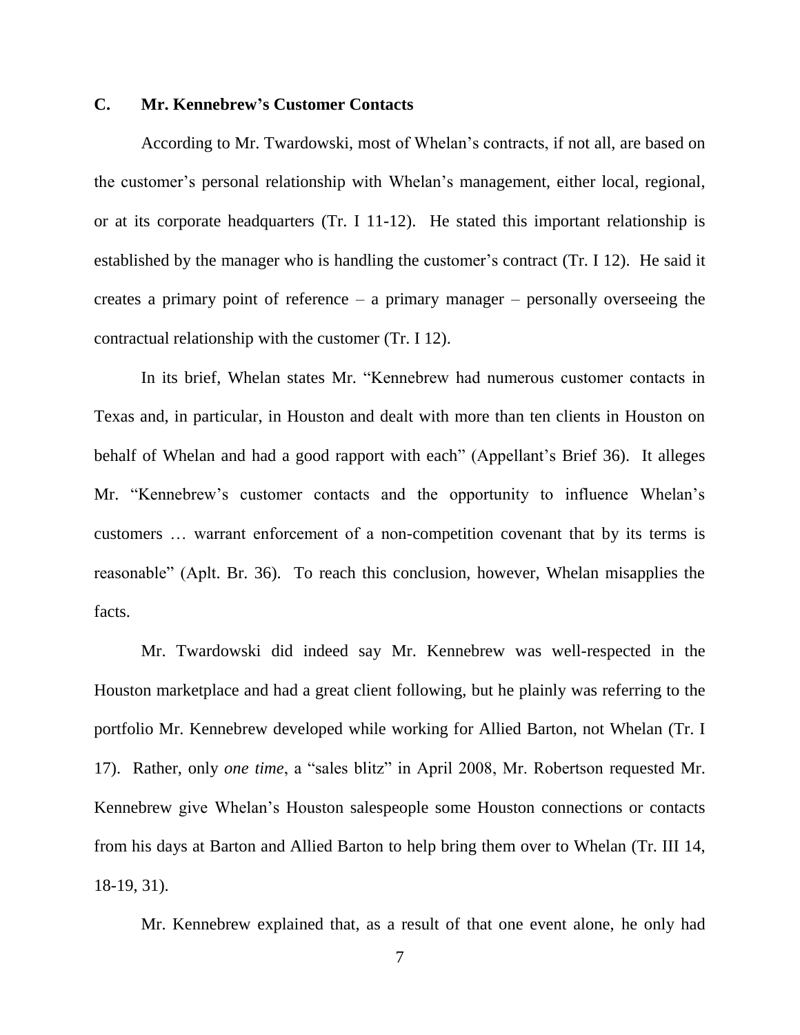### C. Mr. Kennebrew's Customer Contacts

According to Mr. Twardowski, most of Whelan's contracts, if not all, are based on the customer's personal relationship with Whelan's management, either local, regional, or at its corporate headquarters (Tr. I 11-12). He stated this important relationship is established by the manager who is handling the customer's contract (Tr. I 12). He said it creates a primary point of reference – a primary manager – personally overseeing the contractual relationship with the customer (Tr. I 12).

In its brief, Whelan states Mr. "Kennebrew had numerous customer contacts in Texas and, in particular, in Houston and dealt with more than ten clients in Houston on behalf of Whelan and had a good rapport with each" (Appellant's Brief 36). It alleges Mr. "Kennebrew's customer contacts and the opportunity to influence Whelan's customers … warrant enforcement of a non-competition covenant that by its terms is reasonable" (Aplt. Br. 36). To reach this conclusion, however, Whelan misapplies the facts.

Mr. Twardowski did indeed say Mr. Kennebrew was well-respected in the Houston marketplace and had a great client following, but he plainly was referring to the portfolio Mr. Kennebrew developed while working for Allied Barton, not Whelan (Tr. I 17). Rather, only *one time*, a "sales blitz" in April 2008, Mr. Robertson requested Mr. Kennebrew give Whelan's Houston salespeople some Houston connections or contacts from his days at Barton and Allied Barton to help bring them over to Whelan (Tr. III 14, 18-19, 31).

Mr. Kennebrew explained that, as a result of that one event alone, he only had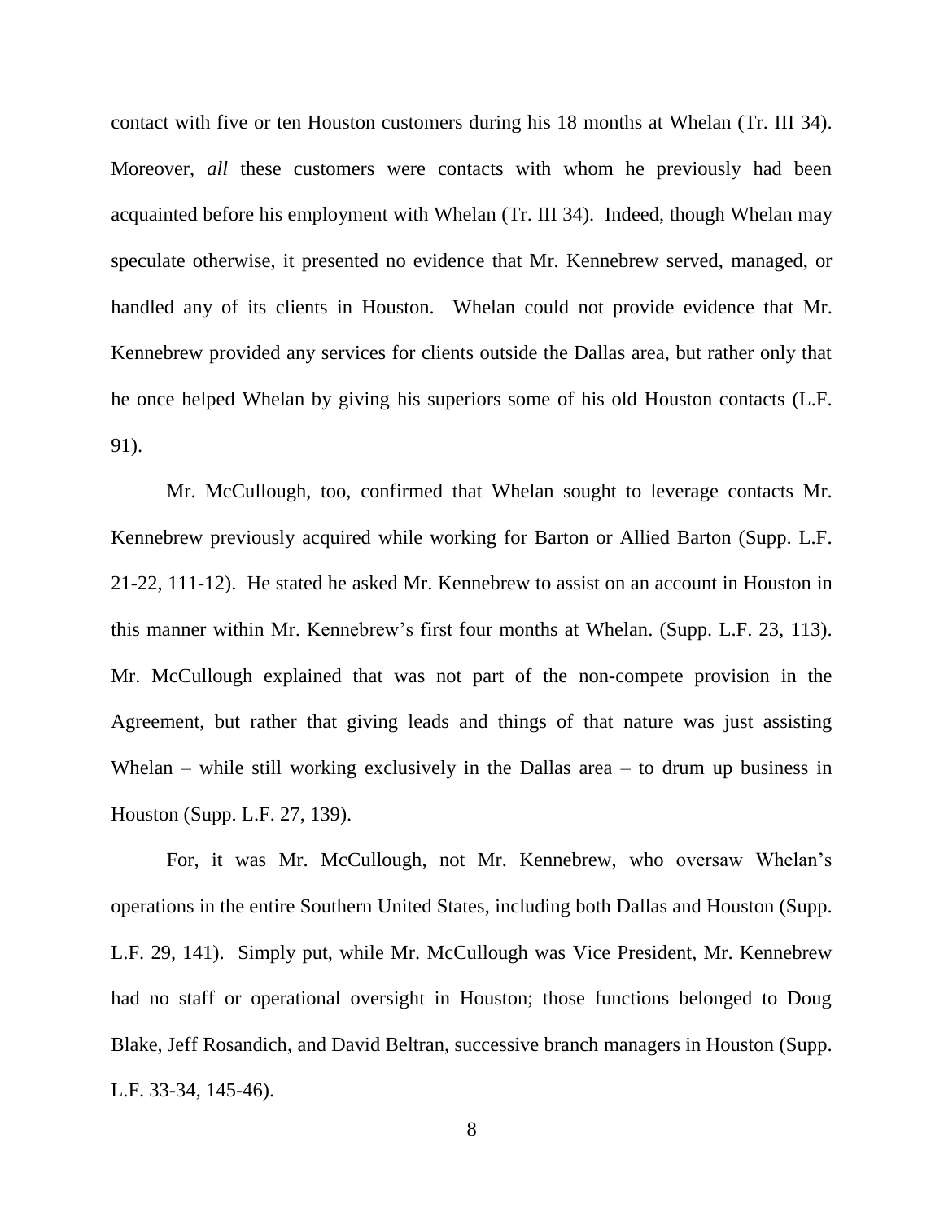contact with five or ten Houston customers during his 18 months at Whelan (Tr. III 34). Moreover, *all* these customers were contacts with whom he previously had been acquainted before his employment with Whelan (Tr. III 34). Indeed, though Whelan may speculate otherwise, it presented no evidence that Mr. Kennebrew served, managed, or handled any of its clients in Houston. Whelan could not provide evidence that Mr. Kennebrew provided any services for clients outside the Dallas area, but rather only that he once helped Whelan by giving his superiors some of his old Houston contacts (L.F. 91).

Mr. McCullough, too, confirmed that Whelan sought to leverage contacts Mr. Kennebrew previously acquired while working for Barton or Allied Barton (Supp. L.F. 21-22, 111-12). He stated he asked Mr. Kennebrew to assist on an account in Houston in this manner within Mr. Kennebrew's first four months at Whelan. (Supp. L.F. 23, 113). Mr. McCullough explained that was not part of the non-compete provision in the Agreement, but rather that giving leads and things of that nature was just assisting Whelan – while still working exclusively in the Dallas area – to drum up business in Houston (Supp. L.F. 27, 139).

For, it was Mr. McCullough, not Mr. Kennebrew, who oversaw Whelan's operations in the entire Southern United States, including both Dallas and Houston (Supp. L.F. 29, 141). Simply put, while Mr. McCullough was Vice President, Mr. Kennebrew had no staff or operational oversight in Houston; those functions belonged to Doug Blake, Jeff Rosandich, and David Beltran, successive branch managers in Houston (Supp. L.F. 33-34, 145-46).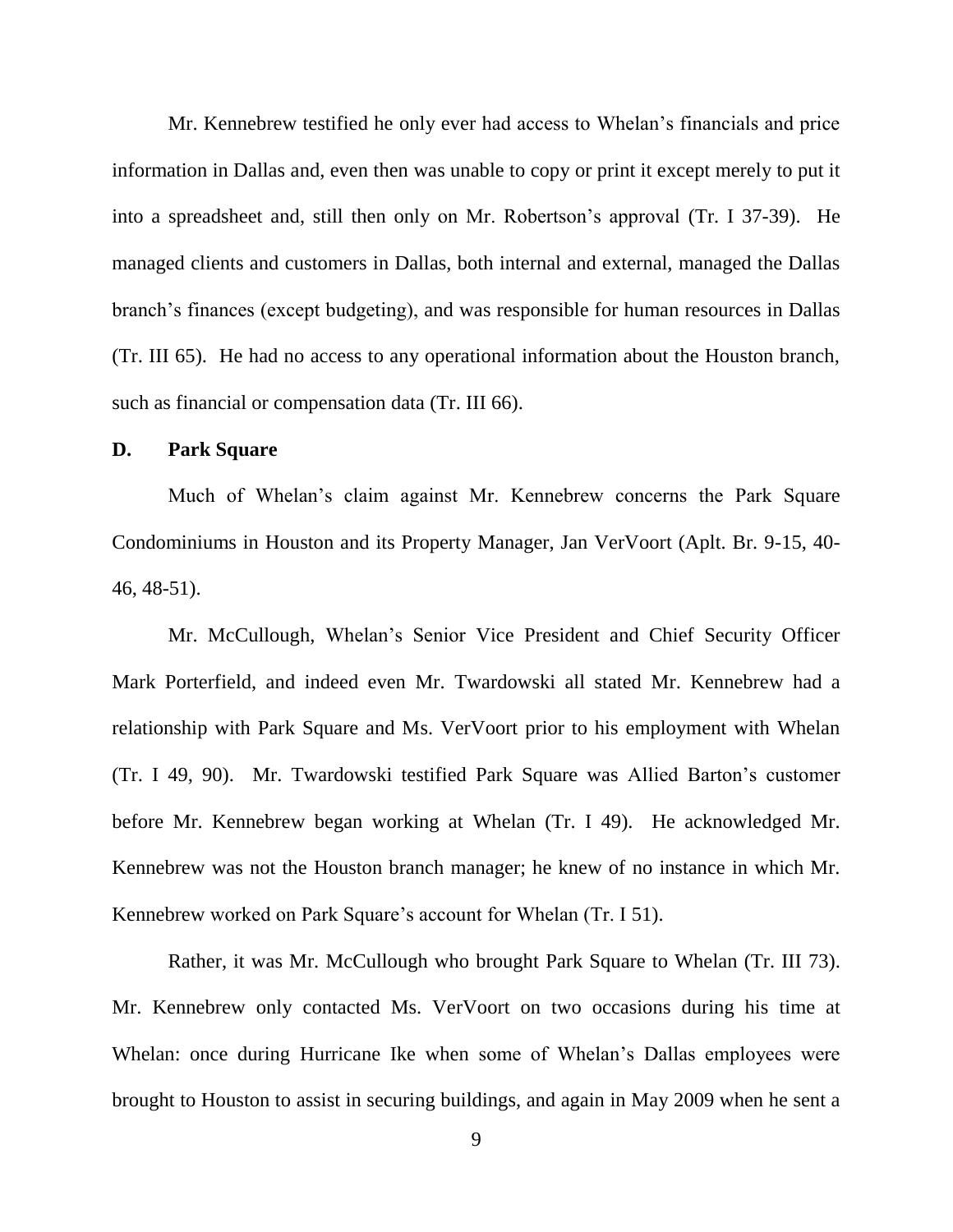Mr. Kennebrew testified he only ever had access to Whelan's financials and price information in Dallas and, even then was unable to copy or print it except merely to put it into a spreadsheet and, still then only on Mr. Robertson's approval (Tr. I 37-39). He managed clients and customers in Dallas, both internal and external, managed the Dallas branch's finances (except budgeting), and was responsible for human resources in Dallas (Tr. III 65). He had no access to any operational information about the Houston branch, such as financial or compensation data (Tr. III 66).

### D. Park Square

Much of Whelan's claim against Mr. Kennebrew concerns the Park Square Condominiums in Houston and its Property Manager, Jan VerVoort (Aplt. Br. 9-15, 40-46, 48-51).

Mr. McCullough, Whelan's Senior Vice President and Chief Security Officer Mark Porterfield, and indeed even Mr. Twardowski all stated Mr. Kennebrew had a relationship with Park Square and Ms. VerVoort prior to his employment with Whelan (Tr. I 49, 90). Mr. Twardowski testified Park Square was Allied Barton's customer before Mr. Kennebrew began working at Whelan (Tr. I 49). He acknowledged Mr. Kennebrew was not the Houston branch manager; he knew of no instance in which Mr. Kennebrew worked on Park Square's account for Whelan (Tr. I 51).

Rather, it was Mr. McCullough who brought Park Square to Whelan (Tr. III 73). Mr. Kennebrew only contacted Ms. VerVoort on two occasions during his time at Whelan: once during Hurricane Ike when some of Whelan's Dallas employees were brought to Houston to assist in securing buildings, and again in May 2009 when he sent a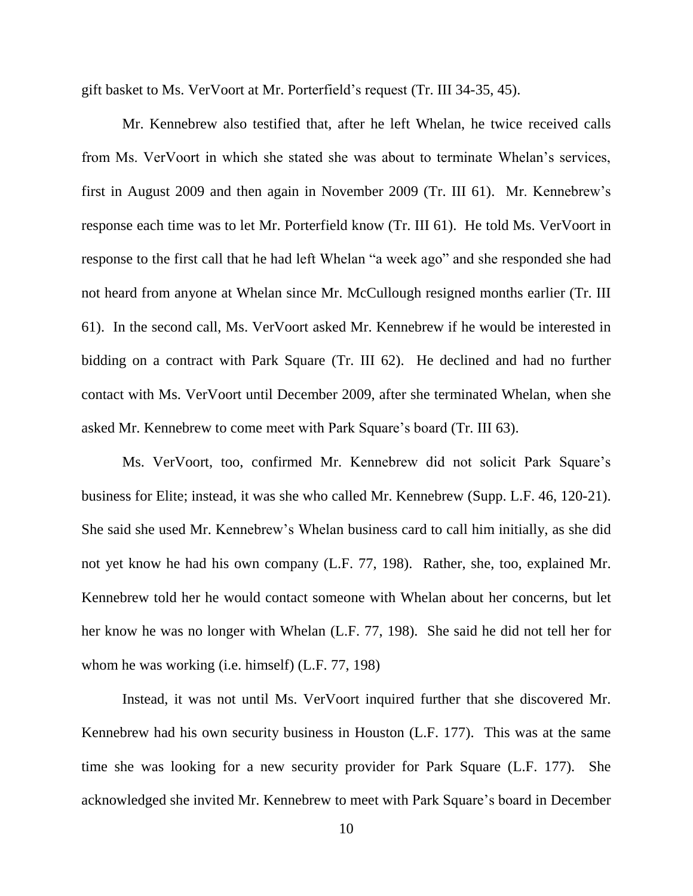gift basket to Ms. VerVoort at Mr. Porterfield's request (Tr. III 34-35, 45).

Mr. Kennebrew also testified that, after he left Whelan, he twice received calls from Ms. VerVoort in which she stated she was about to terminate Whelan's services, first in August 2009 and then again in November 2009 (Tr. III 61). Mr. Kennebrew's response each time was to let Mr. Porterfield know (Tr. III 61). He told Ms. VerVoort in response to the first call that he had left Whelan "a week ago" and she responded she had not heard from anyone at Whelan since Mr. McCullough resigned months earlier (Tr. III 61). In the second call, Ms. VerVoort asked Mr. Kennebrew if he would be interested in bidding on a contract with Park Square (Tr. III 62). He declined and had no further contact with Ms. VerVoort until December 2009, after she terminated Whelan, when she asked Mr. Kennebrew to come meet with Park Square's board (Tr. III 63).

Ms. VerVoort, too, confirmed Mr. Kennebrew did not solicit Park Square's business for Elite; instead, it was she who called Mr. Kennebrew (Supp. L.F. 46, 120-21). She said she used Mr. Kennebrew's Whelan business card to call him initially, as she did not yet know he had his own company (L.F. 77, 198). Rather, she, too, explained Mr. Kennebrew told her he would contact someone with Whelan about her concerns, but let her know he was no longer with Whelan (L.F. 77, 198). She said he did not tell her for whom he was working (i.e. himself) (L.F. 77, 198)

Instead, it was not until Ms. VerVoort inquired further that she discovered Mr. Kennebrew had his own security business in Houston (L.F. 177). This was at the same time she was looking for a new security provider for Park Square (L.F. 177). She acknowledged she invited Mr. Kennebrew to meet with Park Square's board in December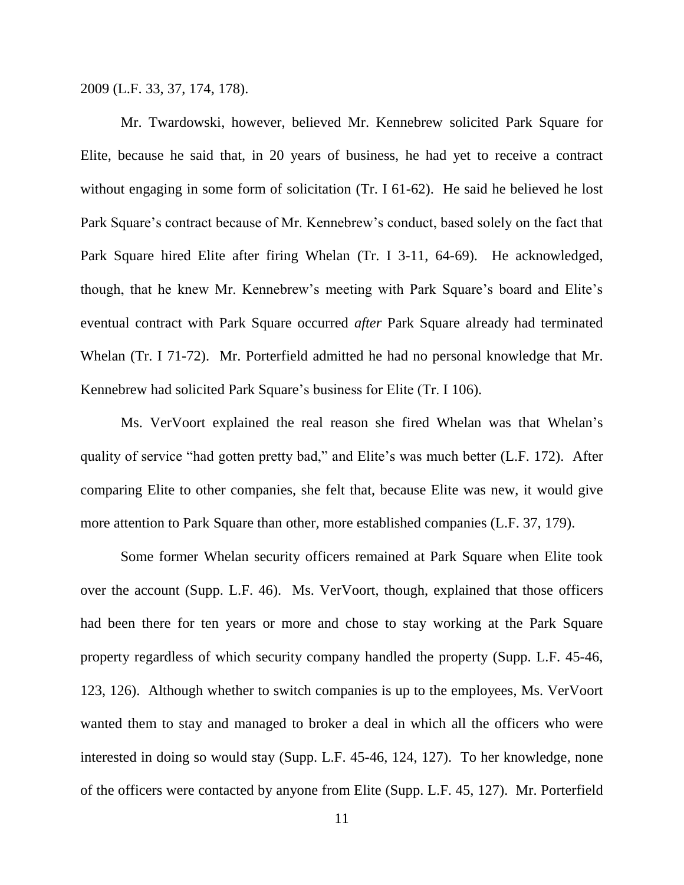2009 (L.F. 33, 37, 174, 178).

Mr. Twardowski, however, believed Mr. Kennebrew solicited Park Square for Elite, because he said that, in 20 years of business, he had yet to receive a contract without engaging in some form of solicitation (Tr. I 61-62). He said he believed he lost Park Square's contract because of Mr. Kennebrew's conduct, based solely on the fact that Park Square hired Elite after firing Whelan (Tr. I 3-11, 64-69). He acknowledged, though, that he knew Mr. Kennebrew's meeting with Park Square's board and Elite's eventual contract with Park Square occurred *after* Park Square already had terminated Whelan (Tr. I 71-72). Mr. Porterfield admitted he had no personal knowledge that Mr. Kennebrew had solicited Park Square's business for Elite (Tr. I 106).

Ms. VerVoort explained the real reason she fired Whelan was that Whelan's quality of service "had gotten pretty bad," and Elite's was much better (L.F. 172). After comparing Elite to other companies, she felt that, because Elite was new, it would give more attention to Park Square than other, more established companies (L.F. 37, 179).

Some former Whelan security officers remained at Park Square when Elite took over the account (Supp. L.F. 46). Ms. VerVoort, though, explained that those officers had been there for ten years or more and chose to stay working at the Park Square property regardless of which security company handled the property (Supp. L.F. 45-46, 123, 126). Although whether to switch companies is up to the employees, Ms. VerVoort wanted them to stay and managed to broker a deal in which all the officers who were interested in doing so would stay (Supp. L.F. 45-46, 124, 127). To her knowledge, none of the officers were contacted by anyone from Elite (Supp. L.F. 45, 127). Mr. Porterfield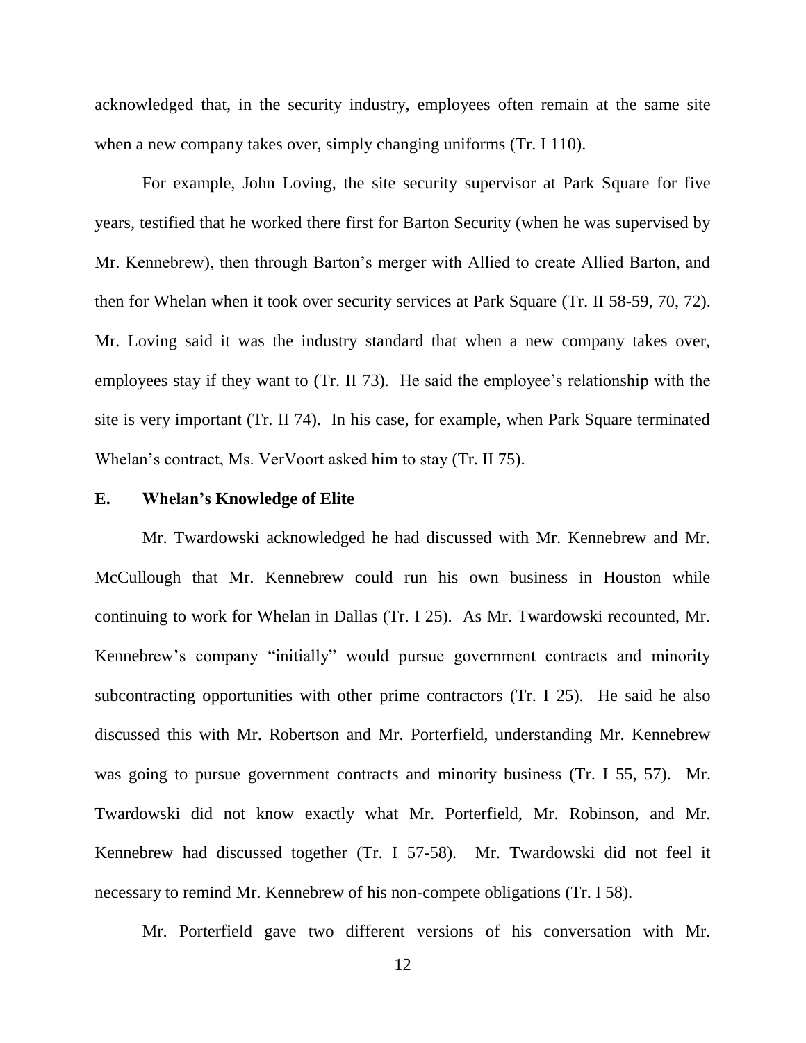acknowledged that, in the security industry, employees often remain at the same site when a new company takes over, simply changing uniforms (Tr. I 110).

For example, John Loving, the site security supervisor at Park Square for five years, testified that he worked there first for Barton Security (when he was supervised by Mr. Kennebrew), then through Barton's merger with Allied to create Allied Barton, and then for Whelan when it took over security services at Park Square (Tr. II 58-59, 70, 72). Mr. Loving said it was the industry standard that when a new company takes over, employees stay if they want to (Tr. II 73). He said the employee's relationship with the site is very important (Tr. II 74). In his case, for example, when Park Square terminated Whelan's contract, Ms. VerVoort asked him to stay (Tr. II 75).

## E. Whelan's Knowledge of Elite

Mr. Twardowski acknowledged he had discussed with Mr. Kennebrew and Mr. McCullough that Mr. Kennebrew could run his own business in Houston while continuing to work for Whelan in Dallas (Tr. I 25). As Mr. Twardowski recounted, Mr. Kennebrew's company "initially" would pursue government contracts and minority subcontracting opportunities with other prime contractors (Tr. I 25). He said he also discussed this with Mr. Robertson and Mr. Porterfield, understanding Mr. Kennebrew was going to pursue government contracts and minority business (Tr. I 55, 57). Mr. Twardowski did not know exactly what Mr. Porterfield, Mr. Robinson, and Mr. Kennebrew had discussed together (Tr. I 57-58). Mr. Twardowski did not feel it necessary to remind Mr. Kennebrew of his non-compete obligations (Tr. I 58).

Mr. Porterfield gave two different versions of his conversation with Mr.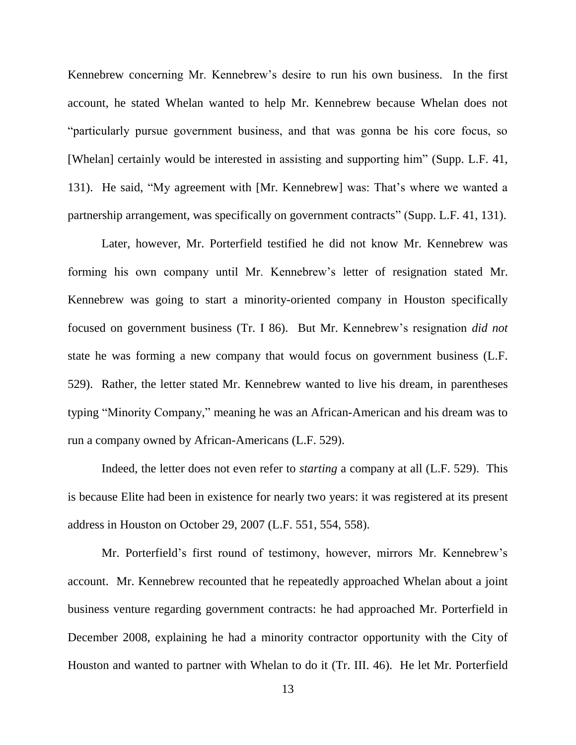Kennebrew concerning Mr. Kennebrew's desire to run his own business. In the first account, he stated Whelan wanted to help Mr. Kennebrew because Whelan does not "particularly pursue government business, and that was gonna be his core focus, so [Whelan] certainly would be interested in assisting and supporting him" (Supp. L.F. 41, 131). He said, "My agreement with [Mr. Kennebrew] was: That's where we wanted a partnership arrangement, was specifically on government contracts" (Supp. L.F. 41, 131).

Later, however, Mr. Porterfield testified he did not know Mr. Kennebrew was forming his own company until Mr. Kennebrew's letter of resignation stated Mr. Kennebrew was going to start a minority-oriented company in Houston specifically focused on government business (Tr. I 86). But Mr. Kennebrew's resignation *did not* state he was forming a new company that would focus on government business (L.F. 529). Rather, the letter stated Mr. Kennebrew wanted to live his dream, in parentheses typing "Minority Company," meaning he was an African-American and his dream was to run a company owned by African-Americans (L.F. 529).

Indeed, the letter does not even refer to *starting* a company at all (L.F. 529). This is because Elite had been in existence for nearly two years: it was registered at its present address in Houston on October 29, 2007 (L.F. 551, 554, 558).

Mr. Porterfield's first round of testimony, however, mirrors Mr. Kennebrew's account. Mr. Kennebrew recounted that he repeatedly approached Whelan about a joint business venture regarding government contracts: he had approached Mr. Porterfield in December 2008, explaining he had a minority contractor opportunity with the City of Houston and wanted to partner with Whelan to do it (Tr. III. 46). He let Mr. Porterfield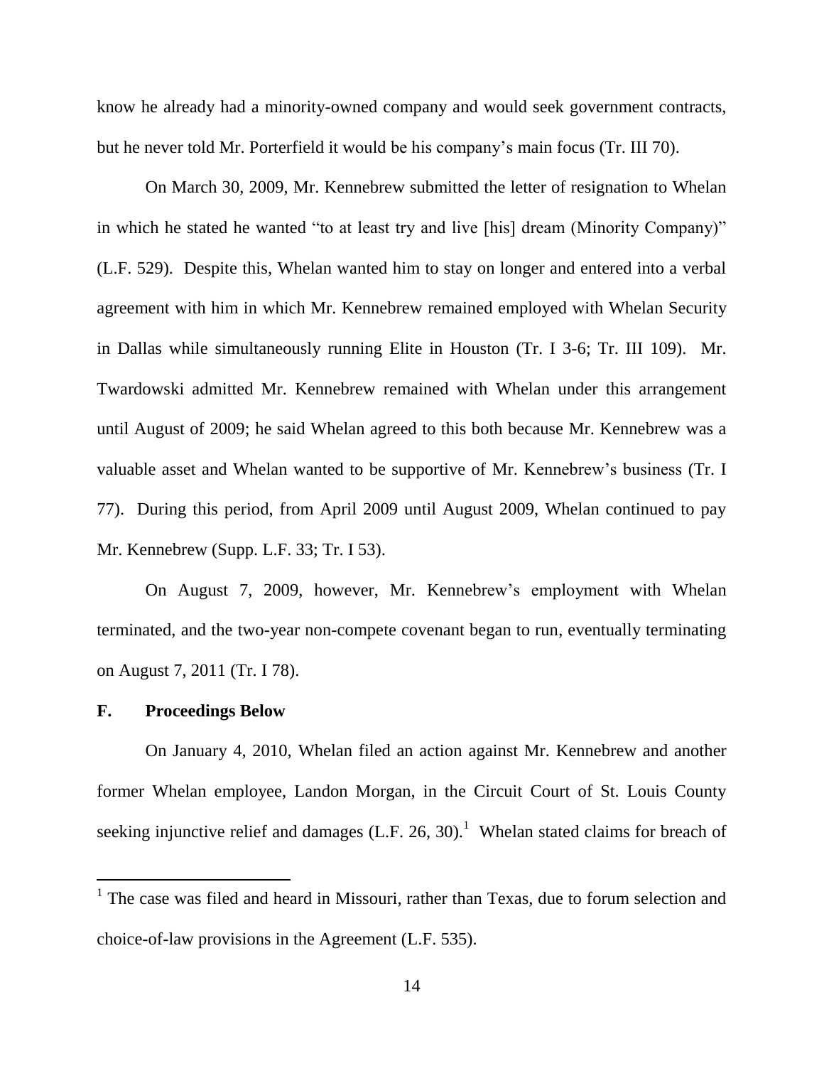know he already had a minority-owned company and would seek government contracts, but he never told Mr. Porterfield it would be his company's main focus (Tr. III 70).

On March 30, 2009, Mr. Kennebrew submitted the letter of resignation to Whelan in which he stated he wanted "to at least try and live [his] dream (Minority Company)" (L.F. 529). Despite this, Whelan wanted him to stay on longer and entered into a verbal agreement with him in which Mr. Kennebrew remained employed with Whelan Security in Dallas while simultaneously running Elite in Houston (Tr. I 3-6; Tr. III 109). Mr. Twardowski admitted Mr. Kennebrew remained with Whelan under this arrangement until August of 2009; he said Whelan agreed to this both because Mr. Kennebrew was a valuable asset and Whelan wanted to be supportive of Mr. Kennebrew's business (Tr. I 77). During this period, from April 2009 until August 2009, Whelan continued to pay Mr. Kennebrew (Supp. L.F. 33; Tr. I 53).

On August 7, 2009, however, Mr. Kennebrew's employment with Whelan terminated, and the two-year non-compete covenant began to run, eventually terminating on August 7, 2011 (Tr. I 78).

## F. Proceedings Below

On January 4, 2010, Whelan filed an action against Mr. Kennebrew and another former Whelan employee, Landon Morgan, in the Circuit Court of St. Louis County seeking injunctive relief and damages (L.F. 26, 30).[1] Whelan stated claims for breach of

[1] The case was filed and heard in Missouri, rather than Texas, due to forum selection and choice-of-law provisions in the Agreement (L.F. 535).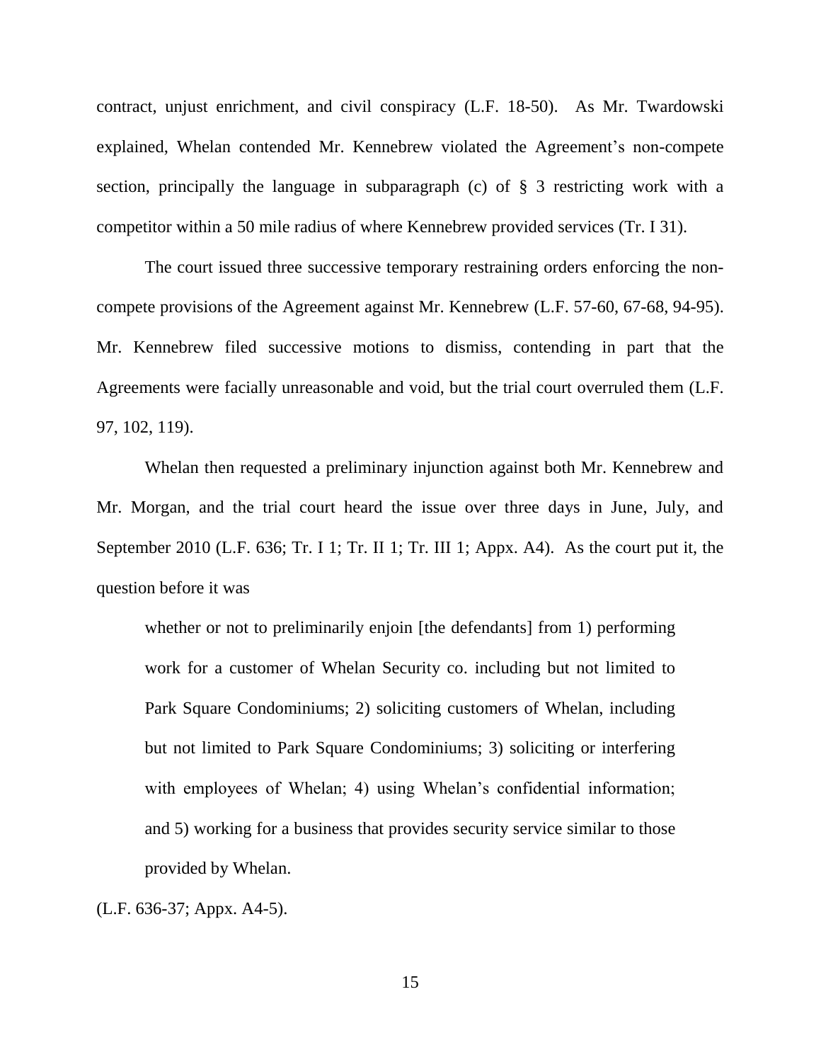contract, unjust enrichment, and civil conspiracy (L.F. 18-50). As Mr. Twardowski explained, Whelan contended Mr. Kennebrew violated the Agreement's non-compete section, principally the language in subparagraph (c) of § 3 restricting work with a competitor within a 50 mile radius of where Kennebrew provided services (Tr. I 31).

The court issued three successive temporary restraining orders enforcing the non-compete provisions of the Agreement against Mr. Kennebrew (L.F. 57-60, 67-68, 94-95). Mr. Kennebrew filed successive motions to dismiss, contending in part that the Agreements were facially unreasonable and void, but the trial court overruled them (L.F. 97, 102, 119).

Whelan then requested a preliminary injunction against both Mr. Kennebrew and Mr. Morgan, and the trial court heard the issue over three days in June, July, and September 2010 (L.F. 636; Tr. I 1; Tr. II 1; Tr. III 1; Appx. A4). As the court put it, the question before it was

> whether or not to preliminarily enjoin [the defendants] from 1) performing work for a customer of Whelan Security co. including but not limited to Park Square Condominiums; 2) soliciting customers of Whelan, including but not limited to Park Square Condominiums; 3) soliciting or interfering with employees of Whelan; 4) using Whelan's confidential information; and 5) working for a business that provides security service similar to those provided by Whelan.

(L.F. 636-37; Appx. A4-5).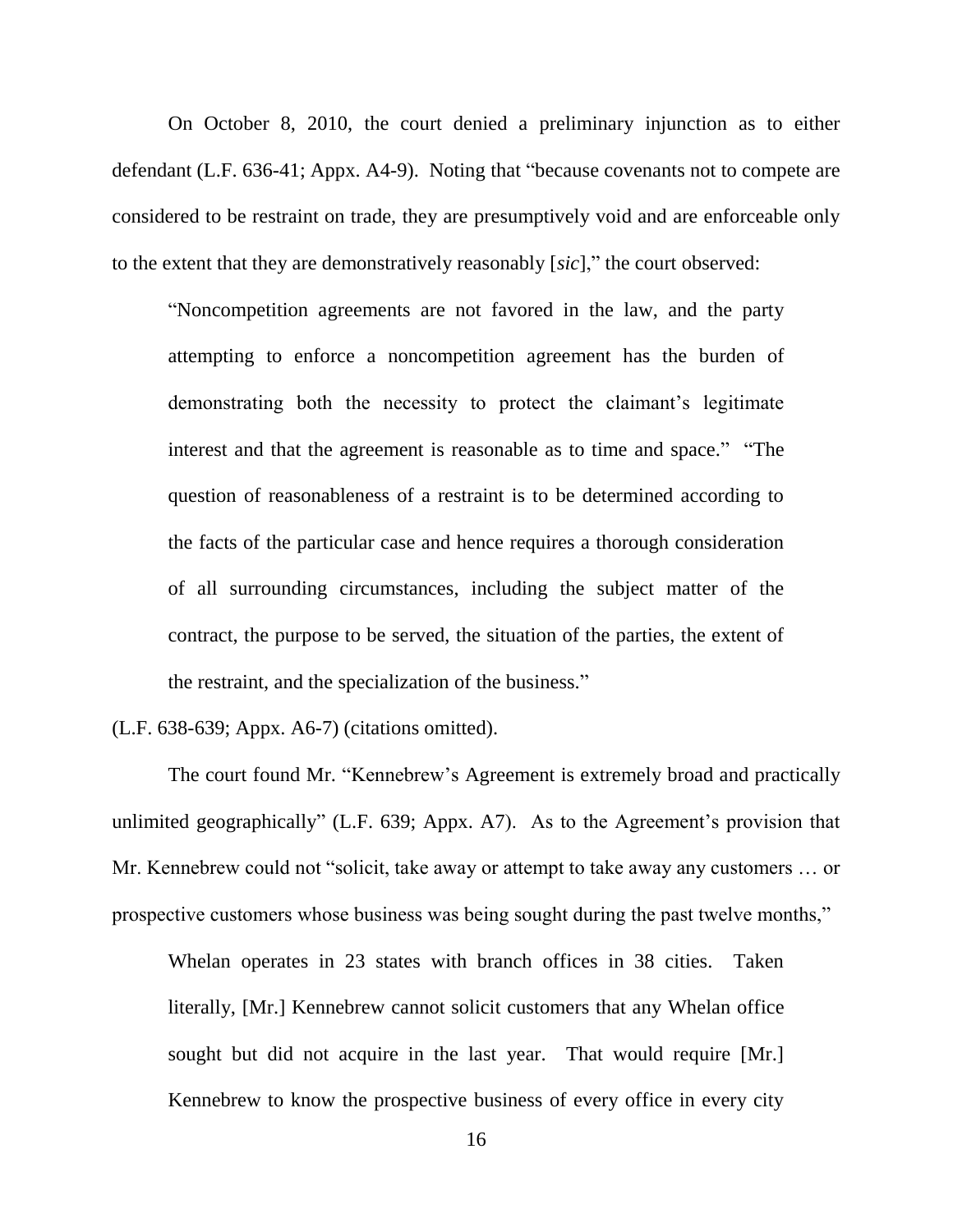On October 8, 2010, the court denied a preliminary injunction as to either defendant (L.F. 636-41; Appx. A4-9). Noting that "because covenants not to compete are considered to be restraint on trade, they are presumptively void and are enforceable only to the extent that they are demonstratively reasonably [*sic*]," the court observed:

> "Noncompetition agreements are not favored in the law, and the party attempting to enforce a noncompetition agreement has the burden of demonstrating both the necessity to protect the claimant's legitimate interest and that the agreement is reasonable as to time and space." "The question of reasonableness of a restraint is to be determined according to the facts of the particular case and hence requires a thorough consideration of all surrounding circumstances, including the subject matter of the contract, the purpose to be served, the situation of the parties, the extent of the restraint, and the specialization of the business."

(L.F. 638-639; Appx. A6-7) (citations omitted).

The court found Mr. "Kennebrew's Agreement is extremely broad and practically unlimited geographically" (L.F. 639; Appx. A7). As to the Agreement's provision that Mr. Kennebrew could not "solicit, take away or attempt to take away any customers … or prospective customers whose business was being sought during the past twelve months,"

> Whelan operates in 23 states with branch offices in 38 cities. Taken literally, [Mr.] Kennebrew cannot solicit customers that any Whelan office sought but did not acquire in the last year. That would require [Mr.] Kennebrew to know the prospective business of every office in every city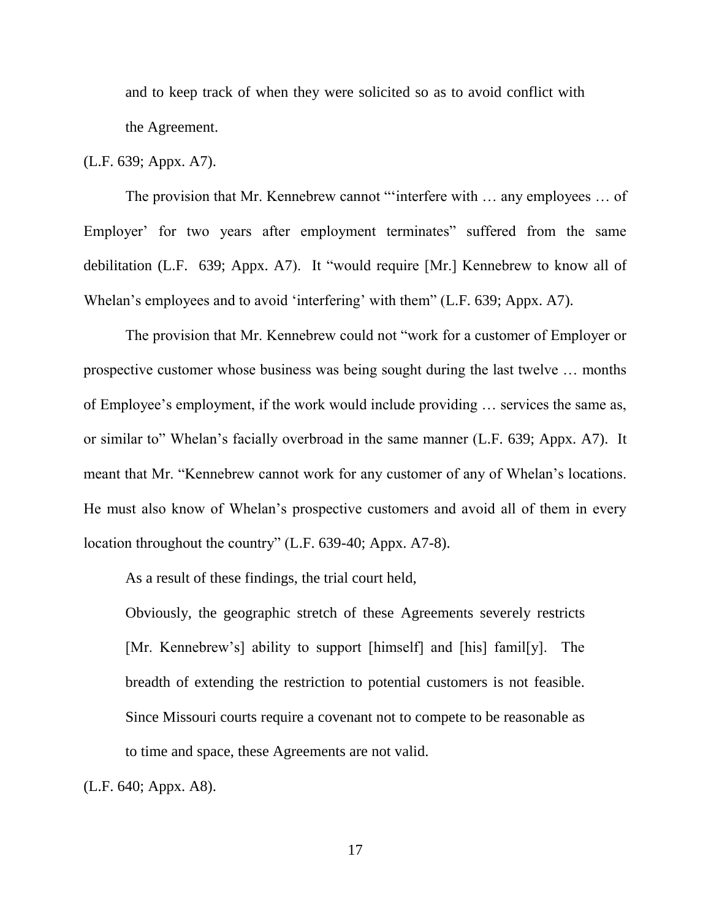and to keep track of when they were solicited so as to avoid conflict with the Agreement.

(L.F. 639; Appx. A7).

The provision that Mr. Kennebrew cannot "'interfere with … any employees … of Employer' for two years after employment terminates" suffered from the same debilitation (L.F. 639; Appx. A7). It "would require [Mr.] Kennebrew to know all of Whelan's employees and to avoid 'interfering' with them" (L.F. 639; Appx. A7).

The provision that Mr. Kennebrew could not "work for a customer of Employer or prospective customer whose business was being sought during the last twelve … months of Employee's employment, if the work would include providing … services the same as, or similar to" Whelan's facially overbroad in the same manner (L.F. 639; Appx. A7). It meant that Mr. "Kennebrew cannot work for any customer of any of Whelan's locations. He must also know of Whelan's prospective customers and avoid all of them in every location throughout the country" (L.F. 639-40; Appx. A7-8).

As a result of these findings, the trial court held,

> Obviously, the geographic stretch of these Agreements severely restricts [Mr. Kennebrew's] ability to support [himself] and [his] famil[y]. The breadth of extending the restriction to potential customers is not feasible. Since Missouri courts require a covenant not to compete to be reasonable as to time and space, these Agreements are not valid.

(L.F. 640; Appx. A8).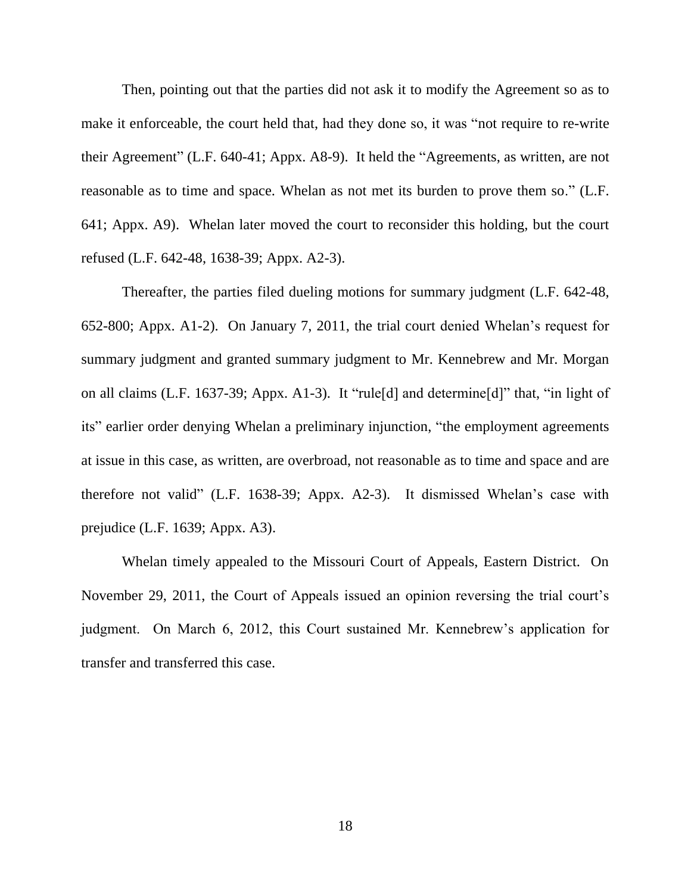Then, pointing out that the parties did not ask it to modify the Agreement so as to make it enforceable, the court held that, had they done so, it was "not require to re-write their Agreement" (L.F. 640-41; Appx. A8-9). It held the "Agreements, as written, are not reasonable as to time and space. Whelan as not met its burden to prove them so." (L.F. 641; Appx. A9). Whelan later moved the court to reconsider this holding, but the court refused (L.F. 642-48, 1638-39; Appx. A2-3).

Thereafter, the parties filed dueling motions for summary judgment (L.F. 642-48, 652-800; Appx. A1-2). On January 7, 2011, the trial court denied Whelan's request for summary judgment and granted summary judgment to Mr. Kennebrew and Mr. Morgan on all claims (L.F. 1637-39; Appx. A1-3). It "rule[d] and determine[d]" that, "in light of its" earlier order denying Whelan a preliminary injunction, "the employment agreements at issue in this case, as written, are overbroad, not reasonable as to time and space and are therefore not valid" (L.F. 1638-39; Appx. A2-3). It dismissed Whelan's case with prejudice (L.F. 1639; Appx. A3).

Whelan timely appealed to the Missouri Court of Appeals, Eastern District. On November 29, 2011, the Court of Appeals issued an opinion reversing the trial court's judgment. On March 6, 2012, this Court sustained Mr. Kennebrew's application for transfer and transferred this case.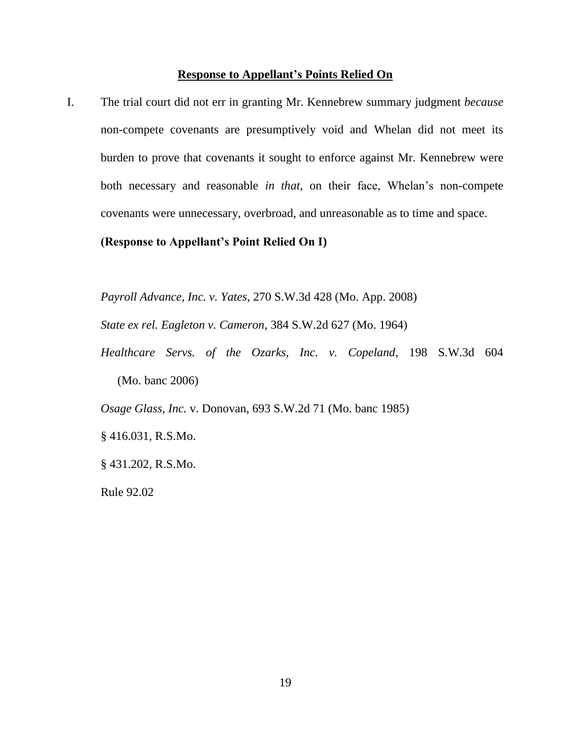## **Response to Appellant's Points Relied On**

I. The trial court did not err in granting Mr. Kennebrew summary judgment *because* non-compete covenants are presumptively void and Whelan did not meet its burden to prove that covenants it sought to enforce against Mr. Kennebrew were both necessary and reasonable *in that*, on their face, Whelan's non-compete covenants were unnecessary, overbroad, and unreasonable as to time and space.

**(Response to Appellant's Point Relied On I)**

*Payroll Advance, Inc. v. Yates*, 270 S.W.3d 428 (Mo. App. 2008)

*State ex rel. Eagleton v. Cameron*, 384 S.W.2d 627 (Mo. 1964)

*Healthcare Servs. of the Ozarks, Inc. v. Copeland*, 198 S.W.3d 604 (Mo. banc 2006)

*Osage Glass, Inc.* v. Donovan, 693 S.W.2d 71 (Mo. banc 1985)

§ 416.031, R.S.Mo.

§ 431.202, R.S.Mo.

Rule 92.02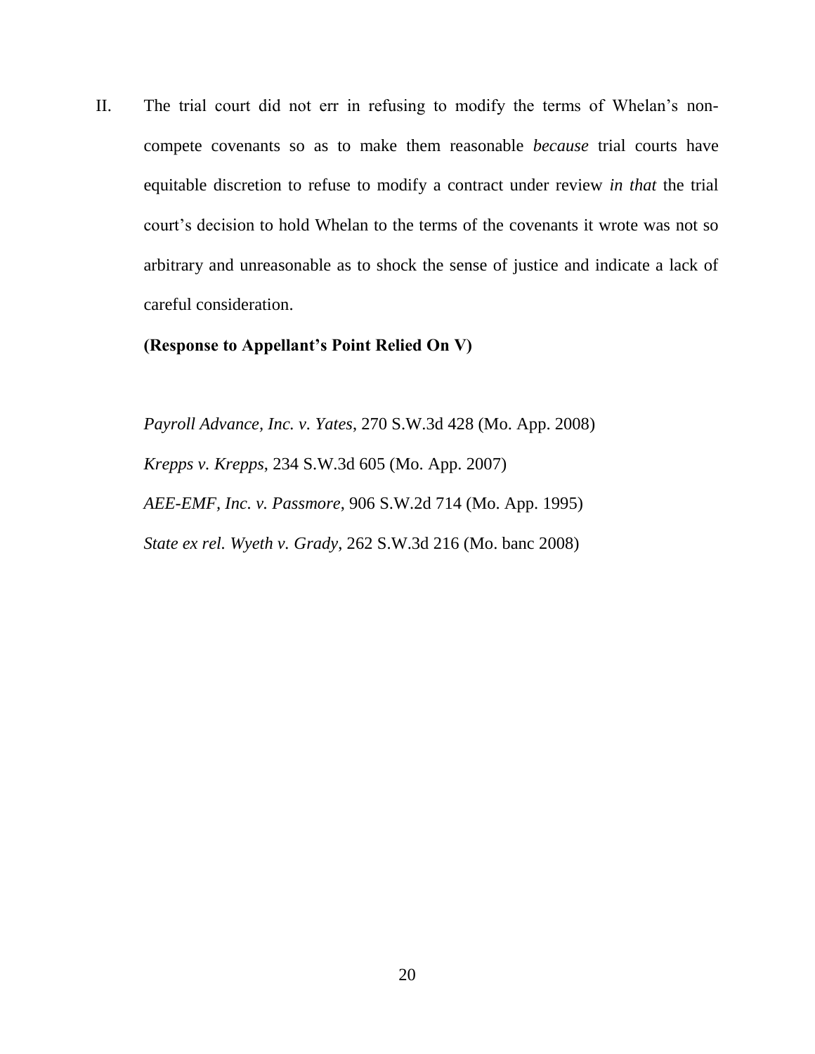II. The trial court did not err in refusing to modify the terms of Whelan's non-compete covenants so as to make them reasonable *because* trial courts have equitable discretion to refuse to modify a contract under review *in that* the trial court's decision to hold Whelan to the terms of the covenants it wrote was not so arbitrary and unreasonable as to shock the sense of justice and indicate a lack of careful consideration.

**(Response to Appellant's Point Relied On V)**

*Payroll Advance, Inc. v. Yates*, 270 S.W.3d 428 (Mo. App. 2008)

*Krepps v. Krepps*, 234 S.W.3d 605 (Mo. App. 2007)

*AEE-EMF, Inc. v. Passmore*, 906 S.W.2d 714 (Mo. App. 1995)

*State ex rel. Wyeth v. Grady*, 262 S.W.3d 216 (Mo. banc 2008)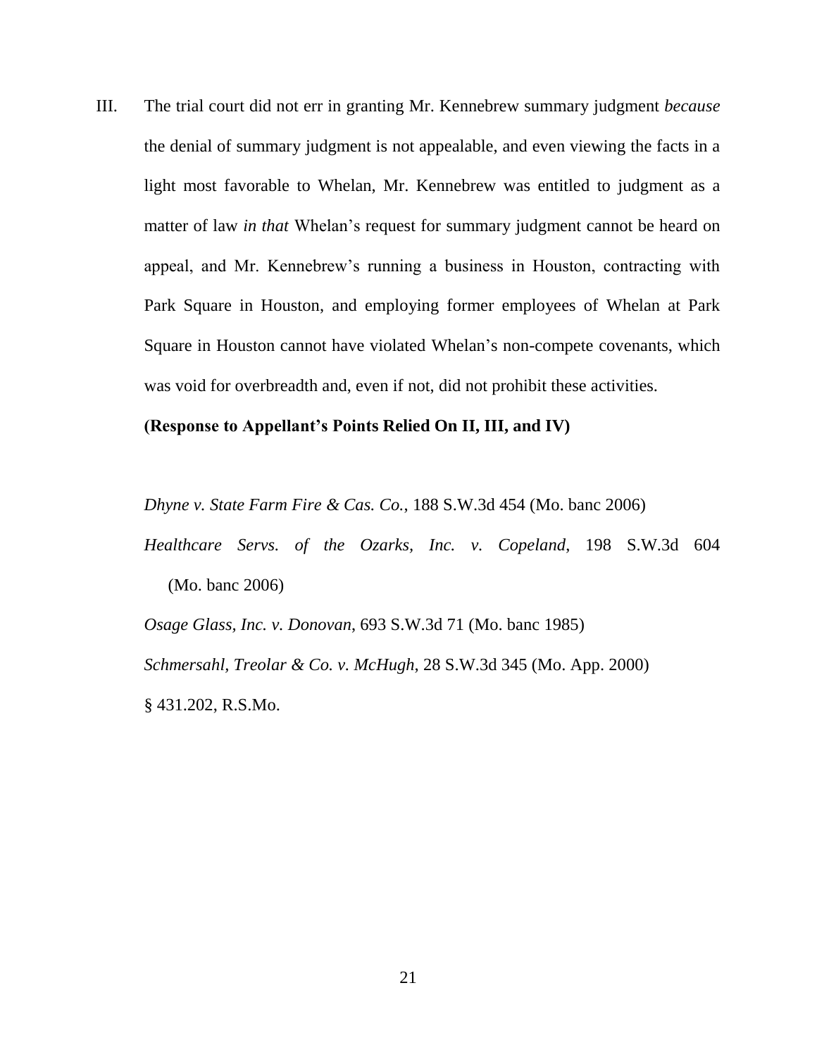III. The trial court did not err in granting Mr. Kennebrew summary judgment *because* the denial of summary judgment is not appealable, and even viewing the facts in a light most favorable to Whelan, Mr. Kennebrew was entitled to judgment as a matter of law *in that* Whelan's request for summary judgment cannot be heard on appeal, and Mr. Kennebrew's running a business in Houston, contracting with Park Square in Houston, and employing former employees of Whelan at Park Square in Houston cannot have violated Whelan's non-compete covenants, which was void for overbreadth and, even if not, did not prohibit these activities.

**(Response to Appellant's Points Relied On II, III, and IV)**

*Dhyne v. State Farm Fire & Cas. Co.*, 188 S.W.3d 454 (Mo. banc 2006)

*Healthcare Servs. of the Ozarks, Inc. v. Copeland*, 198 S.W.3d 604 (Mo. banc 2006)

*Osage Glass, Inc. v. Donovan*, 693 S.W.3d 71 (Mo. banc 1985)

*Schmersahl, Treolar & Co. v. McHugh*, 28 S.W.3d 345 (Mo. App. 2000)

§ 431.202, R.S.Mo.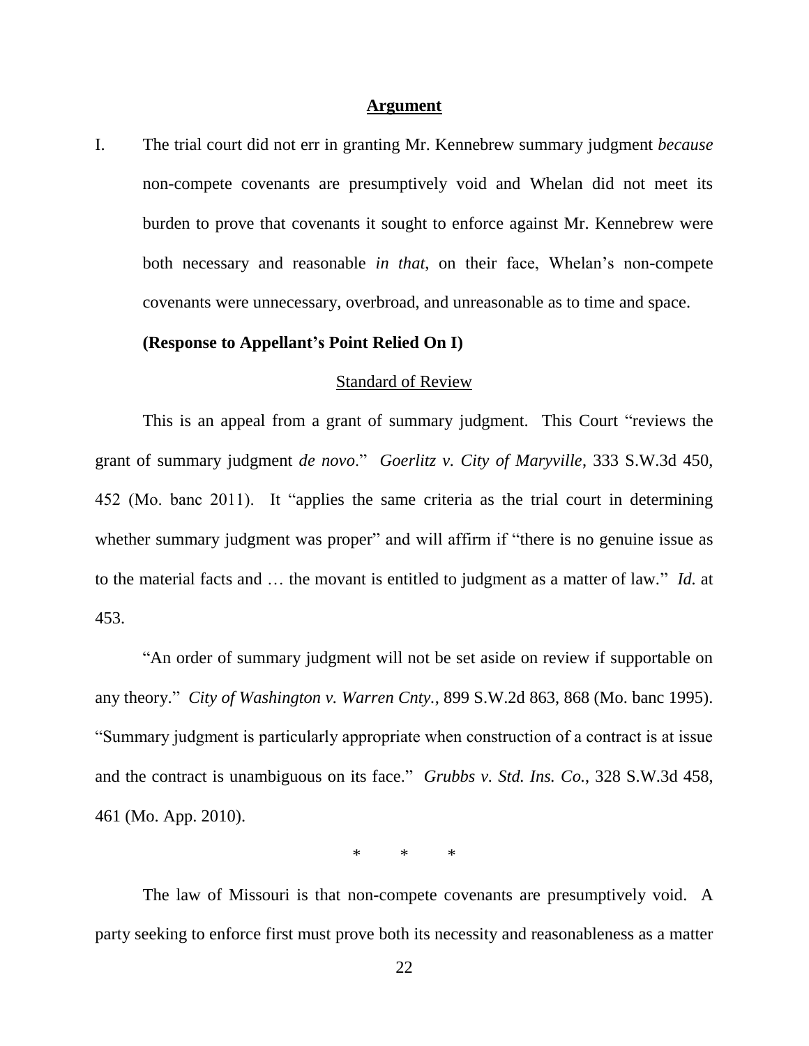## **Argument**

I. The trial court did not err in granting Mr. Kennebrew summary judgment *because* non-compete covenants are presumptively void and Whelan did not meet its burden to prove that covenants it sought to enforce against Mr. Kennebrew were both necessary and reasonable *in that*, on their face, Whelan's non-compete covenants were unnecessary, overbroad, and unreasonable as to time and space.

**(Response to Appellant's Point Relied On I)**

<u>Standard of Review</u>

This is an appeal from a grant of summary judgment. This Court "reviews the grant of summary judgment *de novo*." *Goerlitz v. City of Maryville*, 333 S.W.3d 450, 452 (Mo. banc 2011). It "applies the same criteria as the trial court in determining whether summary judgment was proper" and will affirm if "there is no genuine issue as to the material facts and … the movant is entitled to judgment as a matter of law." *Id.* at 453.

"An order of summary judgment will not be set aside on review if supportable on any theory." *City of Washington v. Warren Cnty.*, 899 S.W.2d 863, 868 (Mo. banc 1995). "Summary judgment is particularly appropriate when construction of a contract is at issue and the contract is unambiguous on its face." *Grubbs v. Std. Ins. Co.*, 328 S.W.3d 458, 461 (Mo. App. 2010).

\* \* \*

The law of Missouri is that non-compete covenants are presumptively void. A party seeking to enforce first must prove both its necessity and reasonableness as a matter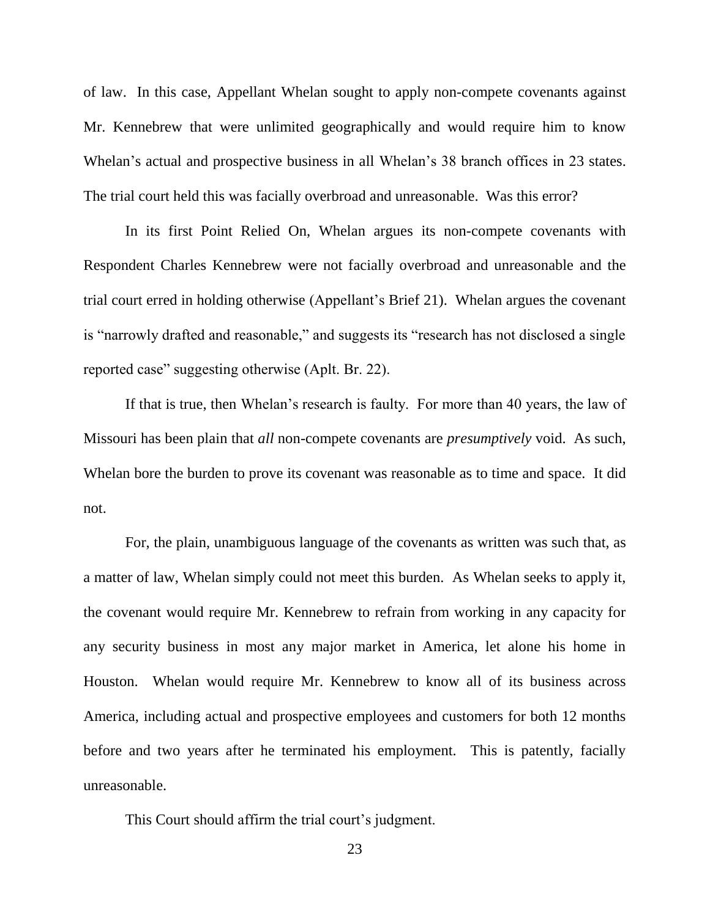of law. In this case, Appellant Whelan sought to apply non-compete covenants against Mr. Kennebrew that were unlimited geographically and would require him to know Whelan's actual and prospective business in all Whelan's 38 branch offices in 23 states. The trial court held this was facially overbroad and unreasonable. Was this error?

In its first Point Relied On, Whelan argues its non-compete covenants with Respondent Charles Kennebrew were not facially overbroad and unreasonable and the trial court erred in holding otherwise (Appellant's Brief 21). Whelan argues the covenant is "narrowly drafted and reasonable," and suggests its "research has not disclosed a single reported case" suggesting otherwise (Aplt. Br. 22).

If that is true, then Whelan's research is faulty. For more than 40 years, the law of Missouri has been plain that *all* non-compete covenants are *presumptively* void. As such, Whelan bore the burden to prove its covenant was reasonable as to time and space. It did not.

For, the plain, unambiguous language of the covenants as written was such that, as a matter of law, Whelan simply could not meet this burden. As Whelan seeks to apply it, the covenant would require Mr. Kennebrew to refrain from working in any capacity for any security business in most any major market in America, let alone his home in Houston. Whelan would require Mr. Kennebrew to know all of its business across America, including actual and prospective employees and customers for both 12 months before and two years after he terminated his employment. This is patently, facially unreasonable.

This Court should affirm the trial court's judgment.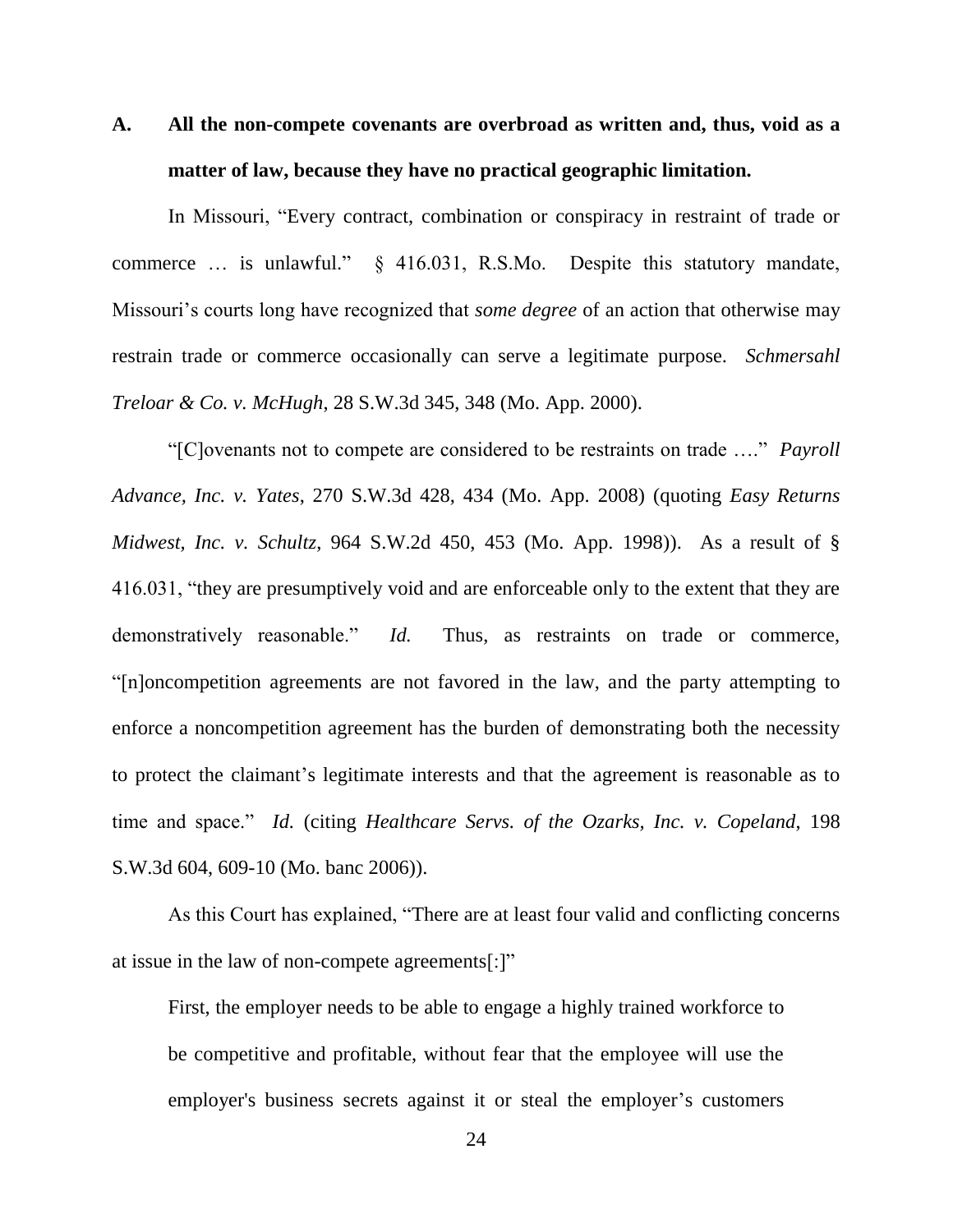### A. All the non-compete covenants are overbroad as written and, thus, void as a matter of law, because they have no practical geographic limitation.

In Missouri, "Every contract, combination or conspiracy in restraint of trade or commerce … is unlawful." § 416.031, R.S.Mo. Despite this statutory mandate, Missouri's courts long have recognized that *some degree* of an action that otherwise may restrain trade or commerce occasionally can serve a legitimate purpose. *Schmersahl Treloar & Co. v. McHugh*, 28 S.W.3d 345, 348 (Mo. App. 2000).

"[C]ovenants not to compete are considered to be restraints on trade …." *Payroll Advance, Inc. v. Yates*, 270 S.W.3d 428, 434 (Mo. App. 2008) (quoting *Easy Returns Midwest, Inc. v. Schultz*, 964 S.W.2d 450, 453 (Mo. App. 1998)). As a result of § 416.031, "they are presumptively void and are enforceable only to the extent that they are demonstratively reasonable." *Id.* Thus, as restraints on trade or commerce, "[n]oncompetition agreements are not favored in the law, and the party attempting to enforce a noncompetition agreement has the burden of demonstrating both the necessity to protect the claimant's legitimate interests and that the agreement is reasonable as to time and space." *Id.* (citing *Healthcare Servs. of the Ozarks, Inc. v. Copeland*, 198 S.W.3d 604, 609-10 (Mo. banc 2006)).

As this Court has explained, "There are at least four valid and conflicting concerns at issue in the law of non-compete agreements[:]"

> First, the employer needs to be able to engage a highly trained workforce to be competitive and profitable, without fear that the employee will use the employer's business secrets against it or steal the employer's customers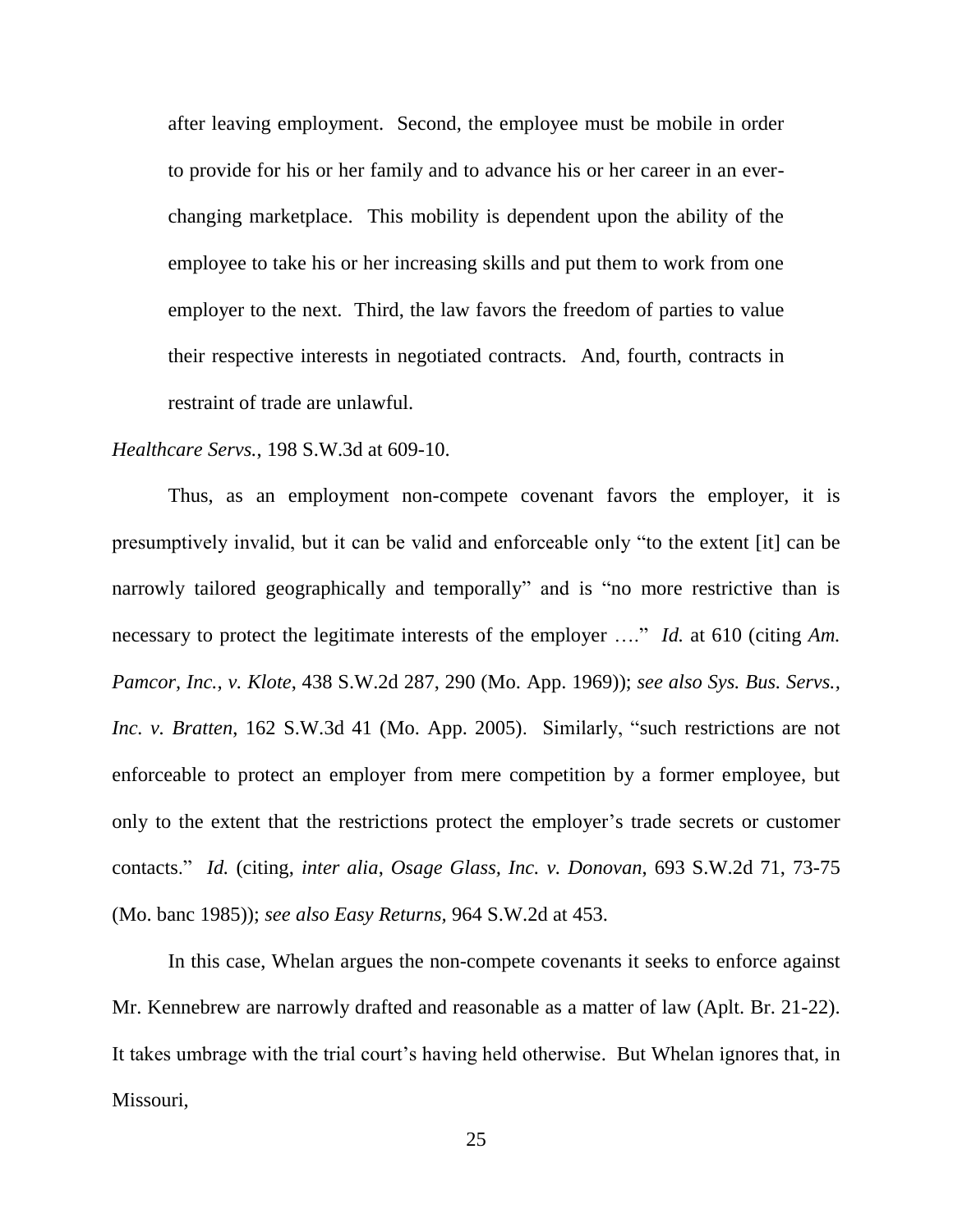> after leaving employment. Second, the employee must be mobile in order to provide for his or her family and to advance his or her career in an ever-changing marketplace. This mobility is dependent upon the ability of the employee to take his or her increasing skills and put them to work from one employer to the next. Third, the law favors the freedom of parties to value their respective interests in negotiated contracts. And, fourth, contracts in restraint of trade are unlawful.

*Healthcare Servs.*, 198 S.W.3d at 609-10.

Thus, as an employment non-compete covenant favors the employer, it is presumptively invalid, but it can be valid and enforceable only "to the extent [it] can be narrowly tailored geographically and temporally" and is "no more restrictive than is necessary to protect the legitimate interests of the employer …." *Id.* at 610 (citing *Am. Pamcor, Inc., v. Klote*, 438 S.W.2d 287, 290 (Mo. App. 1969)); *see also Sys. Bus. Servs., Inc. v. Bratten*, 162 S.W.3d 41 (Mo. App. 2005). Similarly, "such restrictions are not enforceable to protect an employer from mere competition by a former employee, but only to the extent that the restrictions protect the employer's trade secrets or customer contacts." *Id.* (citing, *inter alia*, *Osage Glass, Inc. v. Donovan*, 693 S.W.2d 71, 73-75 (Mo. banc 1985)); *see also Easy Returns*, 964 S.W.2d at 453.

In this case, Whelan argues the non-compete covenants it seeks to enforce against Mr. Kennebrew are narrowly drafted and reasonable as a matter of law (Aplt. Br. 21-22). It takes umbrage with the trial court's having held otherwise. But Whelan ignores that, in Missouri,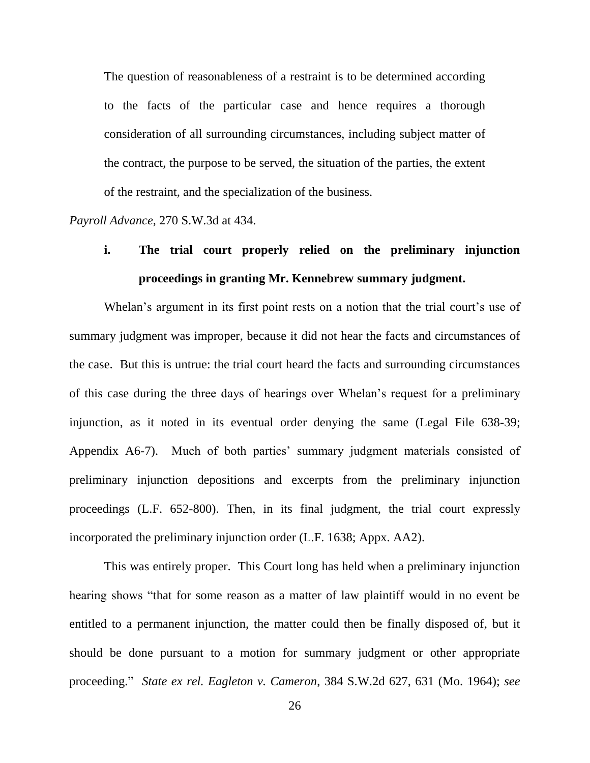> The question of reasonableness of a restraint is to be determined according to the facts of the particular case and hence requires a thorough consideration of all surrounding circumstances, including subject matter of the contract, the purpose to be served, the situation of the parties, the extent of the restraint, and the specialization of the business.

*Payroll Advance*, 270 S.W.3d at 434.

### i. The trial court properly relied on the preliminary injunction proceedings in granting Mr. Kennebrew summary judgment.

Whelan's argument in its first point rests on a notion that the trial court's use of summary judgment was improper, because it did not hear the facts and circumstances of the case. But this is untrue: the trial court heard the facts and surrounding circumstances of this case during the three days of hearings over Whelan's request for a preliminary injunction, as it noted in its eventual order denying the same (Legal File 638-39; Appendix A6-7). Much of both parties' summary judgment materials consisted of preliminary injunction depositions and excerpts from the preliminary injunction proceedings (L.F. 652-800). Then, in its final judgment, the trial court expressly incorporated the preliminary injunction order (L.F. 1638; Appx. AA2).

This was entirely proper. This Court long has held when a preliminary injunction hearing shows "that for some reason as a matter of law plaintiff would in no event be entitled to a permanent injunction, the matter could then be finally disposed of, but it should be done pursuant to a motion for summary judgment or other appropriate proceeding." *State ex rel. Eagleton v. Cameron*, 384 S.W.2d 627, 631 (Mo. 1964); *see*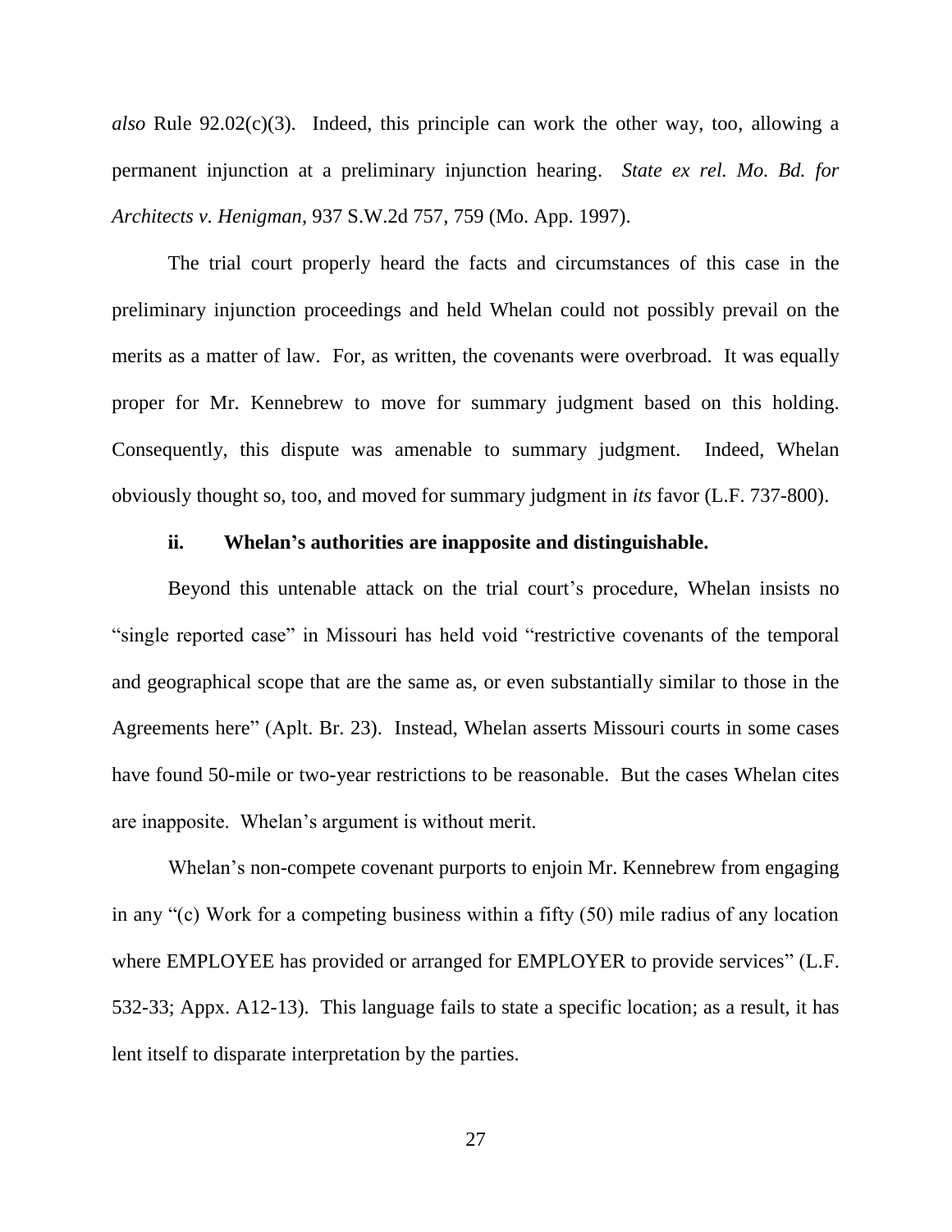*also* Rule 92.02(c)(3). Indeed, this principle can work the other way, too, allowing a permanent injunction at a preliminary injunction hearing. *State ex rel. Mo. Bd. for Architects v. Henigman*, 937 S.W.2d 757, 759 (Mo. App. 1997).

The trial court properly heard the facts and circumstances of this case in the preliminary injunction proceedings and held Whelan could not possibly prevail on the merits as a matter of law. For, as written, the covenants were overbroad. It was equally proper for Mr. Kennebrew to move for summary judgment based on this holding. Consequently, this dispute was amenable to summary judgment. Indeed, Whelan obviously thought so, too, and moved for summary judgment in *its* favor (L.F. 737-800).

**ii. Whelan's authorities are inapposite and distinguishable.**

Beyond this untenable attack on the trial court's procedure, Whelan insists no "single reported case" in Missouri has held void "restrictive covenants of the temporal and geographical scope that are the same as, or even substantially similar to those in the Agreements here" (Aplt. Br. 23). Instead, Whelan asserts Missouri courts in some cases have found 50-mile or two-year restrictions to be reasonable. But the cases Whelan cites are inapposite. Whelan's argument is without merit.

Whelan's non-compete covenant purports to enjoin Mr. Kennebrew from engaging in any "(c) Work for a competing business within a fifty (50) mile radius of any location where EMPLOYEE has provided or arranged for EMPLOYER to provide services" (L.F. 532-33; Appx. A12-13). This language fails to state a specific location; as a result, it has lent itself to disparate interpretation by the parties.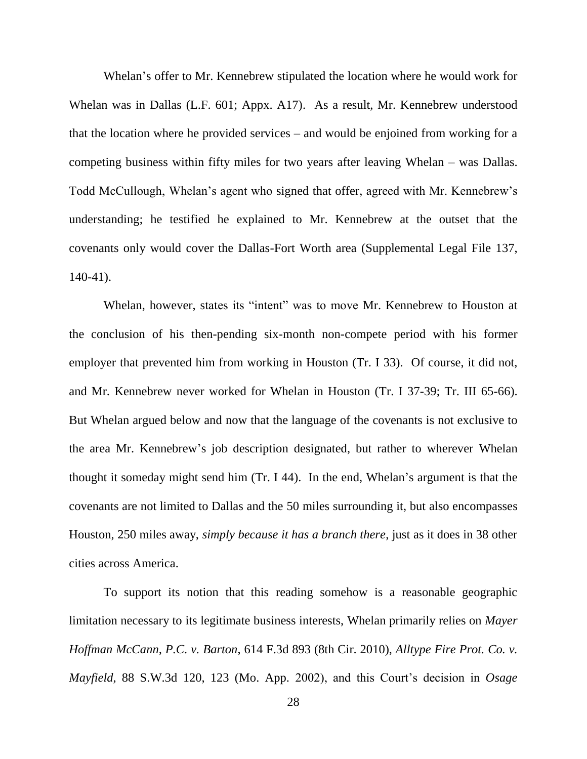Whelan's offer to Mr. Kennebrew stipulated the location where he would work for Whelan was in Dallas (L.F. 601; Appx. A17). As a result, Mr. Kennebrew understood that the location where he provided services – and would be enjoined from working for a competing business within fifty miles for two years after leaving Whelan – was Dallas. Todd McCullough, Whelan's agent who signed that offer, agreed with Mr. Kennebrew's understanding; he testified he explained to Mr. Kennebrew at the outset that the covenants only would cover the Dallas-Fort Worth area (Supplemental Legal File 137, 140-41).

Whelan, however, states its "intent" was to move Mr. Kennebrew to Houston at the conclusion of his then-pending six-month non-compete period with his former employer that prevented him from working in Houston (Tr. I 33). Of course, it did not, and Mr. Kennebrew never worked for Whelan in Houston (Tr. I 37-39; Tr. III 65-66). But Whelan argued below and now that the language of the covenants is not exclusive to the area Mr. Kennebrew's job description designated, but rather to wherever Whelan thought it someday might send him (Tr. I 44). In the end, Whelan's argument is that the covenants are not limited to Dallas and the 50 miles surrounding it, but also encompasses Houston, 250 miles away, *simply because it has a branch there*, just as it does in 38 other cities across America.

To support its notion that this reading somehow is a reasonable geographic limitation necessary to its legitimate business interests, Whelan primarily relies on *Mayer Hoffman McCann, P.C. v. Barton*, 614 F.3d 893 (8th Cir. 2010), *Alltype Fire Prot. Co. v. Mayfield*, 88 S.W.3d 120, 123 (Mo. App. 2002), and this Court's decision in *Osage*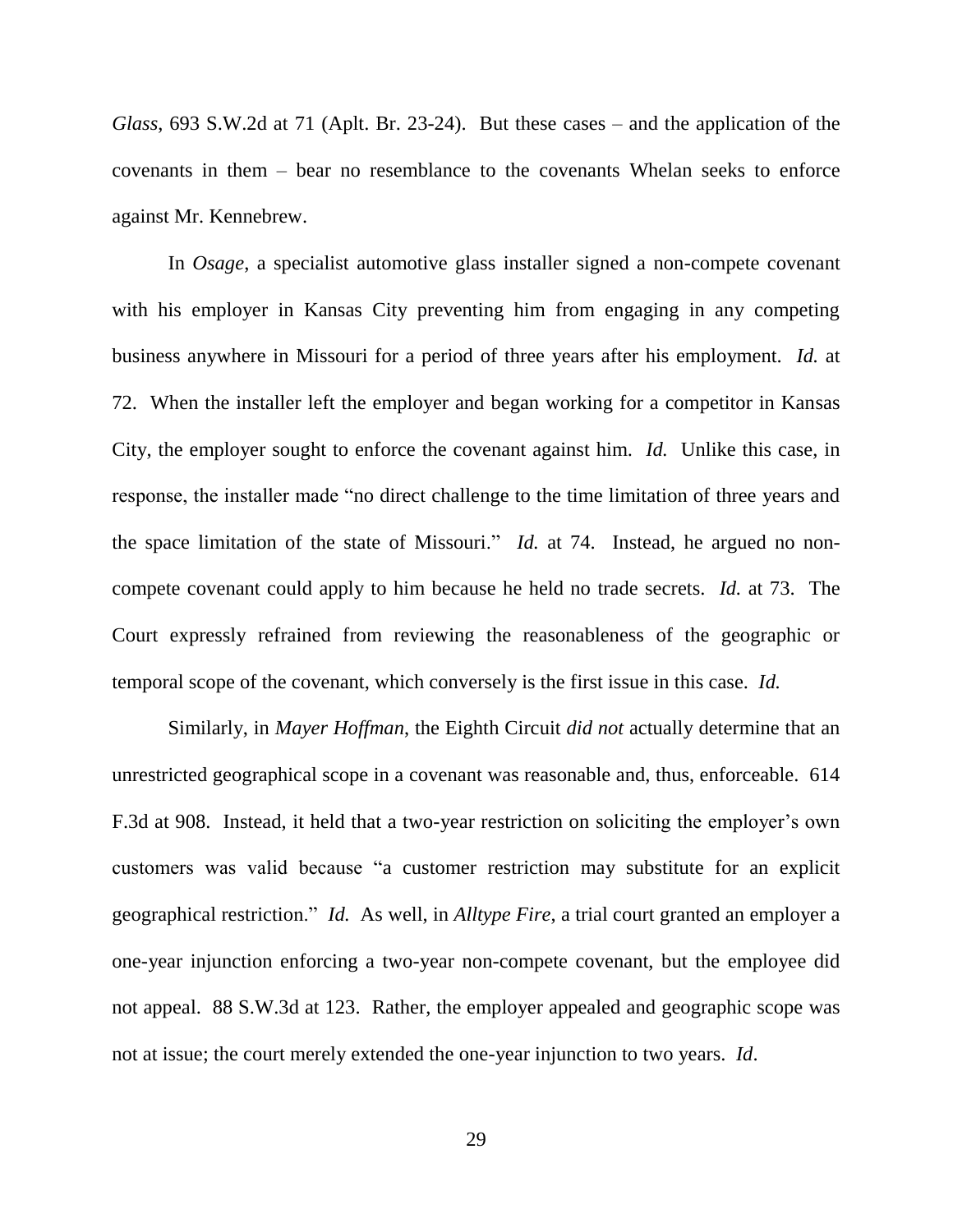*Glass*, 693 S.W.2d at 71 (Aplt. Br. 23-24). But these cases – and the application of the covenants in them – bear no resemblance to the covenants Whelan seeks to enforce against Mr. Kennebrew.

In *Osage*, a specialist automotive glass installer signed a non-compete covenant with his employer in Kansas City preventing him from engaging in any competing business anywhere in Missouri for a period of three years after his employment. *Id.* at 72. When the installer left the employer and began working for a competitor in Kansas City, the employer sought to enforce the covenant against him. *Id.* Unlike this case, in response, the installer made "no direct challenge to the time limitation of three years and the space limitation of the state of Missouri." *Id.* at 74. Instead, he argued no non-compete covenant could apply to him because he held no trade secrets. *Id.* at 73. The Court expressly refrained from reviewing the reasonableness of the geographic or temporal scope of the covenant, which conversely is the first issue in this case. *Id.*

Similarly, in *Mayer Hoffman*, the Eighth Circuit *did not* actually determine that an unrestricted geographical scope in a covenant was reasonable and, thus, enforceable. 614 F.3d at 908. Instead, it held that a two-year restriction on soliciting the employer's own customers was valid because "a customer restriction may substitute for an explicit geographical restriction." *Id.* As well, in *Alltype Fire*, a trial court granted an employer a one-year injunction enforcing a two-year non-compete covenant, but the employee did not appeal. 88 S.W.3d at 123. Rather, the employer appealed and geographic scope was not at issue; the court merely extended the one-year injunction to two years. *Id*.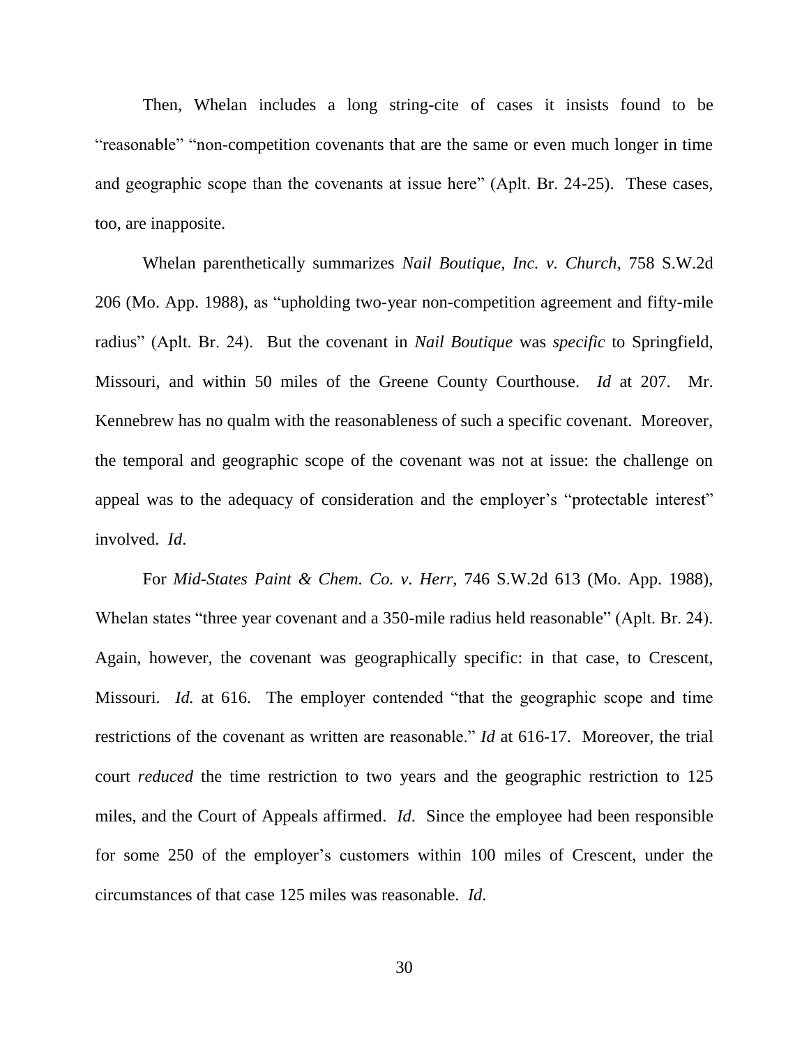Then, Whelan includes a long string-cite of cases it insists found to be "reasonable" "non-competition covenants that are the same or even much longer in time and geographic scope than the covenants at issue here" (Aplt. Br. 24-25). These cases, too, are inapposite.

Whelan parenthetically summarizes *Nail Boutique, Inc. v. Church*, 758 S.W.2d 206 (Mo. App. 1988), as "upholding two-year non-competition agreement and fifty-mile radius" (Aplt. Br. 24). But the covenant in *Nail Boutique* was *specific* to Springfield, Missouri, and within 50 miles of the Greene County Courthouse. *Id* at 207. Mr. Kennebrew has no qualm with the reasonableness of such a specific covenant. Moreover, the temporal and geographic scope of the covenant was not at issue: the challenge on appeal was to the adequacy of consideration and the employer's "protectable interest" involved. *Id*.

For *Mid-States Paint & Chem. Co. v. Herr*, 746 S.W.2d 613 (Mo. App. 1988), Whelan states "three year covenant and a 350-mile radius held reasonable" (Aplt. Br. 24). Again, however, the covenant was geographically specific: in that case, to Crescent, Missouri. *Id.* at 616. The employer contended "that the geographic scope and time restrictions of the covenant as written are reasonable." *Id* at 616-17. Moreover, the trial court *reduced* the time restriction to two years and the geographic restriction to 125 miles, and the Court of Appeals affirmed. *Id*. Since the employee had been responsible for some 250 of the employer's customers within 100 miles of Crescent, under the circumstances of that case 125 miles was reasonable. *Id*.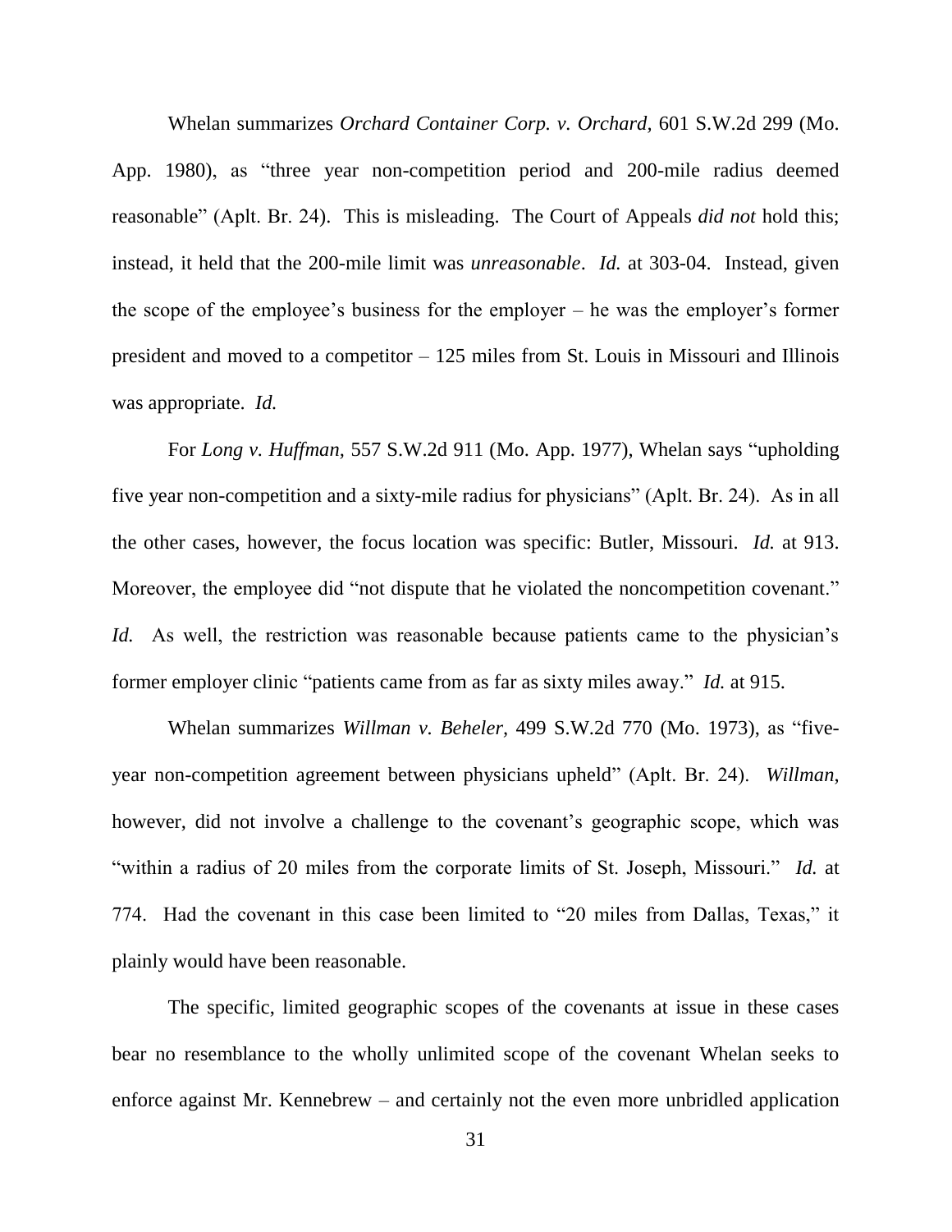Whelan summarizes *Orchard Container Corp. v. Orchard*, 601 S.W.2d 299 (Mo. App. 1980), as "three year non-competition period and 200-mile radius deemed reasonable" (Aplt. Br. 24). This is misleading. The Court of Appeals *did not* hold this; instead, it held that the 200-mile limit was *unreasonable*. *Id.* at 303-04. Instead, given the scope of the employee's business for the employer – he was the employer's former president and moved to a competitor – 125 miles from St. Louis in Missouri and Illinois was appropriate. *Id.*

For *Long v. Huffman*, 557 S.W.2d 911 (Mo. App. 1977), Whelan says "upholding five year non-competition and a sixty-mile radius for physicians" (Aplt. Br. 24). As in all the other cases, however, the focus location was specific: Butler, Missouri. *Id.* at 913. Moreover, the employee did "not dispute that he violated the noncompetition covenant." *Id.* As well, the restriction was reasonable because patients came to the physician's former employer clinic "patients came from as far as sixty miles away." *Id.* at 915.

Whelan summarizes *Willman v. Beheler*, 499 S.W.2d 770 (Mo. 1973), as "five-year non-competition agreement between physicians upheld" (Aplt. Br. 24). *Willman*, however, did not involve a challenge to the covenant's geographic scope, which was "within a radius of 20 miles from the corporate limits of St. Joseph, Missouri." *Id.* at 774. Had the covenant in this case been limited to "20 miles from Dallas, Texas," it plainly would have been reasonable.

The specific, limited geographic scopes of the covenants at issue in these cases bear no resemblance to the wholly unlimited scope of the covenant Whelan seeks to enforce against Mr. Kennebrew – and certainly not the even more unbridled application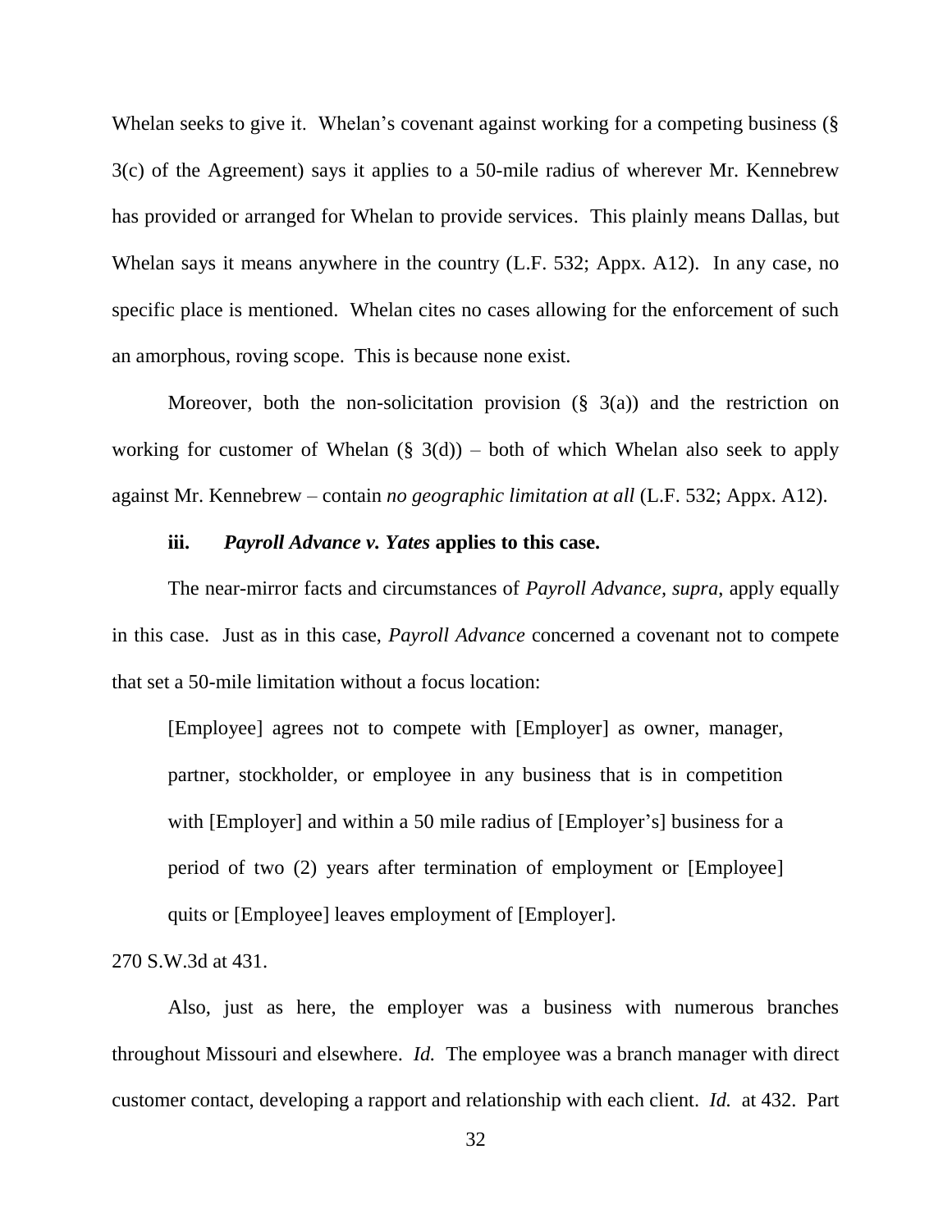Whelan seeks to give it. Whelan's covenant against working for a competing business (§ 3(c) of the Agreement) says it applies to a 50-mile radius of wherever Mr. Kennebrew has provided or arranged for Whelan to provide services. This plainly means Dallas, but Whelan says it means anywhere in the country (L.F. 532; Appx. A12). In any case, no specific place is mentioned. Whelan cites no cases allowing for the enforcement of such an amorphous, roving scope. This is because none exist.

Moreover, both the non-solicitation provision (§ 3(a)) and the restriction on working for customer of Whelan (§ 3(d)) – both of which Whelan also seek to apply against Mr. Kennebrew – contain *no geographic limitation at all* (L.F. 532; Appx. A12).

**iii. *Payroll Advance v. Yates* applies to this case.**

The near-mirror facts and circumstances of *Payroll Advance, supra*, apply equally in this case. Just as in this case, *Payroll Advance* concerned a covenant not to compete that set a 50-mile limitation without a focus location:

> [Employee] agrees not to compete with [Employer] as owner, manager, partner, stockholder, or employee in any business that is in competition with [Employer] and within a 50 mile radius of [Employer's] business for a period of two (2) years after termination of employment or [Employee] quits or [Employee] leaves employment of [Employer].

270 S.W.3d at 431.

Also, just as here, the employer was a business with numerous branches throughout Missouri and elsewhere. *Id.* The employee was a branch manager with direct customer contact, developing a rapport and relationship with each client. *Id.* at 432. Part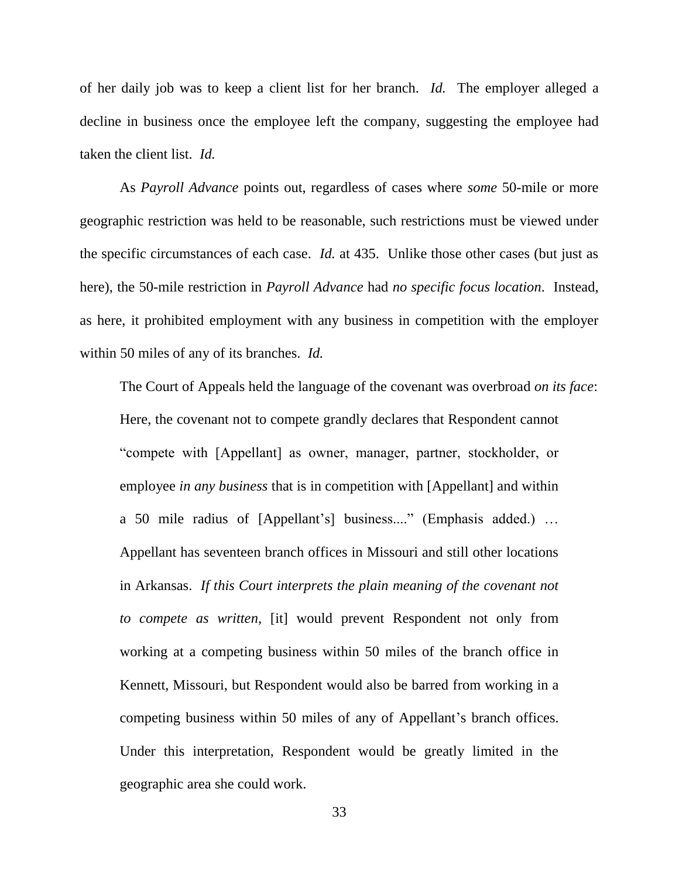of her daily job was to keep a client list for her branch. *Id.* The employer alleged a decline in business once the employee left the company, suggesting the employee had taken the client list. *Id.*

As *Payroll Advance* points out, regardless of cases where *some* 50-mile or more geographic restriction was held to be reasonable, such restrictions must be viewed under the specific circumstances of each case. *Id.* at 435. Unlike those other cases (but just as here), the 50-mile restriction in *Payroll Advance* had *no specific focus location*. Instead, as here, it prohibited employment with any business in competition with the employer within 50 miles of any of its branches. *Id.*

The Court of Appeals held the language of the covenant was overbroad *on its face*:

> Here, the covenant not to compete grandly declares that Respondent cannot "compete with [Appellant] as owner, manager, partner, stockholder, or employee *in any business* that is in competition with [Appellant] and within a 50 mile radius of [Appellant's] business...." (Emphasis added.) … Appellant has seventeen branch offices in Missouri and still other locations in Arkansas. *If this Court interprets the plain meaning of the covenant not to compete as written*, [it] would prevent Respondent not only from working at a competing business within 50 miles of the branch office in Kennett, Missouri, but Respondent would also be barred from working in a competing business within 50 miles of any of Appellant's branch offices. Under this interpretation, Respondent would be greatly limited in the geographic area she could work.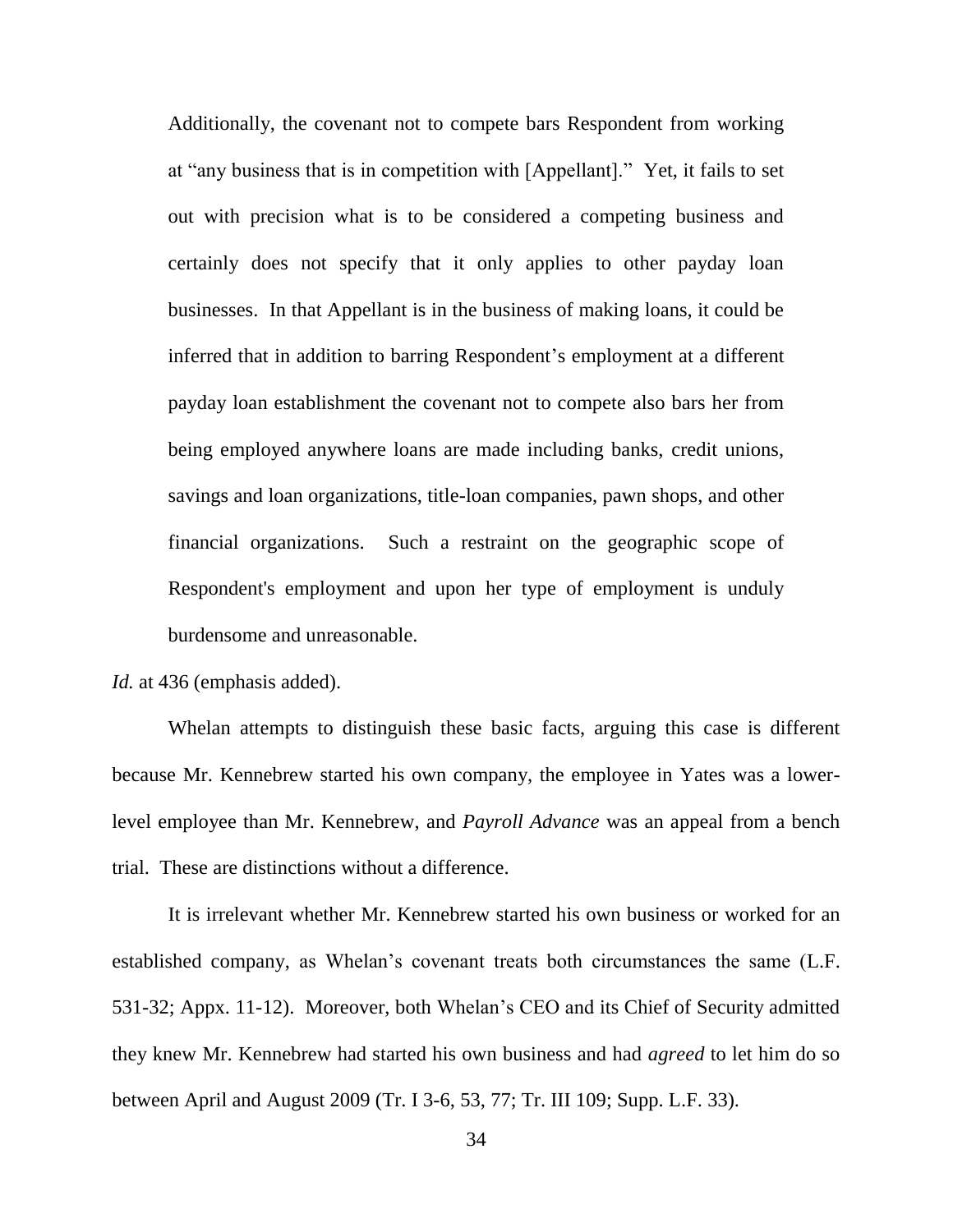> Additionally, the covenant not to compete bars Respondent from working at "any business that is in competition with [Appellant]." Yet, it fails to set out with precision what is to be considered a competing business and certainly does not specify that it only applies to other payday loan businesses. In that Appellant is in the business of making loans, it could be inferred that in addition to barring Respondent's employment at a different payday loan establishment the covenant not to compete also bars her from being employed anywhere loans are made including banks, credit unions, savings and loan organizations, title-loan companies, pawn shops, and other financial organizations. Such a restraint on the geographic scope of Respondent's employment and upon her type of employment is unduly burdensome and unreasonable.

*Id.* at 436 (emphasis added).

Whelan attempts to distinguish these basic facts, arguing this case is different because Mr. Kennebrew started his own company, the employee in Yates was a lower-level employee than Mr. Kennebrew, and *Payroll Advance* was an appeal from a bench trial. These are distinctions without a difference.

It is irrelevant whether Mr. Kennebrew started his own business or worked for an established company, as Whelan's covenant treats both circumstances the same (L.F. 531-32; Appx. 11-12). Moreover, both Whelan's CEO and its Chief of Security admitted they knew Mr. Kennebrew had started his own business and had *agreed* to let him do so between April and August 2009 (Tr. I 3-6, 53, 77; Tr. III 109; Supp. L.F. 33).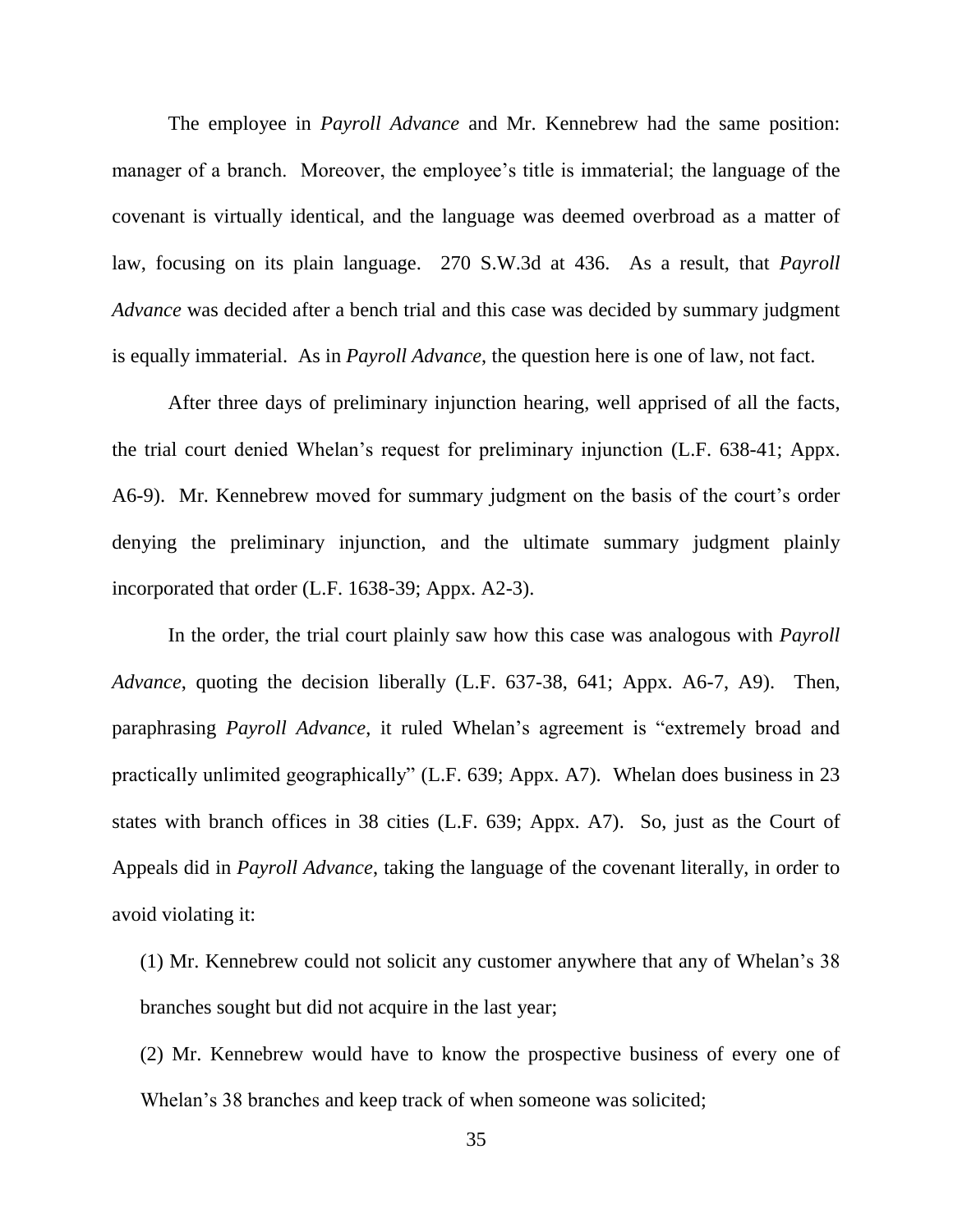The employee in *Payroll Advance* and Mr. Kennebrew had the same position: manager of a branch. Moreover, the employee's title is immaterial; the language of the covenant is virtually identical, and the language was deemed overbroad as a matter of law, focusing on its plain language. 270 S.W.3d at 436. As a result, that *Payroll Advance* was decided after a bench trial and this case was decided by summary judgment is equally immaterial. As in *Payroll Advance*, the question here is one of law, not fact.

After three days of preliminary injunction hearing, well apprised of all the facts, the trial court denied Whelan's request for preliminary injunction (L.F. 638-41; Appx. A6-9). Mr. Kennebrew moved for summary judgment on the basis of the court's order denying the preliminary injunction, and the ultimate summary judgment plainly incorporated that order (L.F. 1638-39; Appx. A2-3).

In the order, the trial court plainly saw how this case was analogous with *Payroll Advance*, quoting the decision liberally (L.F. 637-38, 641; Appx. A6-7, A9). Then, paraphrasing *Payroll Advance*, it ruled Whelan's agreement is "extremely broad and practically unlimited geographically" (L.F. 639; Appx. A7). Whelan does business in 23 states with branch offices in 38 cities (L.F. 639; Appx. A7). So, just as the Court of Appeals did in *Payroll Advance*, taking the language of the covenant literally, in order to avoid violating it:

(1) Mr. Kennebrew could not solicit any customer anywhere that any of Whelan's 38 branches sought but did not acquire in the last year;

(2) Mr. Kennebrew would have to know the prospective business of every one of Whelan's 38 branches and keep track of when someone was solicited;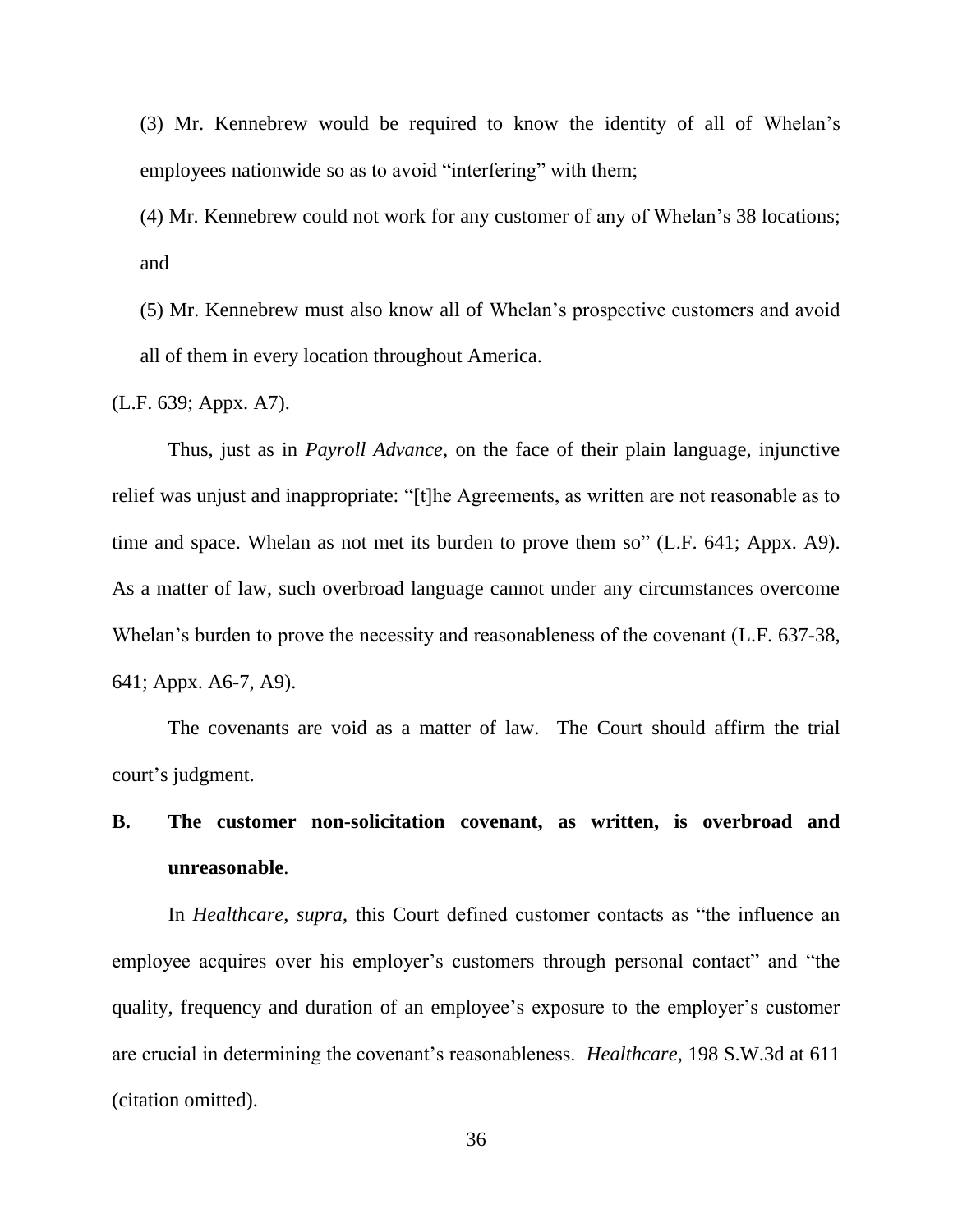(3) Mr. Kennebrew would be required to know the identity of all of Whelan's employees nationwide so as to avoid "interfering" with them;

(4) Mr. Kennebrew could not work for any customer of any of Whelan's 38 locations; and

(5) Mr. Kennebrew must also know all of Whelan's prospective customers and avoid all of them in every location throughout America.

(L.F. 639; Appx. A7).

Thus, just as in *Payroll Advance*, on the face of their plain language, injunctive relief was unjust and inappropriate: "[t]he Agreements, as written are not reasonable as to time and space. Whelan as not met its burden to prove them so" (L.F. 641; Appx. A9). As a matter of law, such overbroad language cannot under any circumstances overcome Whelan's burden to prove the necessity and reasonableness of the covenant (L.F. 637-38, 641; Appx. A6-7, A9).

The covenants are void as a matter of law. The Court should affirm the trial court's judgment.

**B. The customer non-solicitation covenant, as written, is overbroad and unreasonable.**

In *Healthcare*, *supra*, this Court defined customer contacts as "the influence an employee acquires over his employer's customers through personal contact" and "the quality, frequency and duration of an employee's exposure to the employer's customer are crucial in determining the covenant's reasonableness. *Healthcare*, 198 S.W.3d at 611 (citation omitted).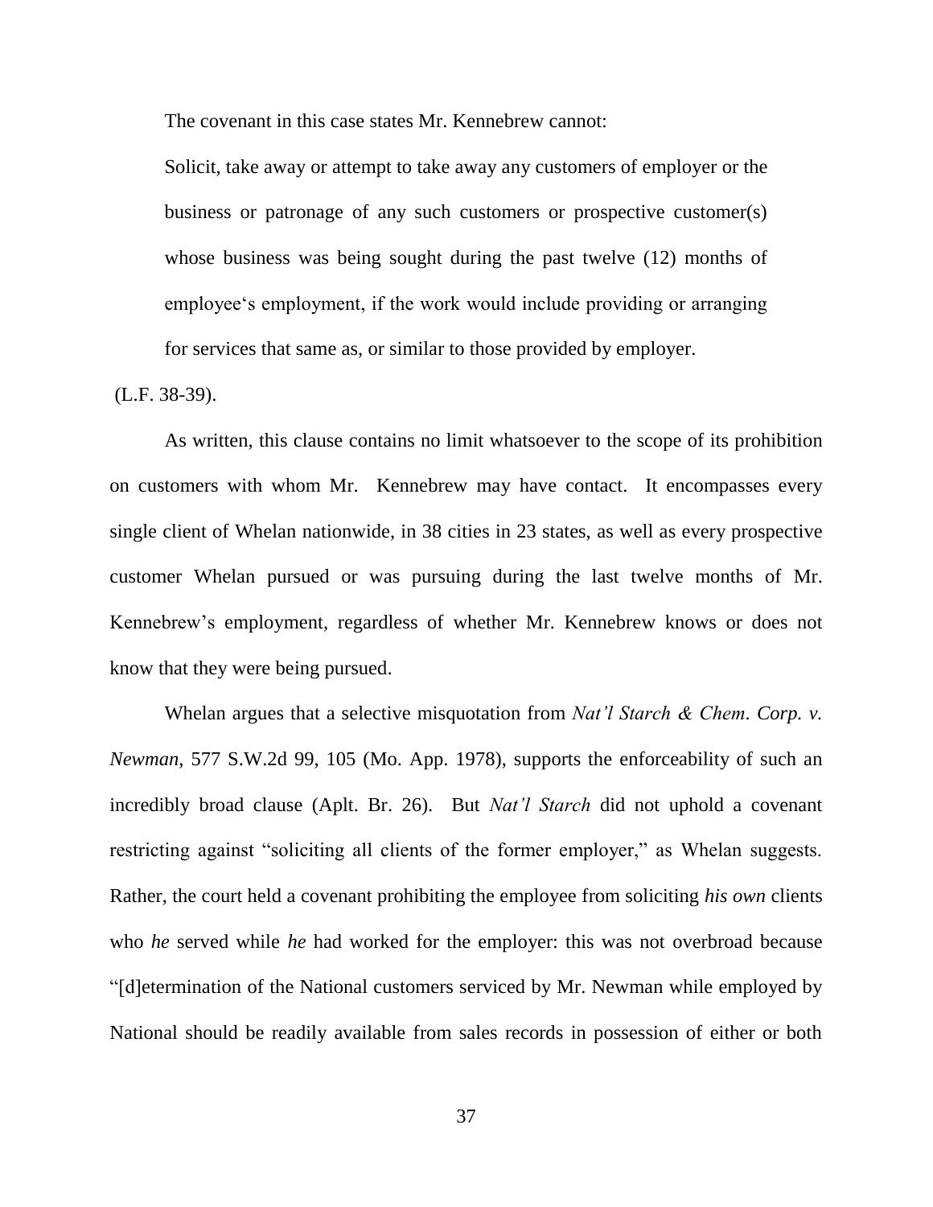The covenant in this case states Mr. Kennebrew cannot:

> Solicit, take away or attempt to take away any customers of employer or the business or patronage of any such customers or prospective customer(s) whose business was being sought during the past twelve (12) months of employee's employment, if the work would include providing or arranging for services that same as, or similar to those provided by employer.

(L.F. 38-39).

As written, this clause contains no limit whatsoever to the scope of its prohibition on customers with whom Mr. Kennebrew may have contact. It encompasses every single client of Whelan nationwide, in 38 cities in 23 states, as well as every prospective customer Whelan pursued or was pursuing during the last twelve months of Mr. Kennebrew's employment, regardless of whether Mr. Kennebrew knows or does not know that they were being pursued.

Whelan argues that a selective misquotation from *Nat'l Starch & Chem. Corp. v. Newman*, 577 S.W.2d 99, 105 (Mo. App. 1978), supports the enforceability of such an incredibly broad clause (Aplt. Br. 26). But *Nat'l Starch* did not uphold a covenant restricting against "soliciting all clients of the former employer," as Whelan suggests. Rather, the court held a covenant prohibiting the employee from soliciting *his own* clients who *he* served while *he* had worked for the employer: this was not overbroad because "[d]etermination of the National customers serviced by Mr. Newman while employed by National should be readily available from sales records in possession of either or both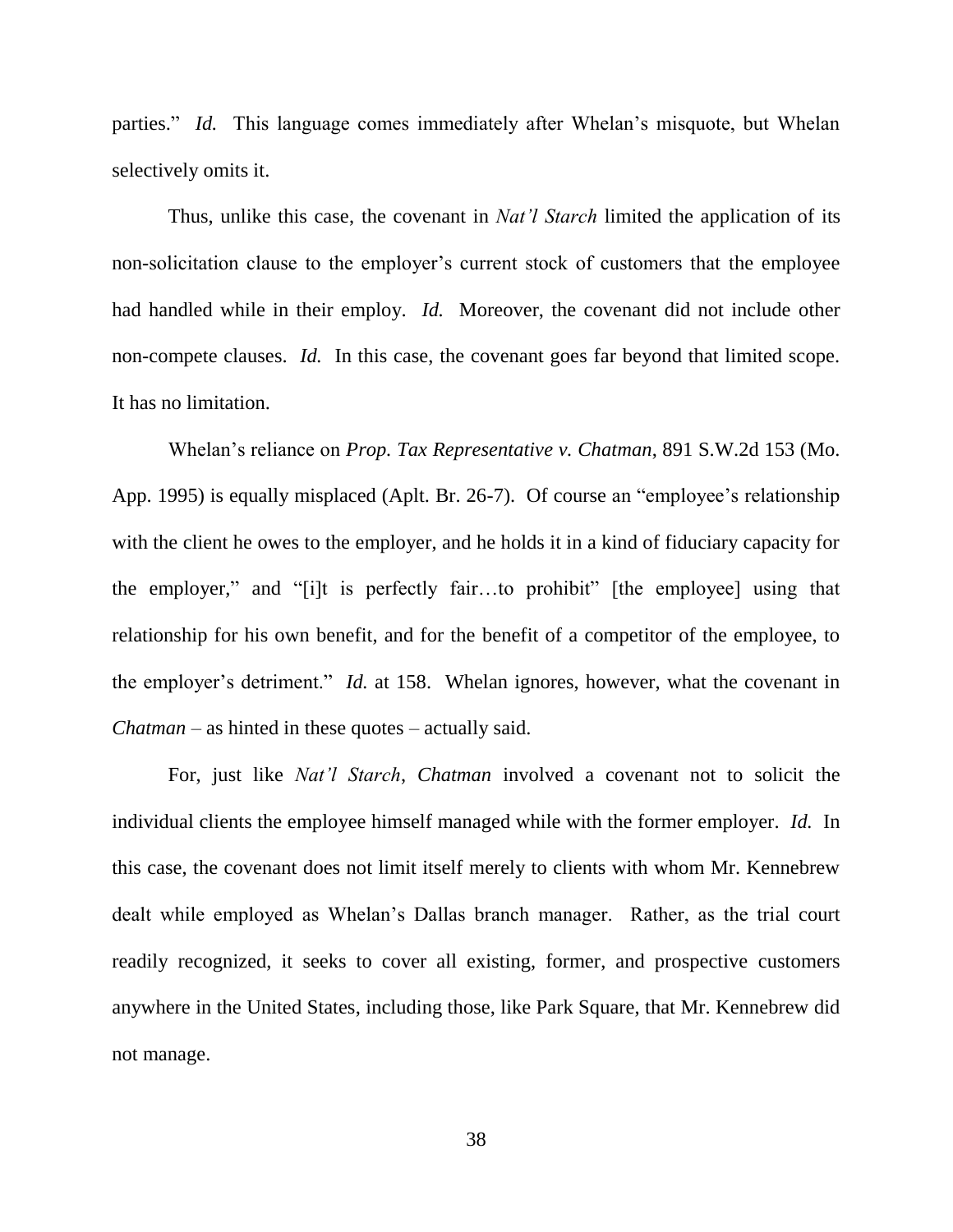parties." *Id.* This language comes immediately after Whelan's misquote, but Whelan selectively omits it.

Thus, unlike this case, the covenant in *Nat'l Starch* limited the application of its non-solicitation clause to the employer's current stock of customers that the employee had handled while in their employ. *Id.* Moreover, the covenant did not include other non-compete clauses. *Id.* In this case, the covenant goes far beyond that limited scope. It has no limitation.

Whelan's reliance on *Prop. Tax Representative v. Chatman*, 891 S.W.2d 153 (Mo. App. 1995) is equally misplaced (Aplt. Br. 26-7). Of course an "employee's relationship with the client he owes to the employer, and he holds it in a kind of fiduciary capacity for the employer," and "[i]t is perfectly fair…to prohibit" [the employee] using that relationship for his own benefit, and for the benefit of a competitor of the employee, to the employer's detriment." *Id.* at 158. Whelan ignores, however, what the covenant in *Chatman* – as hinted in these quotes – actually said.

For, just like *Nat'l Starch*, *Chatman* involved a covenant not to solicit the individual clients the employee himself managed while with the former employer. *Id.* In this case, the covenant does not limit itself merely to clients with whom Mr. Kennebrew dealt while employed as Whelan's Dallas branch manager. Rather, as the trial court readily recognized, it seeks to cover all existing, former, and prospective customers anywhere in the United States, including those, like Park Square, that Mr. Kennebrew did not manage.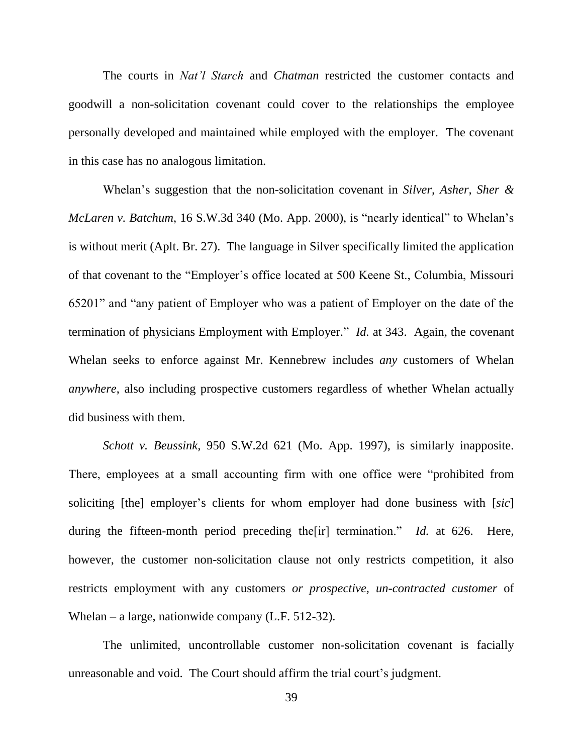The courts in *Nat'l Starch* and *Chatman* restricted the customer contacts and goodwill a non-solicitation covenant could cover to the relationships the employee personally developed and maintained while employed with the employer. The covenant in this case has no analogous limitation.

Whelan's suggestion that the non-solicitation covenant in *Silver, Asher, Sher & McLaren v. Batchum*, 16 S.W.3d 340 (Mo. App. 2000), is "nearly identical" to Whelan's is without merit (Aplt. Br. 27). The language in Silver specifically limited the application of that covenant to the "Employer's office located at 500 Keene St., Columbia, Missouri 65201" and "any patient of Employer who was a patient of Employer on the date of the termination of physicians Employment with Employer." *Id.* at 343. Again, the covenant Whelan seeks to enforce against Mr. Kennebrew includes *any* customers of Whelan *anywhere*, also including prospective customers regardless of whether Whelan actually did business with them.

*Schott v. Beussink*, 950 S.W.2d 621 (Mo. App. 1997), is similarly inapposite. There, employees at a small accounting firm with one office were "prohibited from soliciting [the] employer's clients for whom employer had done business with [*sic*] during the fifteen-month period preceding the[ir] termination." *Id.* at 626. Here, however, the customer non-solicitation clause not only restricts competition, it also restricts employment with any customers *or prospective, un-contracted customer* of Whelan – a large, nationwide company (L.F. 512-32).

The unlimited, uncontrollable customer non-solicitation covenant is facially unreasonable and void. The Court should affirm the trial court's judgment.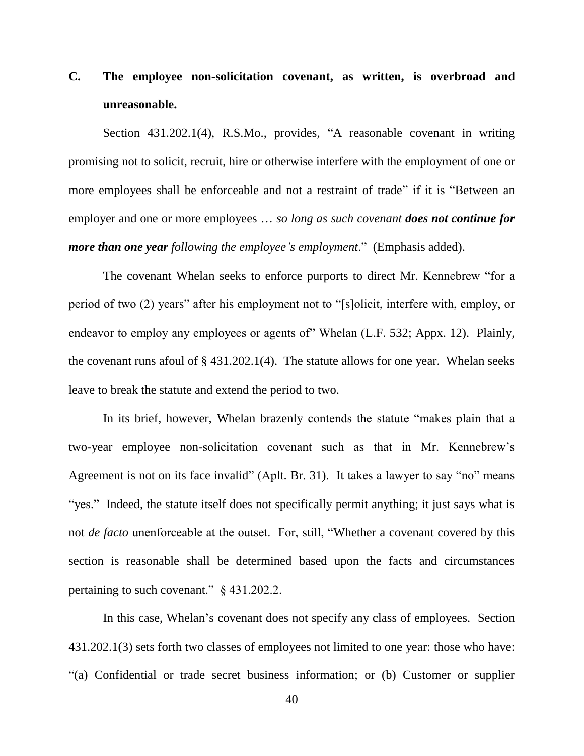### C. The employee non-solicitation covenant, as written, is overbroad and unreasonable.

Section 431.202.1(4), R.S.Mo., provides, "A reasonable covenant in writing promising not to solicit, recruit, hire or otherwise interfere with the employment of one or more employees shall be enforceable and not a restraint of trade" if it is "Between an employer and one or more employees … *so long as such covenant **does not continue for more than one year** following the employee's employment*." (Emphasis added).

The covenant Whelan seeks to enforce purports to direct Mr. Kennebrew "for a period of two (2) years" after his employment not to "[s]olicit, interfere with, employ, or endeavor to employ any employees or agents of" Whelan (L.F. 532; Appx. 12). Plainly, the covenant runs afoul of § 431.202.1(4). The statute allows for one year. Whelan seeks leave to break the statute and extend the period to two.

In its brief, however, Whelan brazenly contends the statute "makes plain that a two-year employee non-solicitation covenant such as that in Mr. Kennebrew's Agreement is not on its face invalid" (Aplt. Br. 31). It takes a lawyer to say "no" means "yes." Indeed, the statute itself does not specifically permit anything; it just says what is not *de facto* unenforceable at the outset. For, still, "Whether a covenant covered by this section is reasonable shall be determined based upon the facts and circumstances pertaining to such covenant." § 431.202.2.

In this case, Whelan's covenant does not specify any class of employees. Section 431.202.1(3) sets forth two classes of employees not limited to one year: those who have: "(a) Confidential or trade secret business information; or (b) Customer or supplier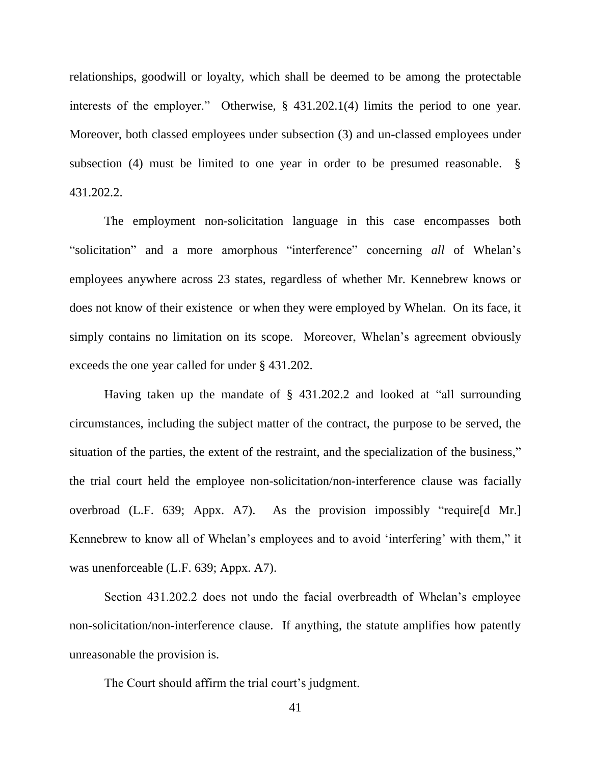relationships, goodwill or loyalty, which shall be deemed to be among the protectable interests of the employer." Otherwise, § 431.202.1(4) limits the period to one year. Moreover, both classed employees under subsection (3) and un-classed employees under subsection (4) must be limited to one year in order to be presumed reasonable. § 431.202.2.

The employment non-solicitation language in this case encompasses both "solicitation" and a more amorphous "interference" concerning *all* of Whelan's employees anywhere across 23 states, regardless of whether Mr. Kennebrew knows or does not know of their existence or when they were employed by Whelan. On its face, it simply contains no limitation on its scope. Moreover, Whelan's agreement obviously exceeds the one year called for under § 431.202.

Having taken up the mandate of § 431.202.2 and looked at "all surrounding circumstances, including the subject matter of the contract, the purpose to be served, the situation of the parties, the extent of the restraint, and the specialization of the business," the trial court held the employee non-solicitation/non-interference clause was facially overbroad (L.F. 639; Appx. A7). As the provision impossibly "require[d Mr.] Kennebrew to know all of Whelan's employees and to avoid 'interfering' with them," it was unenforceable (L.F. 639; Appx. A7).

Section 431.202.2 does not undo the facial overbreadth of Whelan's employee non-solicitation/non-interference clause. If anything, the statute amplifies how patently unreasonable the provision is.

The Court should affirm the trial court's judgment.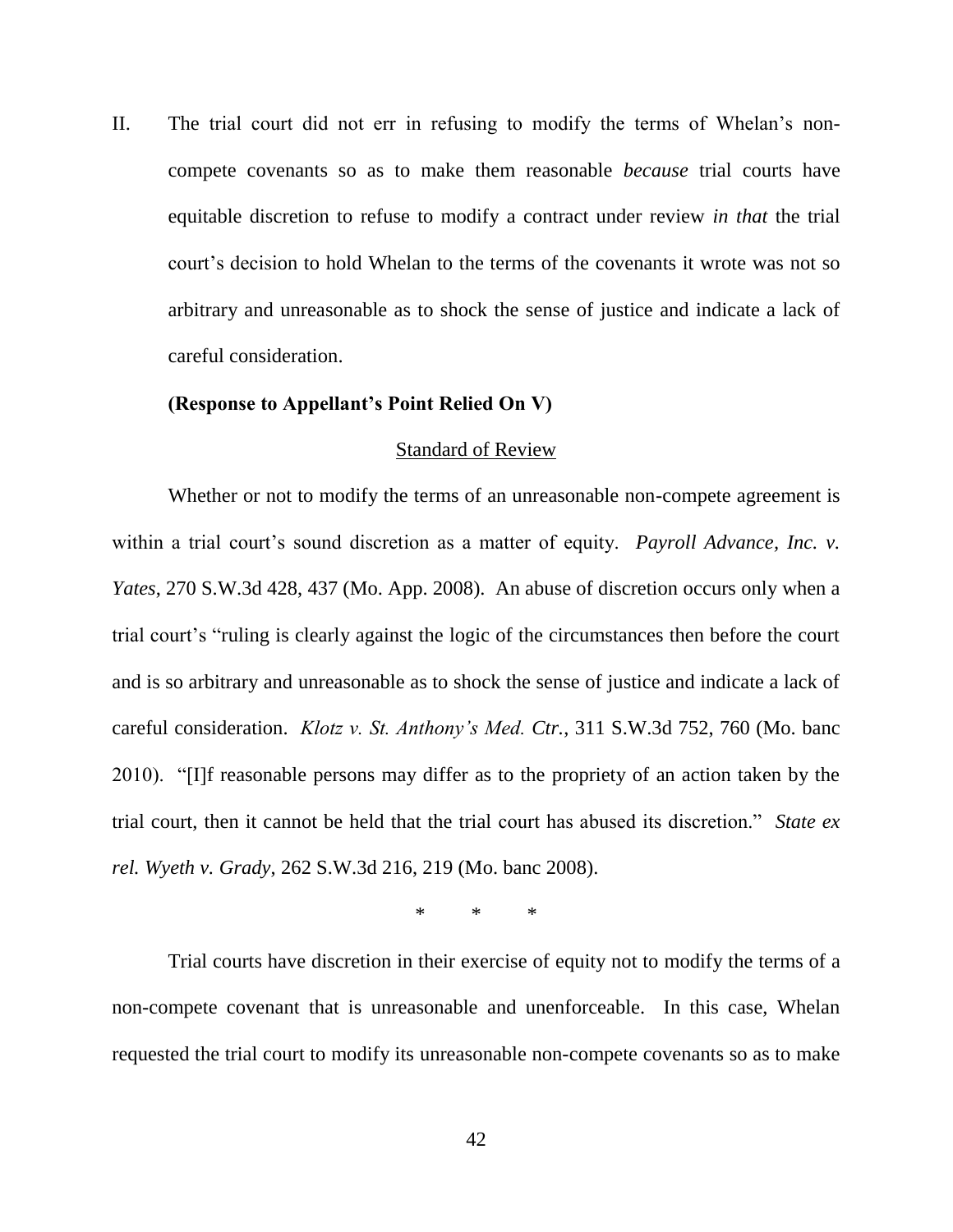II. The trial court did not err in refusing to modify the terms of Whelan's non-compete covenants so as to make them reasonable *because* trial courts have equitable discretion to refuse to modify a contract under review *in that* the trial court's decision to hold Whelan to the terms of the covenants it wrote was not so arbitrary and unreasonable as to shock the sense of justice and indicate a lack of careful consideration.

**(Response to Appellant's Point Relied On V)**

Standard of Review

Whether or not to modify the terms of an unreasonable non-compete agreement is within a trial court's sound discretion as a matter of equity. *Payroll Advance, Inc. v. Yates*, 270 S.W.3d 428, 437 (Mo. App. 2008). An abuse of discretion occurs only when a trial court's "ruling is clearly against the logic of the circumstances then before the court and is so arbitrary and unreasonable as to shock the sense of justice and indicate a lack of careful consideration. *Klotz v. St. Anthony's Med. Ctr.*, 311 S.W.3d 752, 760 (Mo. banc 2010). "[I]f reasonable persons may differ as to the propriety of an action taken by the trial court, then it cannot be held that the trial court has abused its discretion." *State ex rel. Wyeth v. Grady*, 262 S.W.3d 216, 219 (Mo. banc 2008).

\* \* \*

Trial courts have discretion in their exercise of equity not to modify the terms of a non-compete covenant that is unreasonable and unenforceable. In this case, Whelan requested the trial court to modify its unreasonable non-compete covenants so as to make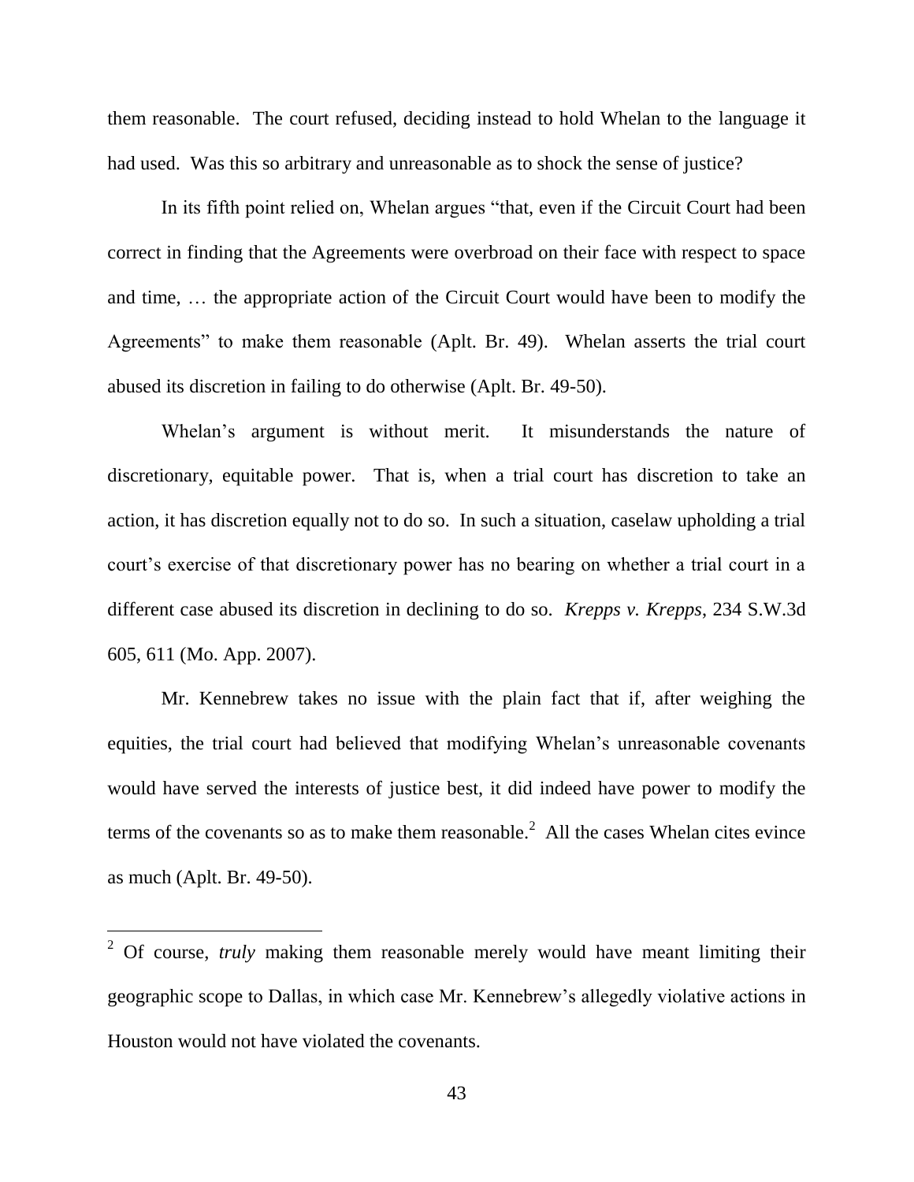them reasonable. The court refused, deciding instead to hold Whelan to the language it had used. Was this so arbitrary and unreasonable as to shock the sense of justice?

In its fifth point relied on, Whelan argues "that, even if the Circuit Court had been correct in finding that the Agreements were overbroad on their face with respect to space and time, … the appropriate action of the Circuit Court would have been to modify the Agreements" to make them reasonable (Aplt. Br. 49). Whelan asserts the trial court abused its discretion in failing to do otherwise (Aplt. Br. 49-50).

Whelan's argument is without merit. It misunderstands the nature of discretionary, equitable power. That is, when a trial court has discretion to take an action, it has discretion equally not to do so. In such a situation, caselaw upholding a trial court's exercise of that discretionary power has no bearing on whether a trial court in a different case abused its discretion in declining to do so. *Krepps v. Krepps*, 234 S.W.3d 605, 611 (Mo. App. 2007).

Mr. Kennebrew takes no issue with the plain fact that if, after weighing the equities, the trial court had believed that modifying Whelan's unreasonable covenants would have served the interests of justice best, it did indeed have power to modify the terms of the covenants so as to make them reasonable.[2] All the cases Whelan cites evince as much (Aplt. Br. 49-50).

---

[2] Of course, *truly* making them reasonable merely would have meant limiting their geographic scope to Dallas, in which case Mr. Kennebrew's allegedly violative actions in Houston would not have violated the covenants.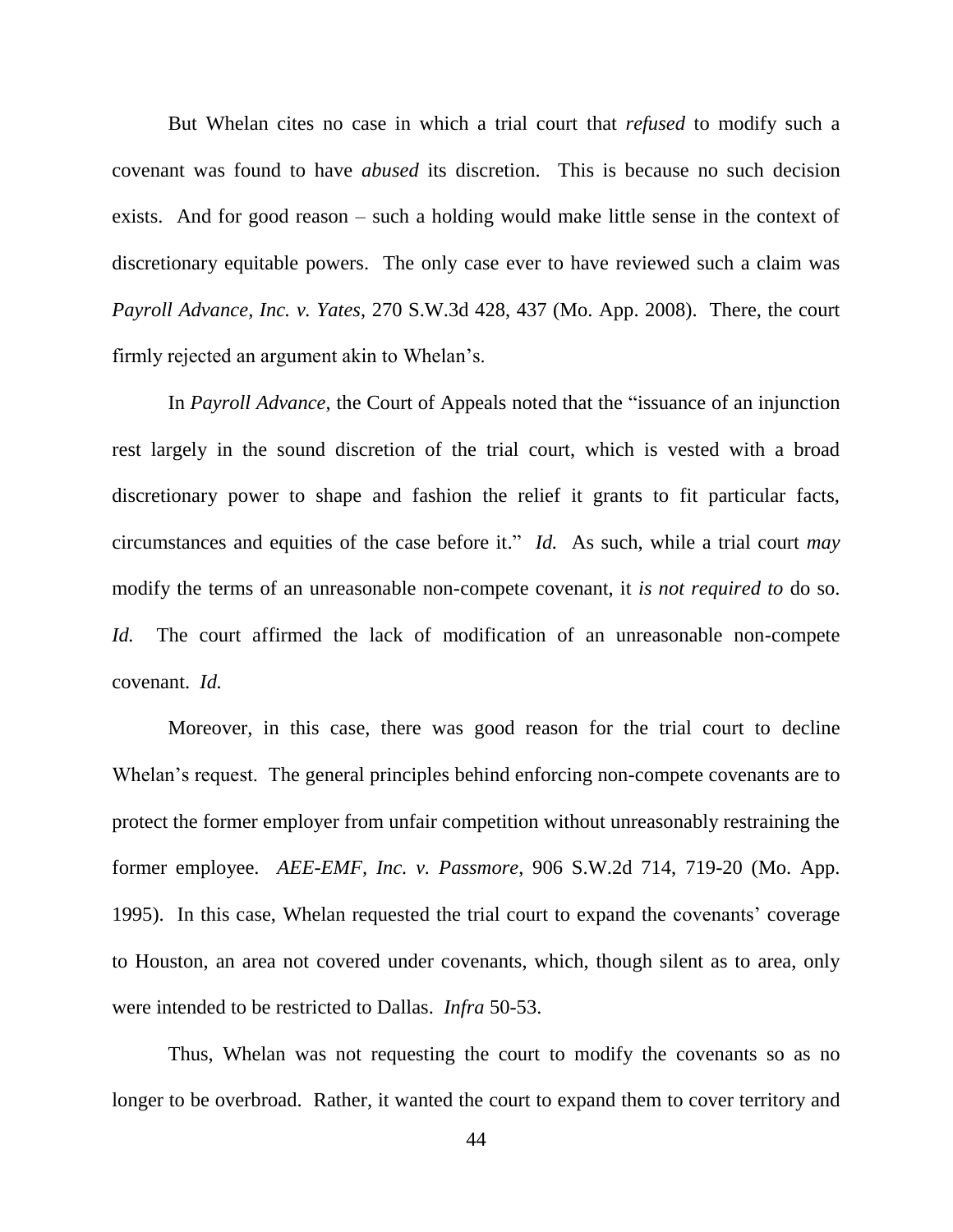But Whelan cites no case in which a trial court that *refused* to modify such a covenant was found to have *abused* its discretion. This is because no such decision exists. And for good reason – such a holding would make little sense in the context of discretionary equitable powers. The only case ever to have reviewed such a claim was *Payroll Advance, Inc. v. Yates*, 270 S.W.3d 428, 437 (Mo. App. 2008). There, the court firmly rejected an argument akin to Whelan's.

In *Payroll Advance*, the Court of Appeals noted that the "issuance of an injunction rest largely in the sound discretion of the trial court, which is vested with a broad discretionary power to shape and fashion the relief it grants to fit particular facts, circumstances and equities of the case before it." *Id.* As such, while a trial court *may* modify the terms of an unreasonable non-compete covenant, it *is not required to* do so. *Id.* The court affirmed the lack of modification of an unreasonable non-compete covenant. *Id.*

Moreover, in this case, there was good reason for the trial court to decline Whelan's request. The general principles behind enforcing non-compete covenants are to protect the former employer from unfair competition without unreasonably restraining the former employee. *AEE-EMF, Inc. v. Passmore*, 906 S.W.2d 714, 719-20 (Mo. App. 1995). In this case, Whelan requested the trial court to expand the covenants' coverage to Houston, an area not covered under covenants, which, though silent as to area, only were intended to be restricted to Dallas. *Infra* 50-53.

Thus, Whelan was not requesting the court to modify the covenants so as no longer to be overbroad. Rather, it wanted the court to expand them to cover territory and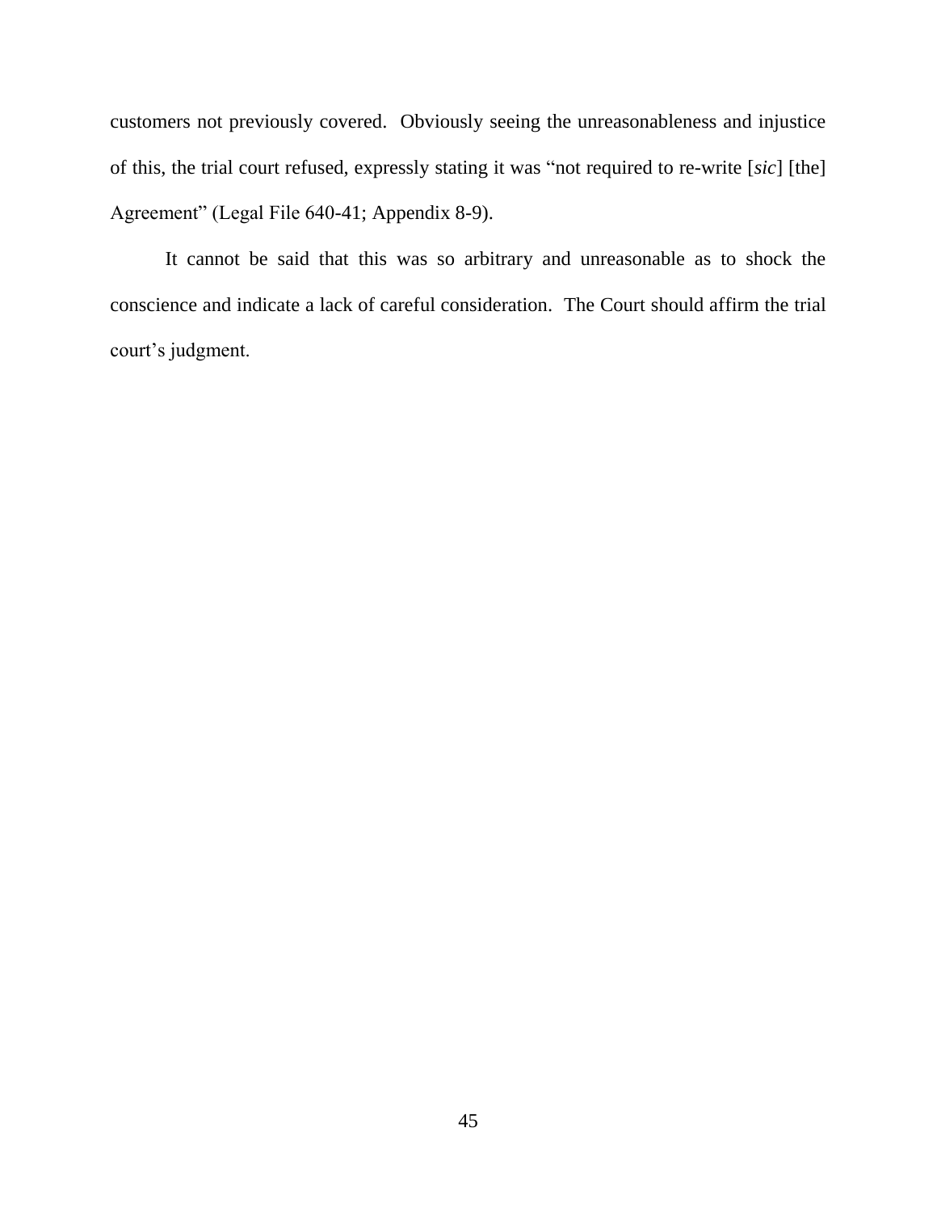customers not previously covered. Obviously seeing the unreasonableness and injustice of this, the trial court refused, expressly stating it was "not required to re-write [*sic*] [the] Agreement" (Legal File 640-41; Appendix 8-9).

It cannot be said that this was so arbitrary and unreasonable as to shock the conscience and indicate a lack of careful consideration. The Court should affirm the trial court's judgment.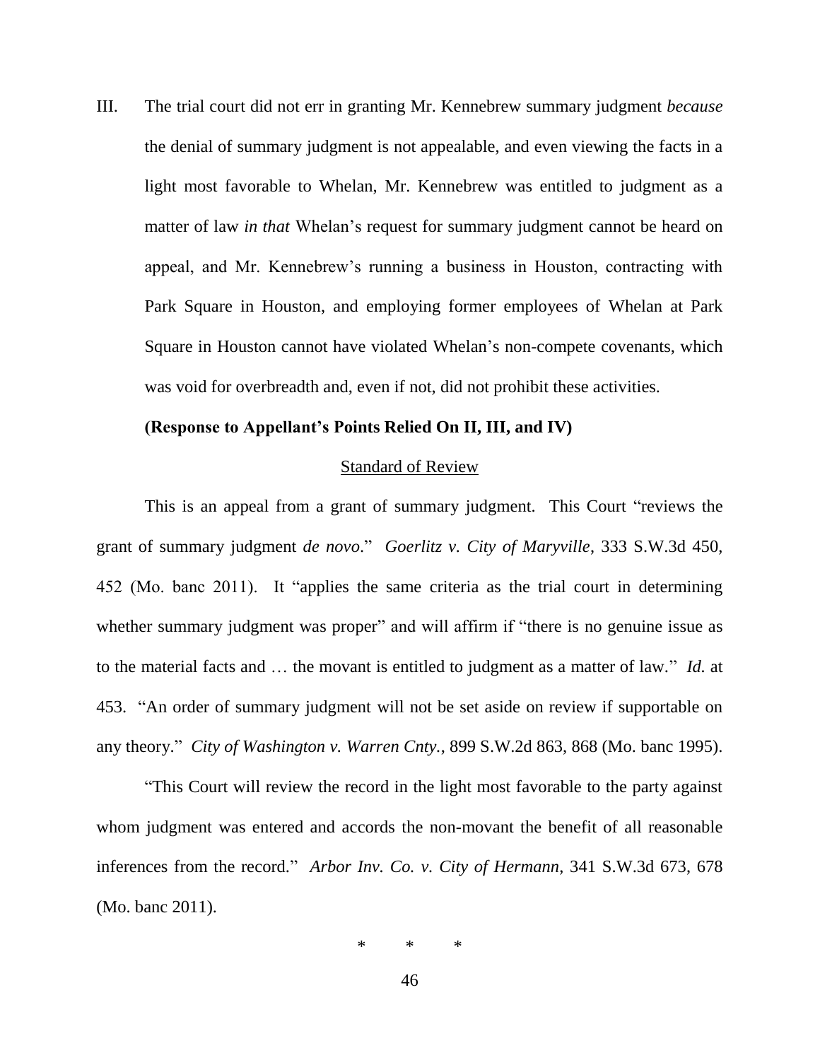III. The trial court did not err in granting Mr. Kennebrew summary judgment *because* the denial of summary judgment is not appealable, and even viewing the facts in a light most favorable to Whelan, Mr. Kennebrew was entitled to judgment as a matter of law *in that* Whelan's request for summary judgment cannot be heard on appeal, and Mr. Kennebrew's running a business in Houston, contracting with Park Square in Houston, and employing former employees of Whelan at Park Square in Houston cannot have violated Whelan's non-compete covenants, which was void for overbreadth and, even if not, did not prohibit these activities.

**(Response to Appellant's Points Relied On II, III, and IV)**

Standard of Review

This is an appeal from a grant of summary judgment. This Court "reviews the grant of summary judgment *de novo*." *Goerlitz v. City of Maryville*, 333 S.W.3d 450, 452 (Mo. banc 2011). It "applies the same criteria as the trial court in determining whether summary judgment was proper" and will affirm if "there is no genuine issue as to the material facts and … the movant is entitled to judgment as a matter of law." *Id.* at 453. "An order of summary judgment will not be set aside on review if supportable on any theory." *City of Washington v. Warren Cnty.*, 899 S.W.2d 863, 868 (Mo. banc 1995).

"This Court will review the record in the light most favorable to the party against whom judgment was entered and accords the non-movant the benefit of all reasonable inferences from the record." *Arbor Inv. Co. v. City of Hermann*, 341 S.W.3d 673, 678 (Mo. banc 2011).

\* \* \*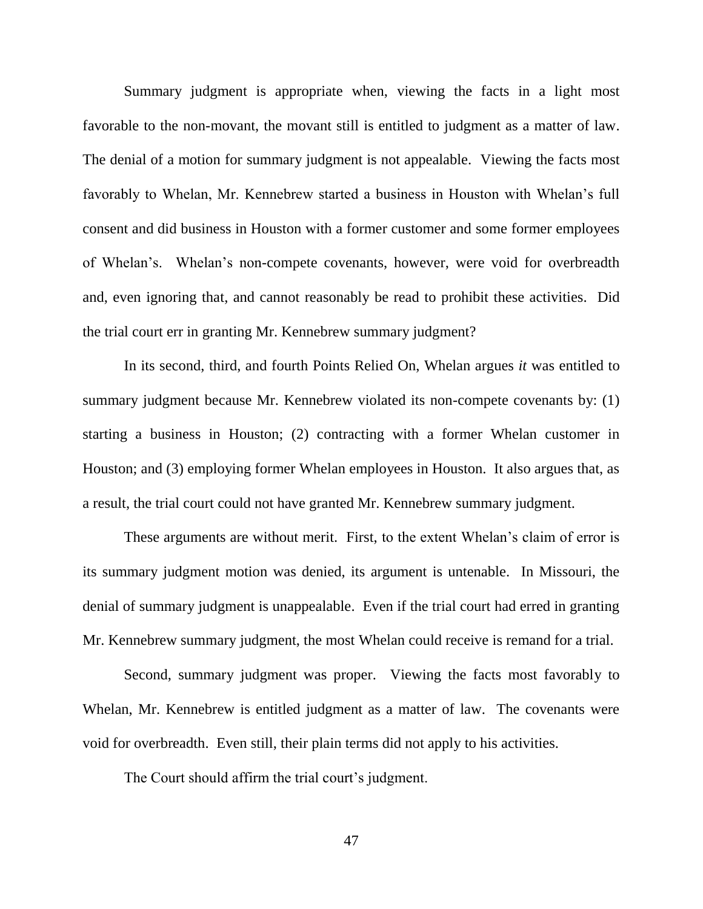Summary judgment is appropriate when, viewing the facts in a light most favorable to the non-movant, the movant still is entitled to judgment as a matter of law. The denial of a motion for summary judgment is not appealable. Viewing the facts most favorably to Whelan, Mr. Kennebrew started a business in Houston with Whelan's full consent and did business in Houston with a former customer and some former employees of Whelan's. Whelan's non-compete covenants, however, were void for overbreadth and, even ignoring that, and cannot reasonably be read to prohibit these activities. Did the trial court err in granting Mr. Kennebrew summary judgment?

In its second, third, and fourth Points Relied On, Whelan argues *it* was entitled to summary judgment because Mr. Kennebrew violated its non-compete covenants by: (1) starting a business in Houston; (2) contracting with a former Whelan customer in Houston; and (3) employing former Whelan employees in Houston. It also argues that, as a result, the trial court could not have granted Mr. Kennebrew summary judgment.

These arguments are without merit. First, to the extent Whelan's claim of error is its summary judgment motion was denied, its argument is untenable. In Missouri, the denial of summary judgment is unappealable. Even if the trial court had erred in granting Mr. Kennebrew summary judgment, the most Whelan could receive is remand for a trial.

Second, summary judgment was proper. Viewing the facts most favorably to Whelan, Mr. Kennebrew is entitled judgment as a matter of law. The covenants were void for overbreadth. Even still, their plain terms did not apply to his activities.

The Court should affirm the trial court's judgment.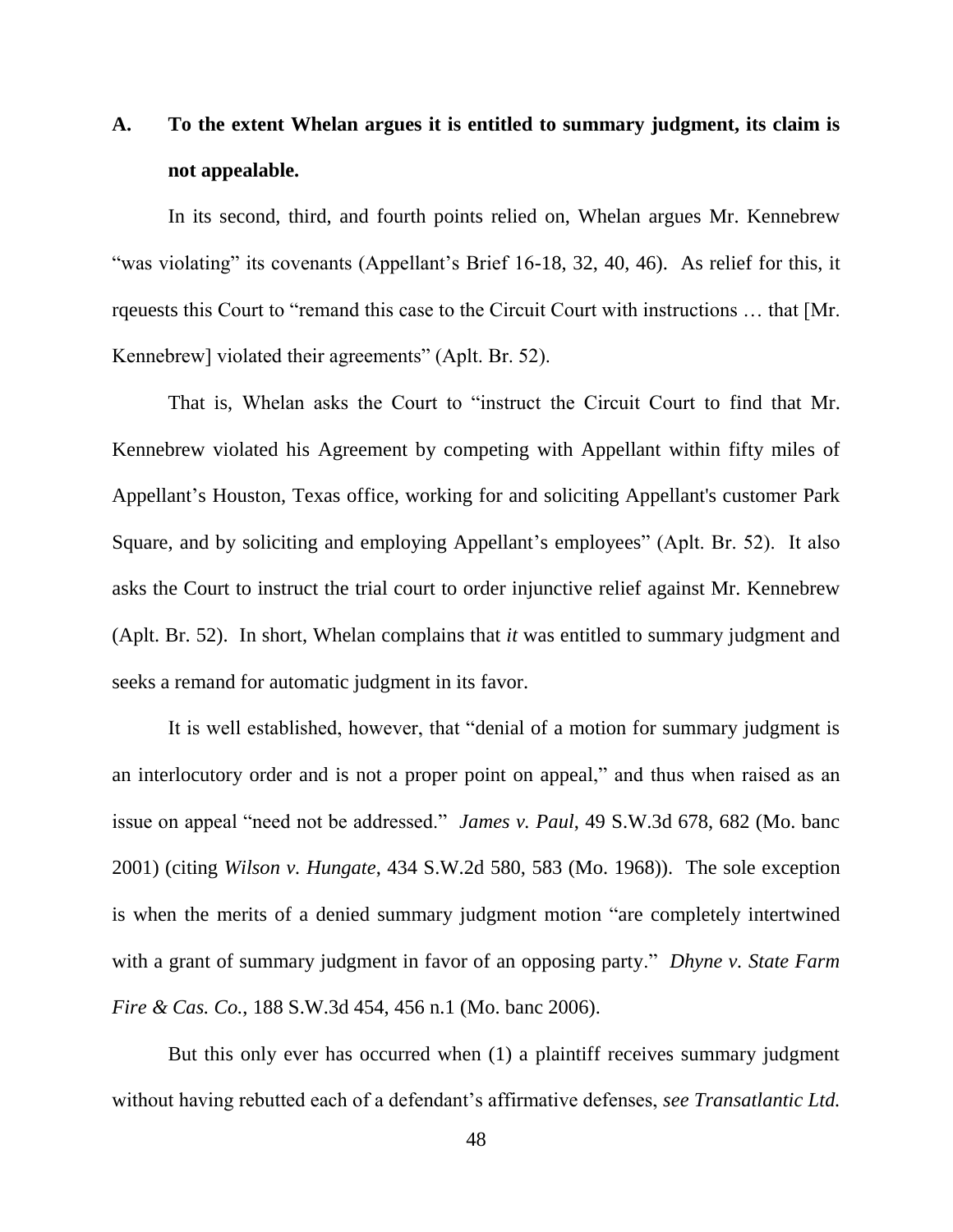### A. To the extent Whelan argues it is entitled to summary judgment, its claim is not appealable.

In its second, third, and fourth points relied on, Whelan argues Mr. Kennebrew "was violating" its covenants (Appellant's Brief 16-18, 32, 40, 46). As relief for this, it rqeuests this Court to "remand this case to the Circuit Court with instructions … that [Mr. Kennebrew] violated their agreements" (Aplt. Br. 52).

That is, Whelan asks the Court to "instruct the Circuit Court to find that Mr. Kennebrew violated his Agreement by competing with Appellant within fifty miles of Appellant's Houston, Texas office, working for and soliciting Appellant's customer Park Square, and by soliciting and employing Appellant's employees" (Aplt. Br. 52). It also asks the Court to instruct the trial court to order injunctive relief against Mr. Kennebrew (Aplt. Br. 52). In short, Whelan complains that *it* was entitled to summary judgment and seeks a remand for automatic judgment in its favor.

It is well established, however, that "denial of a motion for summary judgment is an interlocutory order and is not a proper point on appeal," and thus when raised as an issue on appeal "need not be addressed." *James v. Paul*, 49 S.W.3d 678, 682 (Mo. banc 2001) (citing *Wilson v. Hungate*, 434 S.W.2d 580, 583 (Mo. 1968)). The sole exception is when the merits of a denied summary judgment motion "are completely intertwined with a grant of summary judgment in favor of an opposing party." *Dhyne v. State Farm Fire & Cas. Co.*, 188 S.W.3d 454, 456 n.1 (Mo. banc 2006).

But this only ever has occurred when (1) a plaintiff receives summary judgment without having rebutted each of a defendant's affirmative defenses, *see Transatlantic Ltd.*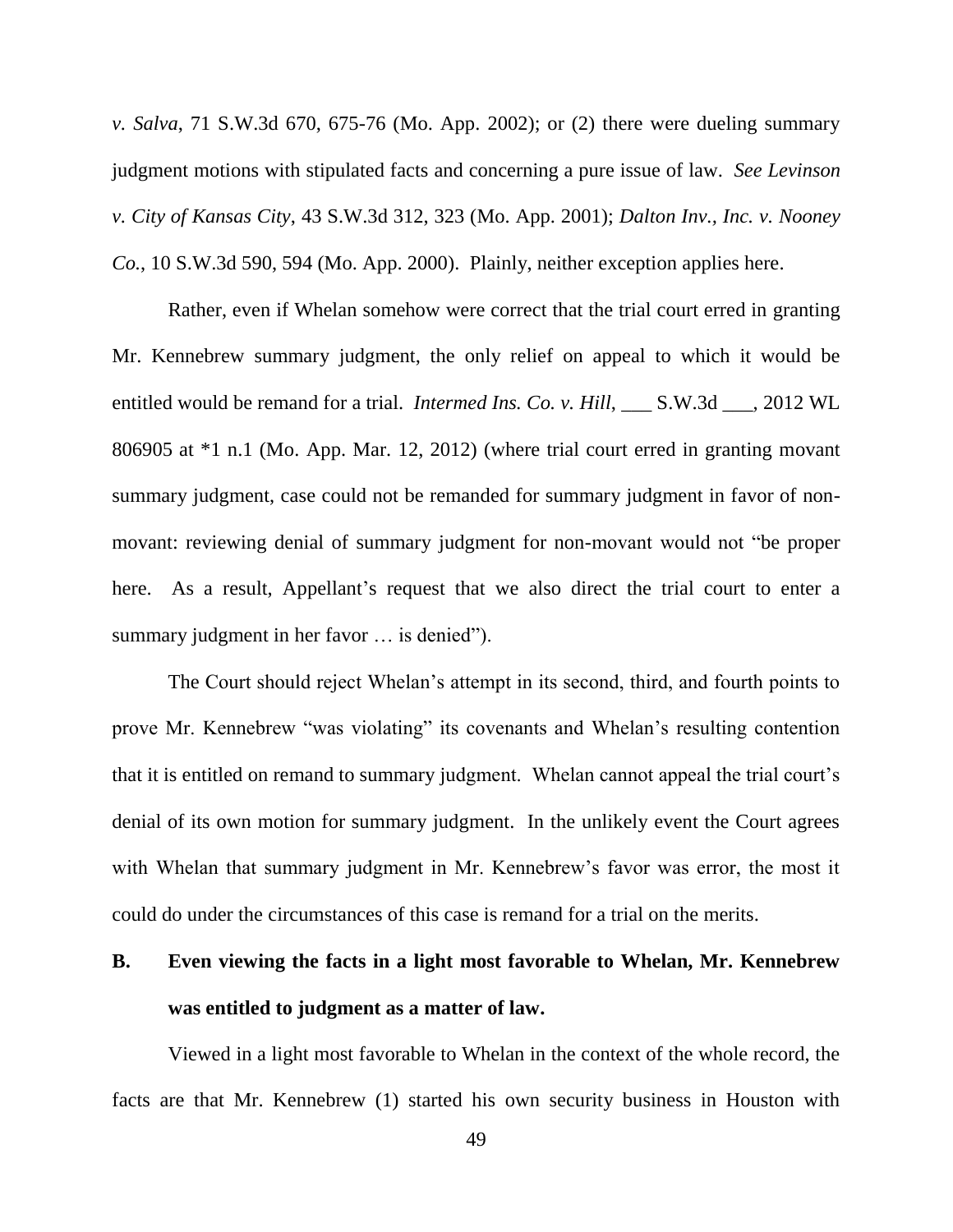*v. Salva*, 71 S.W.3d 670, 675-76 (Mo. App. 2002); or (2) there were dueling summary judgment motions with stipulated facts and concerning a pure issue of law. *See Levinson v. City of Kansas City*, 43 S.W.3d 312, 323 (Mo. App. 2001); *Dalton Inv., Inc. v. Nooney Co.*, 10 S.W.3d 590, 594 (Mo. App. 2000). Plainly, neither exception applies here.

Rather, even if Whelan somehow were correct that the trial court erred in granting Mr. Kennebrew summary judgment, the only relief on appeal to which it would be entitled would be remand for a trial. *Intermed Ins. Co. v. Hill*, ___ S.W.3d ___, 2012 WL 806905 at *1 n.1 (Mo. App. Mar. 12, 2012) (where trial court erred in granting movant summary judgment, case could not be remanded for summary judgment in favor of non-movant: reviewing denial of summary judgment for non-movant would not "be proper here. As a result, Appellant's request that we also direct the trial court to enter a summary judgment in her favor … is denied").

The Court should reject Whelan's attempt in its second, third, and fourth points to prove Mr. Kennebrew "was violating" its covenants and Whelan's resulting contention that it is entitled on remand to summary judgment. Whelan cannot appeal the trial court's denial of its own motion for summary judgment. In the unlikely event the Court agrees with Whelan that summary judgment in Mr. Kennebrew's favor was error, the most it could do under the circumstances of this case is remand for a trial on the merits.

## B. Even viewing the facts in a light most favorable to Whelan, Mr. Kennebrew was entitled to judgment as a matter of law.

Viewed in a light most favorable to Whelan in the context of the whole record, the facts are that Mr. Kennebrew (1) started his own security business in Houston with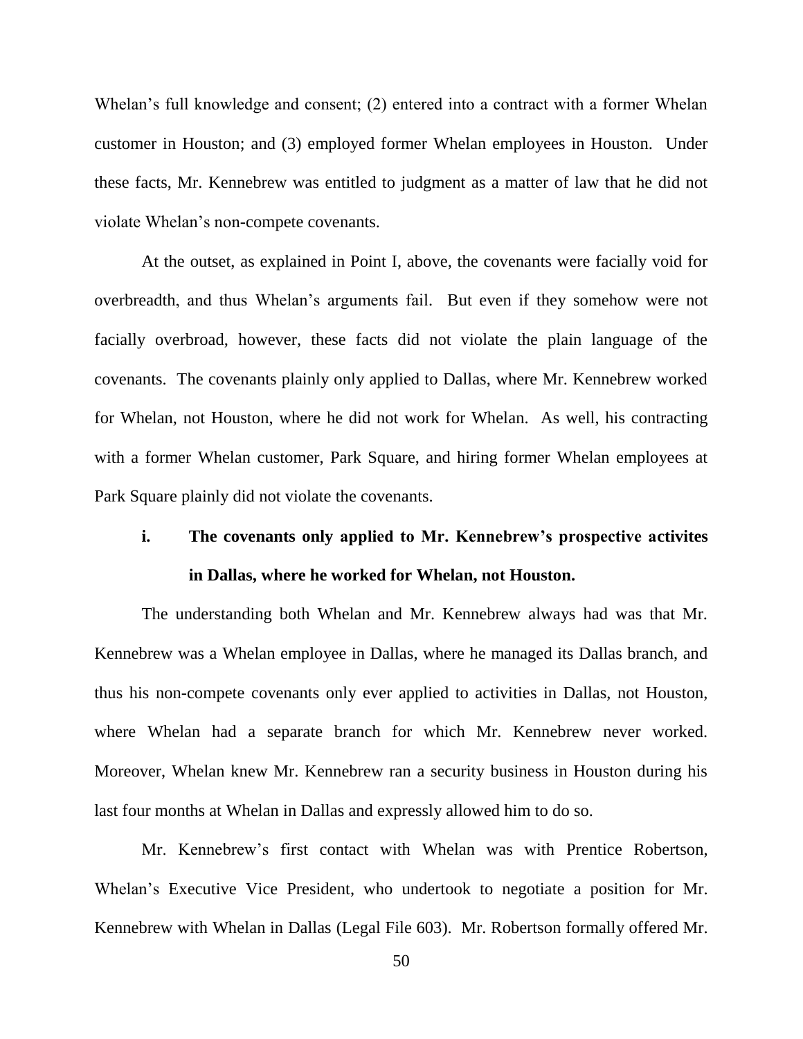Whelan's full knowledge and consent; (2) entered into a contract with a former Whelan customer in Houston; and (3) employed former Whelan employees in Houston. Under these facts, Mr. Kennebrew was entitled to judgment as a matter of law that he did not violate Whelan's non-compete covenants.

At the outset, as explained in Point I, above, the covenants were facially void for overbreadth, and thus Whelan's arguments fail. But even if they somehow were not facially overbroad, however, these facts did not violate the plain language of the covenants. The covenants plainly only applied to Dallas, where Mr. Kennebrew worked for Whelan, not Houston, where he did not work for Whelan. As well, his contracting with a former Whelan customer, Park Square, and hiring former Whelan employees at Park Square plainly did not violate the covenants.

### i. The covenants only applied to Mr. Kennebrew's prospective activites in Dallas, where he worked for Whelan, not Houston.

The understanding both Whelan and Mr. Kennebrew always had was that Mr. Kennebrew was a Whelan employee in Dallas, where he managed its Dallas branch, and thus his non-compete covenants only ever applied to activities in Dallas, not Houston, where Whelan had a separate branch for which Mr. Kennebrew never worked. Moreover, Whelan knew Mr. Kennebrew ran a security business in Houston during his last four months at Whelan in Dallas and expressly allowed him to do so.

Mr. Kennebrew's first contact with Whelan was with Prentice Robertson, Whelan's Executive Vice President, who undertook to negotiate a position for Mr. Kennebrew with Whelan in Dallas (Legal File 603). Mr. Robertson formally offered Mr.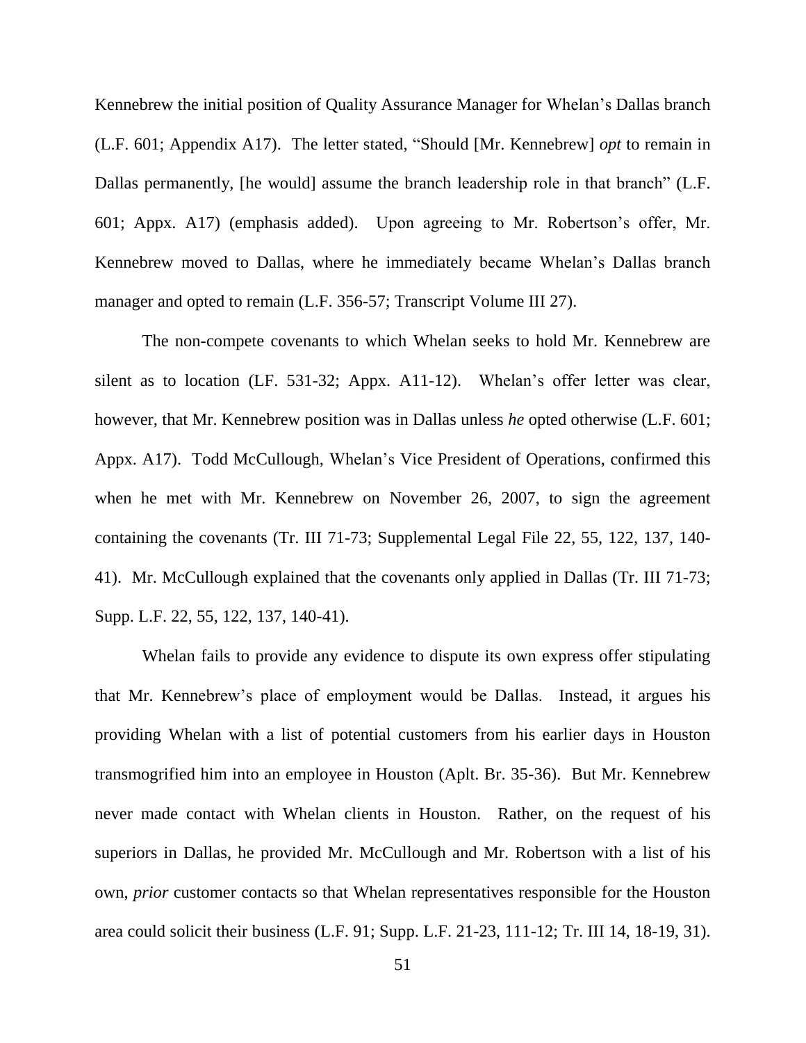Kennebrew the initial position of Quality Assurance Manager for Whelan's Dallas branch (L.F. 601; Appendix A17). The letter stated, "Should [Mr. Kennebrew] *opt* to remain in Dallas permanently, [he would] assume the branch leadership role in that branch" (L.F. 601; Appx. A17) (emphasis added). Upon agreeing to Mr. Robertson's offer, Mr. Kennebrew moved to Dallas, where he immediately became Whelan's Dallas branch manager and opted to remain (L.F. 356-57; Transcript Volume III 27).

The non-compete covenants to which Whelan seeks to hold Mr. Kennebrew are silent as to location (LF. 531-32; Appx. A11-12). Whelan's offer letter was clear, however, that Mr. Kennebrew position was in Dallas unless *he* opted otherwise (L.F. 601; Appx. A17). Todd McCullough, Whelan's Vice President of Operations, confirmed this when he met with Mr. Kennebrew on November 26, 2007, to sign the agreement containing the covenants (Tr. III 71-73; Supplemental Legal File 22, 55, 122, 137, 140-41). Mr. McCullough explained that the covenants only applied in Dallas (Tr. III 71-73; Supp. L.F. 22, 55, 122, 137, 140-41).

Whelan fails to provide any evidence to dispute its own express offer stipulating that Mr. Kennebrew's place of employment would be Dallas. Instead, it argues his providing Whelan with a list of potential customers from his earlier days in Houston transmogrified him into an employee in Houston (Aplt. Br. 35-36). But Mr. Kennebrew never made contact with Whelan clients in Houston. Rather, on the request of his superiors in Dallas, he provided Mr. McCullough and Mr. Robertson with a list of his own, *prior* customer contacts so that Whelan representatives responsible for the Houston area could solicit their business (L.F. 91; Supp. L.F. 21-23, 111-12; Tr. III 14, 18-19, 31).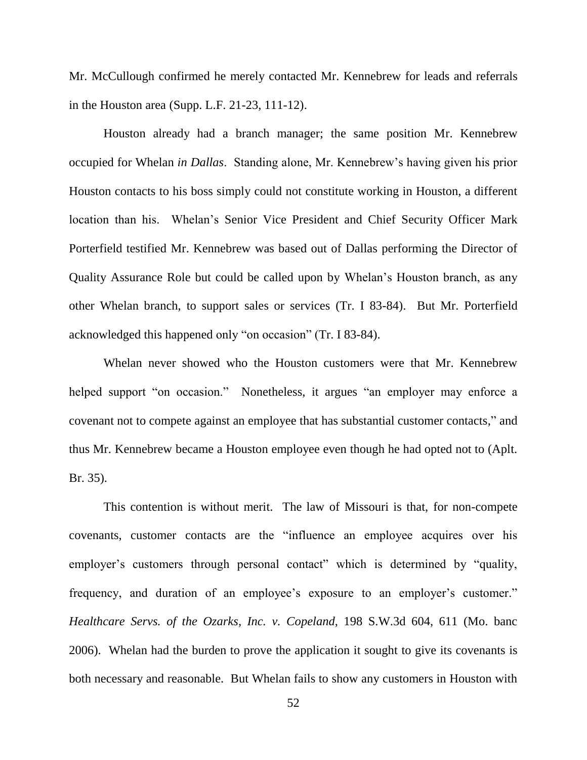Mr. McCullough confirmed he merely contacted Mr. Kennebrew for leads and referrals in the Houston area (Supp. L.F. 21-23, 111-12).

Houston already had a branch manager; the same position Mr. Kennebrew occupied for Whelan *in Dallas*. Standing alone, Mr. Kennebrew's having given his prior Houston contacts to his boss simply could not constitute working in Houston, a different location than his. Whelan's Senior Vice President and Chief Security Officer Mark Porterfield testified Mr. Kennebrew was based out of Dallas performing the Director of Quality Assurance Role but could be called upon by Whelan's Houston branch, as any other Whelan branch, to support sales or services (Tr. I 83-84). But Mr. Porterfield acknowledged this happened only "on occasion" (Tr. I 83-84).

Whelan never showed who the Houston customers were that Mr. Kennebrew helped support "on occasion." Nonetheless, it argues "an employer may enforce a covenant not to compete against an employee that has substantial customer contacts," and thus Mr. Kennebrew became a Houston employee even though he had opted not to (Aplt. Br. 35).

This contention is without merit. The law of Missouri is that, for non-compete covenants, customer contacts are the "influence an employee acquires over his employer's customers through personal contact" which is determined by "quality, frequency, and duration of an employee's exposure to an employer's customer." *Healthcare Servs. of the Ozarks, Inc. v. Copeland*, 198 S.W.3d 604, 611 (Mo. banc 2006). Whelan had the burden to prove the application it sought to give its covenants is both necessary and reasonable. But Whelan fails to show any customers in Houston with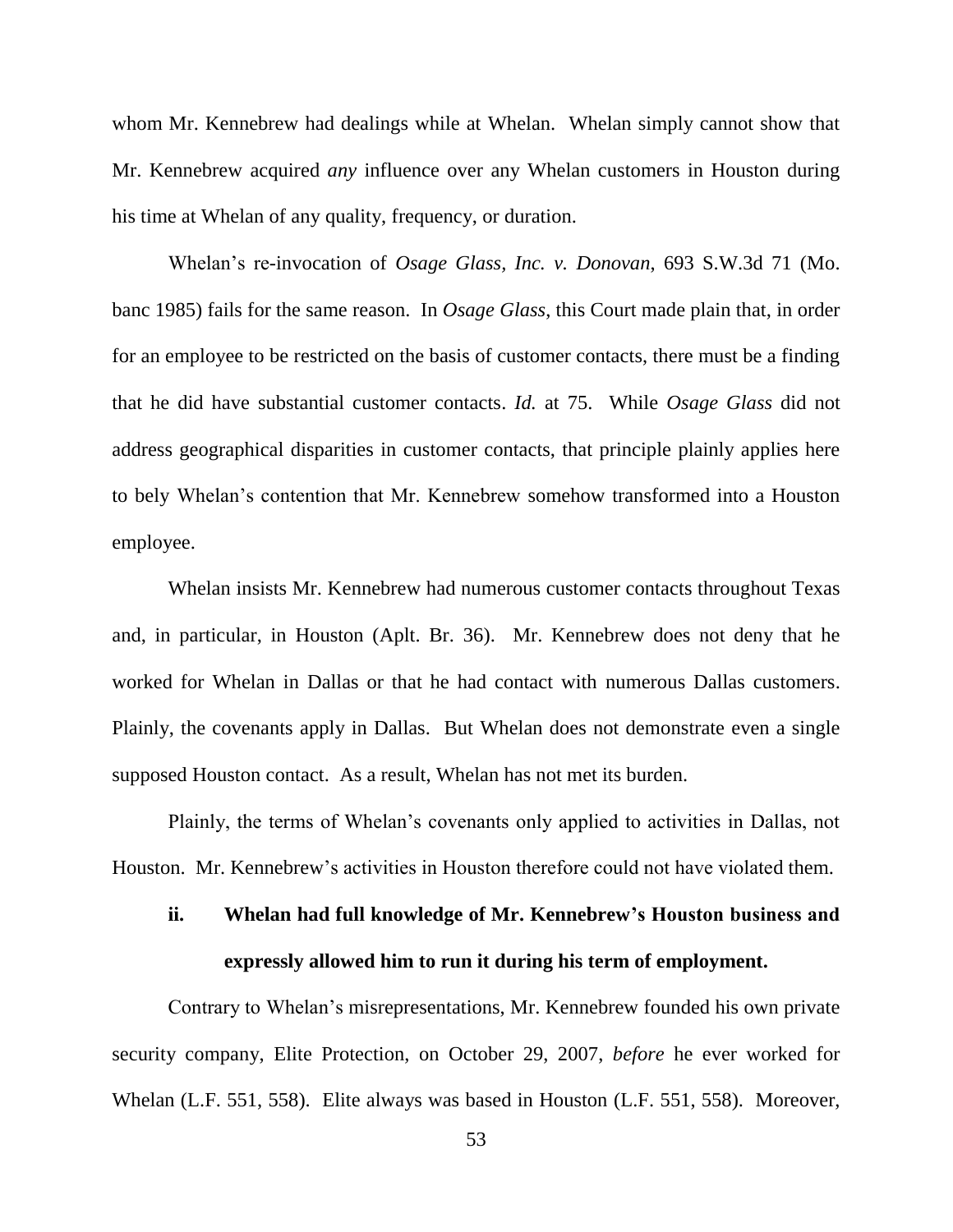whom Mr. Kennebrew had dealings while at Whelan. Whelan simply cannot show that Mr. Kennebrew acquired *any* influence over any Whelan customers in Houston during his time at Whelan of any quality, frequency, or duration.

Whelan's re-invocation of *Osage Glass, Inc. v. Donovan*, 693 S.W.3d 71 (Mo. banc 1985) fails for the same reason. In *Osage Glass*, this Court made plain that, in order for an employee to be restricted on the basis of customer contacts, there must be a finding that he did have substantial customer contacts. *Id.* at 75. While *Osage Glass* did not address geographical disparities in customer contacts, that principle plainly applies here to bely Whelan's contention that Mr. Kennebrew somehow transformed into a Houston employee.

Whelan insists Mr. Kennebrew had numerous customer contacts throughout Texas and, in particular, in Houston (Aplt. Br. 36). Mr. Kennebrew does not deny that he worked for Whelan in Dallas or that he had contact with numerous Dallas customers. Plainly, the covenants apply in Dallas. But Whelan does not demonstrate even a single supposed Houston contact. As a result, Whelan has not met its burden.

Plainly, the terms of Whelan's covenants only applied to activities in Dallas, not Houston. Mr. Kennebrew's activities in Houston therefore could not have violated them.

**ii. Whelan had full knowledge of Mr. Kennebrew's Houston business and expressly allowed him to run it during his term of employment.**

Contrary to Whelan's misrepresentations, Mr. Kennebrew founded his own private security company, Elite Protection, on October 29, 2007, *before* he ever worked for Whelan (L.F. 551, 558). Elite always was based in Houston (L.F. 551, 558). Moreover,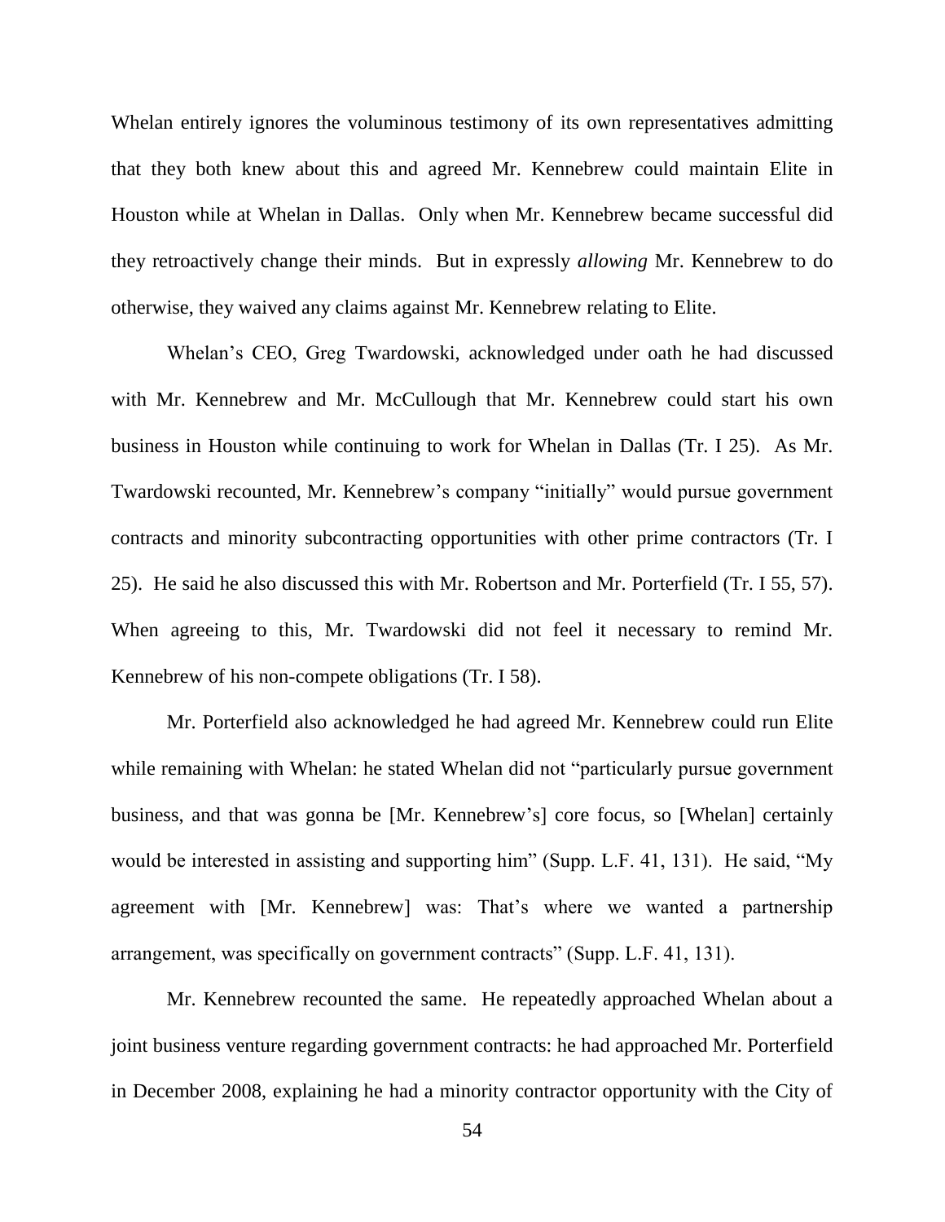Whelan entirely ignores the voluminous testimony of its own representatives admitting that they both knew about this and agreed Mr. Kennebrew could maintain Elite in Houston while at Whelan in Dallas. Only when Mr. Kennebrew became successful did they retroactively change their minds. But in expressly *allowing* Mr. Kennebrew to do otherwise, they waived any claims against Mr. Kennebrew relating to Elite.

Whelan's CEO, Greg Twardowski, acknowledged under oath he had discussed with Mr. Kennebrew and Mr. McCullough that Mr. Kennebrew could start his own business in Houston while continuing to work for Whelan in Dallas (Tr. I 25). As Mr. Twardowski recounted, Mr. Kennebrew's company "initially" would pursue government contracts and minority subcontracting opportunities with other prime contractors (Tr. I 25). He said he also discussed this with Mr. Robertson and Mr. Porterfield (Tr. I 55, 57). When agreeing to this, Mr. Twardowski did not feel it necessary to remind Mr. Kennebrew of his non-compete obligations (Tr. I 58).

Mr. Porterfield also acknowledged he had agreed Mr. Kennebrew could run Elite while remaining with Whelan: he stated Whelan did not "particularly pursue government business, and that was gonna be [Mr. Kennebrew's] core focus, so [Whelan] certainly would be interested in assisting and supporting him" (Supp. L.F. 41, 131). He said, "My agreement with [Mr. Kennebrew] was: That's where we wanted a partnership arrangement, was specifically on government contracts" (Supp. L.F. 41, 131).

Mr. Kennebrew recounted the same. He repeatedly approached Whelan about a joint business venture regarding government contracts: he had approached Mr. Porterfield in December 2008, explaining he had a minority contractor opportunity with the City of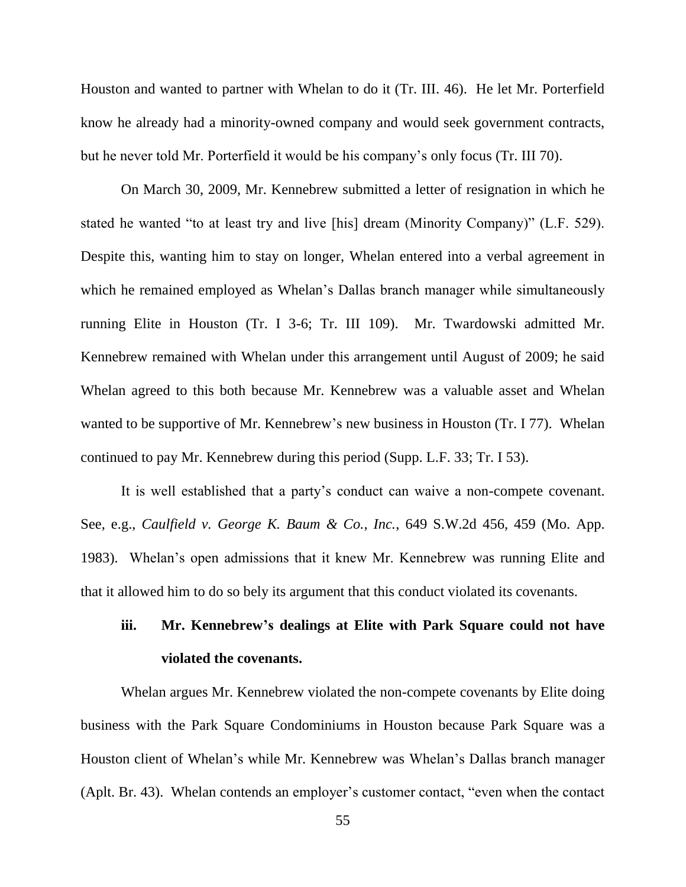Houston and wanted to partner with Whelan to do it (Tr. III. 46). He let Mr. Porterfield know he already had a minority-owned company and would seek government contracts, but he never told Mr. Porterfield it would be his company's only focus (Tr. III 70).

On March 30, 2009, Mr. Kennebrew submitted a letter of resignation in which he stated he wanted "to at least try and live [his] dream (Minority Company)" (L.F. 529). Despite this, wanting him to stay on longer, Whelan entered into a verbal agreement in which he remained employed as Whelan's Dallas branch manager while simultaneously running Elite in Houston (Tr. I 3-6; Tr. III 109). Mr. Twardowski admitted Mr. Kennebrew remained with Whelan under this arrangement until August of 2009; he said Whelan agreed to this both because Mr. Kennebrew was a valuable asset and Whelan wanted to be supportive of Mr. Kennebrew's new business in Houston (Tr. I 77). Whelan continued to pay Mr. Kennebrew during this period (Supp. L.F. 33; Tr. I 53).

It is well established that a party's conduct can waive a non-compete covenant. See, e.g., *Caulfield v. George K. Baum & Co., Inc.*, 649 S.W.2d 456, 459 (Mo. App. 1983). Whelan's open admissions that it knew Mr. Kennebrew was running Elite and that it allowed him to do so bely its argument that this conduct violated its covenants.

### iii. Mr. Kennebrew's dealings at Elite with Park Square could not have violated the covenants.

Whelan argues Mr. Kennebrew violated the non-compete covenants by Elite doing business with the Park Square Condominiums in Houston because Park Square was a Houston client of Whelan's while Mr. Kennebrew was Whelan's Dallas branch manager (Aplt. Br. 43). Whelan contends an employer's customer contact, "even when the contact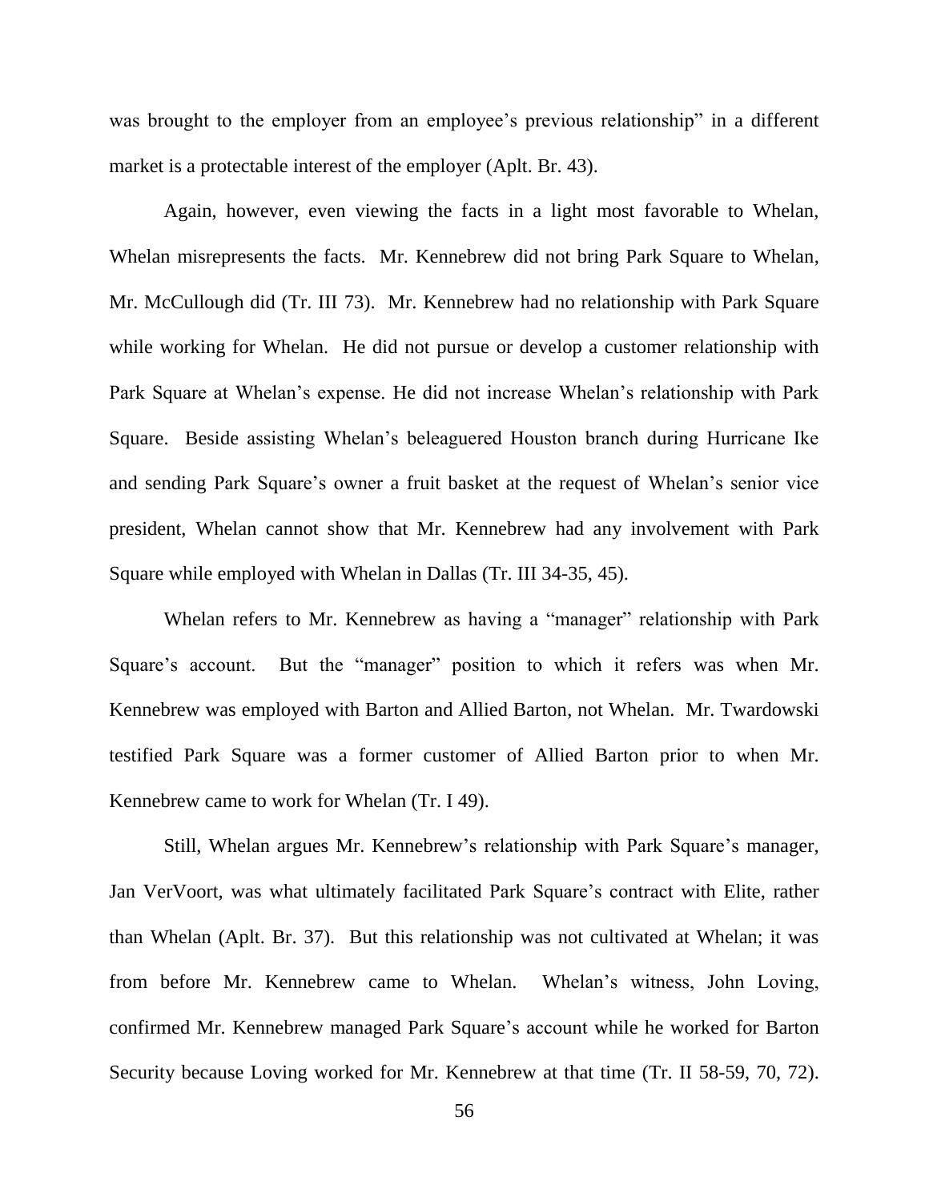was brought to the employer from an employee's previous relationship" in a different market is a protectable interest of the employer (Aplt. Br. 43).

Again, however, even viewing the facts in a light most favorable to Whelan, Whelan misrepresents the facts. Mr. Kennebrew did not bring Park Square to Whelan, Mr. McCullough did (Tr. III 73). Mr. Kennebrew had no relationship with Park Square while working for Whelan. He did not pursue or develop a customer relationship with Park Square at Whelan's expense. He did not increase Whelan's relationship with Park Square. Beside assisting Whelan's beleaguered Houston branch during Hurricane Ike and sending Park Square's owner a fruit basket at the request of Whelan's senior vice president, Whelan cannot show that Mr. Kennebrew had any involvement with Park Square while employed with Whelan in Dallas (Tr. III 34-35, 45).

Whelan refers to Mr. Kennebrew as having a "manager" relationship with Park Square's account. But the "manager" position to which it refers was when Mr. Kennebrew was employed with Barton and Allied Barton, not Whelan. Mr. Twardowski testified Park Square was a former customer of Allied Barton prior to when Mr. Kennebrew came to work for Whelan (Tr. I 49).

Still, Whelan argues Mr. Kennebrew's relationship with Park Square's manager, Jan VerVoort, was what ultimately facilitated Park Square's contract with Elite, rather than Whelan (Aplt. Br. 37). But this relationship was not cultivated at Whelan; it was from before Mr. Kennebrew came to Whelan. Whelan's witness, John Loving, confirmed Mr. Kennebrew managed Park Square's account while he worked for Barton Security because Loving worked for Mr. Kennebrew at that time (Tr. II 58-59, 70, 72).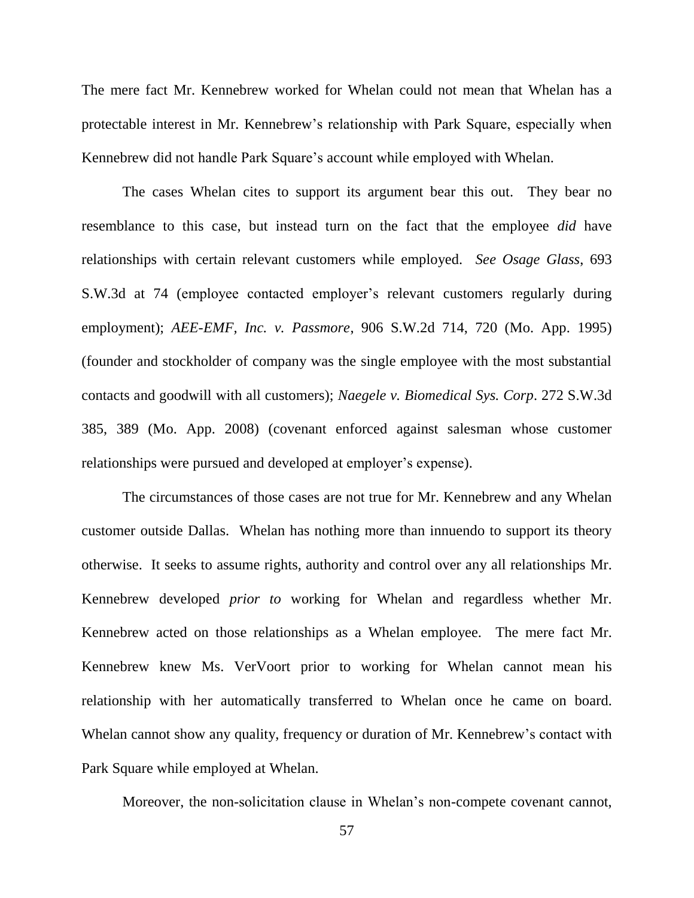The mere fact Mr. Kennebrew worked for Whelan could not mean that Whelan has a protectable interest in Mr. Kennebrew's relationship with Park Square, especially when Kennebrew did not handle Park Square's account while employed with Whelan.

The cases Whelan cites to support its argument bear this out. They bear no resemblance to this case, but instead turn on the fact that the employee *did* have relationships with certain relevant customers while employed. *See Osage Glass*, 693 S.W.3d at 74 (employee contacted employer's relevant customers regularly during employment); *AEE-EMF, Inc. v. Passmore*, 906 S.W.2d 714, 720 (Mo. App. 1995) (founder and stockholder of company was the single employee with the most substantial contacts and goodwill with all customers); *Naegele v. Biomedical Sys. Corp*. 272 S.W.3d 385, 389 (Mo. App. 2008) (covenant enforced against salesman whose customer relationships were pursued and developed at employer's expense).

The circumstances of those cases are not true for Mr. Kennebrew and any Whelan customer outside Dallas. Whelan has nothing more than innuendo to support its theory otherwise. It seeks to assume rights, authority and control over any all relationships Mr. Kennebrew developed *prior to* working for Whelan and regardless whether Mr. Kennebrew acted on those relationships as a Whelan employee. The mere fact Mr. Kennebrew knew Ms. VerVoort prior to working for Whelan cannot mean his relationship with her automatically transferred to Whelan once he came on board. Whelan cannot show any quality, frequency or duration of Mr. Kennebrew's contact with Park Square while employed at Whelan.

Moreover, the non-solicitation clause in Whelan's non-compete covenant cannot,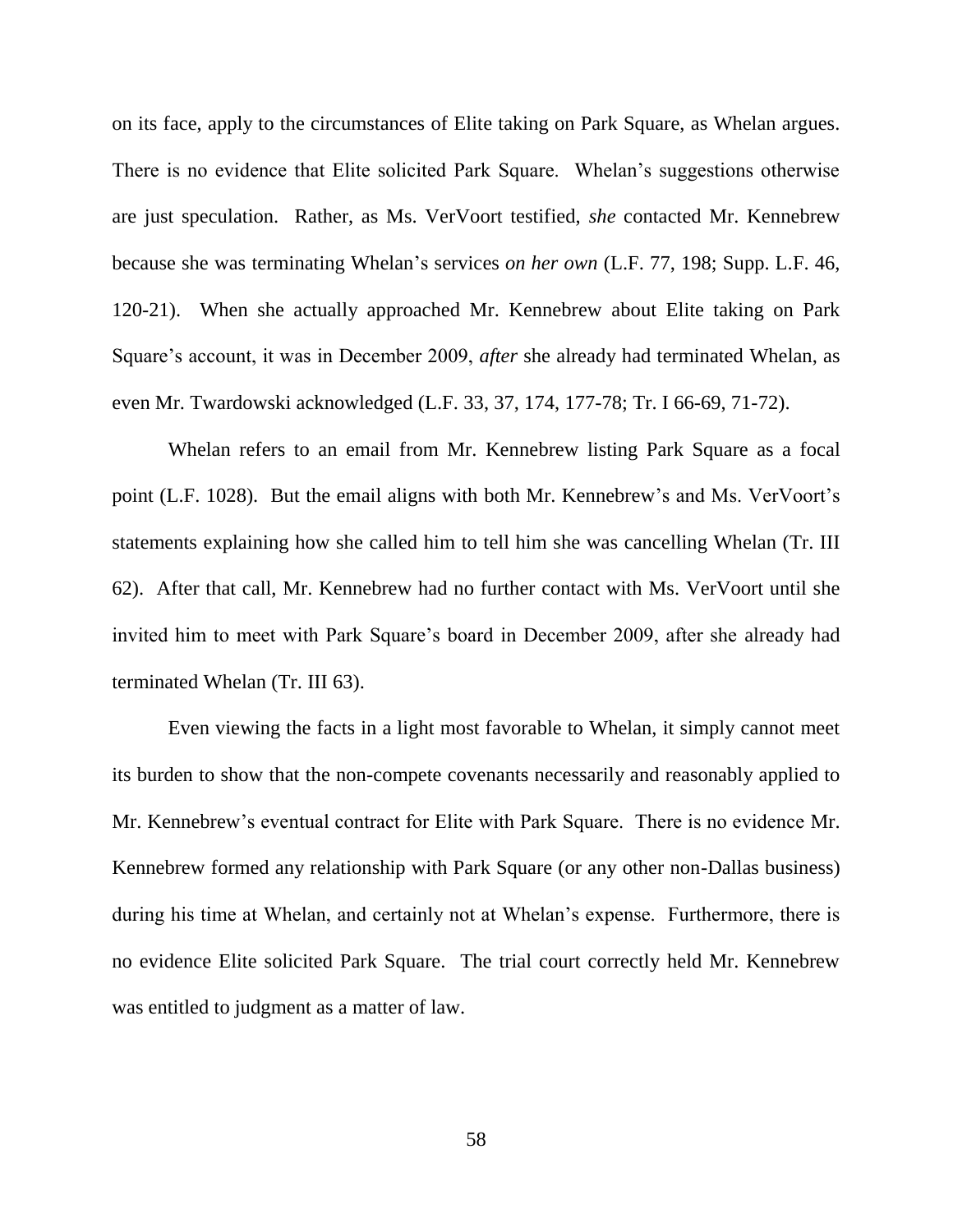on its face, apply to the circumstances of Elite taking on Park Square, as Whelan argues. There is no evidence that Elite solicited Park Square. Whelan's suggestions otherwise are just speculation. Rather, as Ms. VerVoort testified, *she* contacted Mr. Kennebrew because she was terminating Whelan's services *on her own* (L.F. 77, 198; Supp. L.F. 46, 120-21). When she actually approached Mr. Kennebrew about Elite taking on Park Square's account, it was in December 2009, *after* she already had terminated Whelan, as even Mr. Twardowski acknowledged (L.F. 33, 37, 174, 177-78; Tr. I 66-69, 71-72).

Whelan refers to an email from Mr. Kennebrew listing Park Square as a focal point (L.F. 1028). But the email aligns with both Mr. Kennebrew's and Ms. VerVoort's statements explaining how she called him to tell him she was cancelling Whelan (Tr. III 62). After that call, Mr. Kennebrew had no further contact with Ms. VerVoort until she invited him to meet with Park Square's board in December 2009, after she already had terminated Whelan (Tr. III 63).

Even viewing the facts in a light most favorable to Whelan, it simply cannot meet its burden to show that the non-compete covenants necessarily and reasonably applied to Mr. Kennebrew's eventual contract for Elite with Park Square. There is no evidence Mr. Kennebrew formed any relationship with Park Square (or any other non-Dallas business) during his time at Whelan, and certainly not at Whelan's expense. Furthermore, there is no evidence Elite solicited Park Square. The trial court correctly held Mr. Kennebrew was entitled to judgment as a matter of law.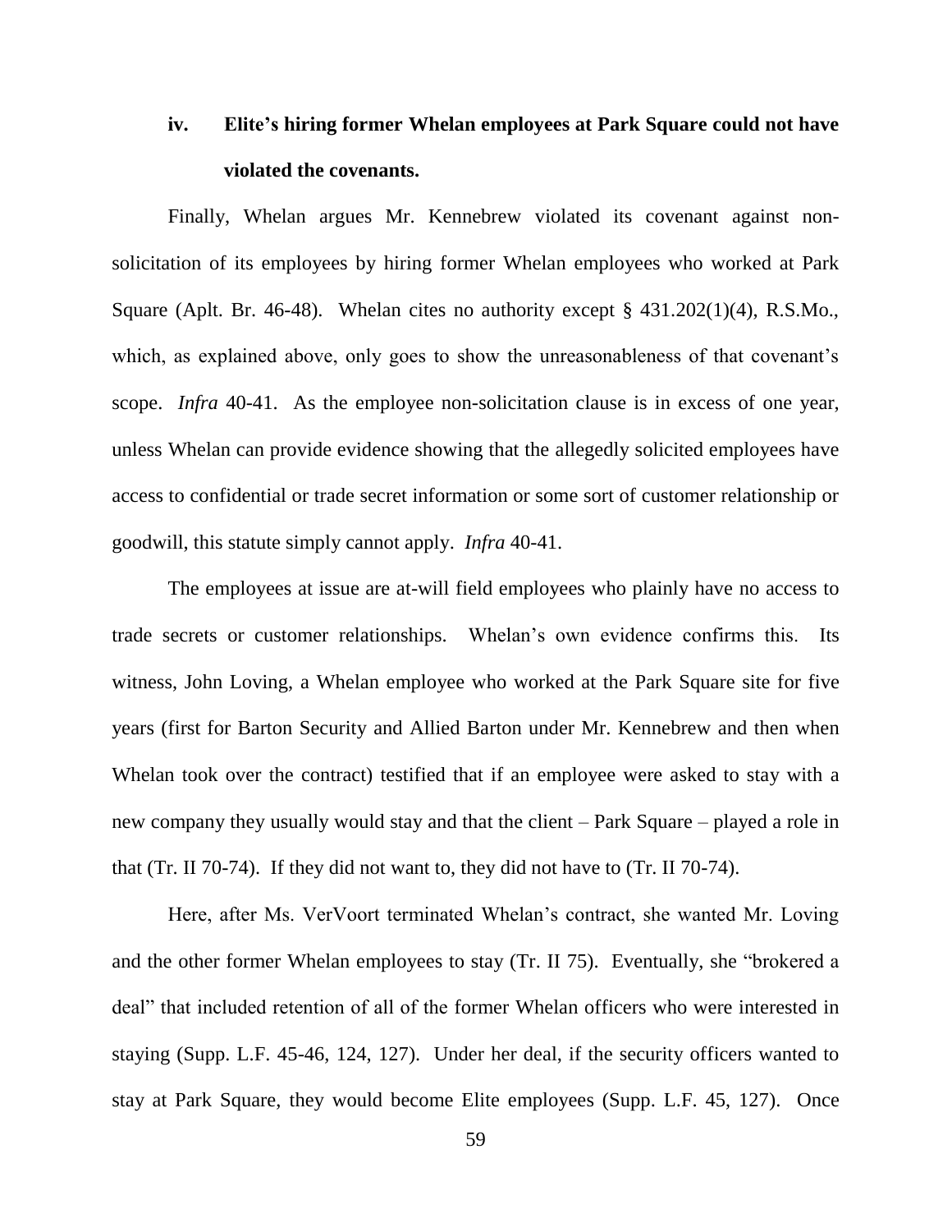### iv. Elite's hiring former Whelan employees at Park Square could not have violated the covenants.

Finally, Whelan argues Mr. Kennebrew violated its covenant against non-solicitation of its employees by hiring former Whelan employees who worked at Park Square (Aplt. Br. 46-48). Whelan cites no authority except § 431.202(1)(4), R.S.Mo., which, as explained above, only goes to show the unreasonableness of that covenant's scope. *Infra* 40-41. As the employee non-solicitation clause is in excess of one year, unless Whelan can provide evidence showing that the allegedly solicited employees have access to confidential or trade secret information or some sort of customer relationship or goodwill, this statute simply cannot apply. *Infra* 40-41.

The employees at issue are at-will field employees who plainly have no access to trade secrets or customer relationships. Whelan's own evidence confirms this. Its witness, John Loving, a Whelan employee who worked at the Park Square site for five years (first for Barton Security and Allied Barton under Mr. Kennebrew and then when Whelan took over the contract) testified that if an employee were asked to stay with a new company they usually would stay and that the client – Park Square – played a role in that (Tr. II 70-74). If they did not want to, they did not have to (Tr. II 70-74).

Here, after Ms. VerVoort terminated Whelan's contract, she wanted Mr. Loving and the other former Whelan employees to stay (Tr. II 75). Eventually, she "brokered a deal" that included retention of all of the former Whelan officers who were interested in staying (Supp. L.F. 45-46, 124, 127). Under her deal, if the security officers wanted to stay at Park Square, they would become Elite employees (Supp. L.F. 45, 127). Once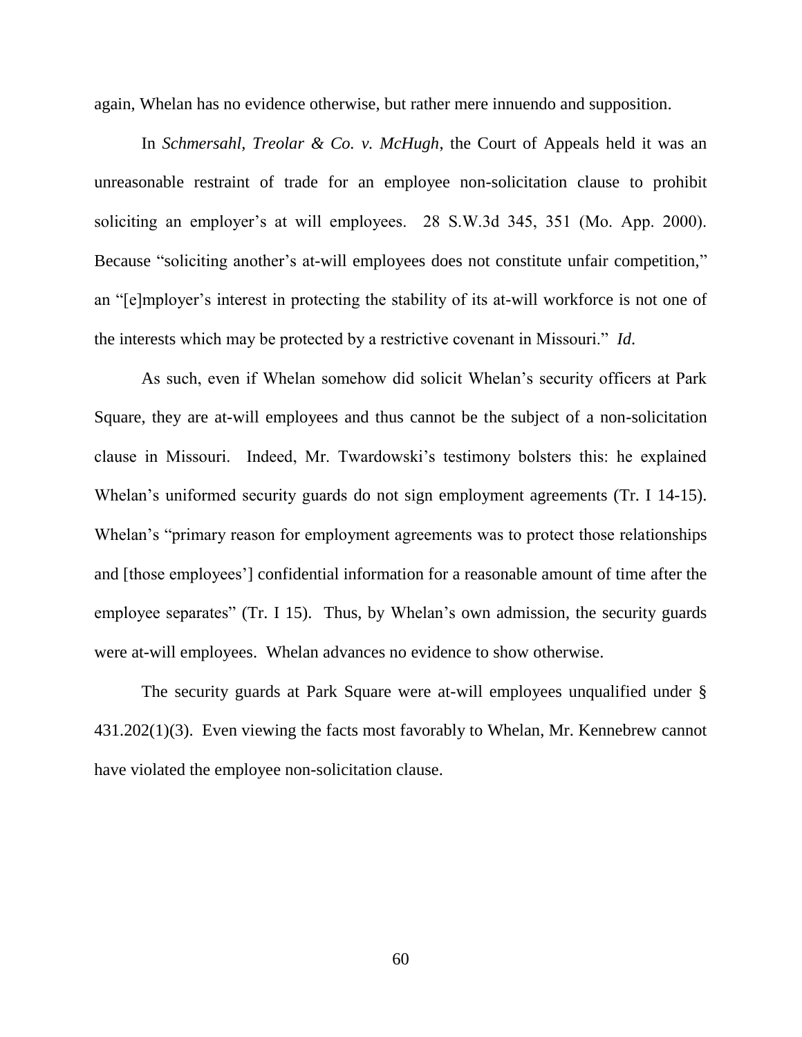again, Whelan has no evidence otherwise, but rather mere innuendo and supposition.

In *Schmersahl, Treolar & Co. v. McHugh*, the Court of Appeals held it was an unreasonable restraint of trade for an employee non-solicitation clause to prohibit soliciting an employer's at will employees. 28 S.W.3d 345, 351 (Mo. App. 2000). Because "soliciting another's at-will employees does not constitute unfair competition," an "[e]mployer's interest in protecting the stability of its at-will workforce is not one of the interests which may be protected by a restrictive covenant in Missouri." *Id*.

As such, even if Whelan somehow did solicit Whelan's security officers at Park Square, they are at-will employees and thus cannot be the subject of a non-solicitation clause in Missouri. Indeed, Mr. Twardowski's testimony bolsters this: he explained Whelan's uniformed security guards do not sign employment agreements (Tr. I 14-15). Whelan's "primary reason for employment agreements was to protect those relationships and [those employees'] confidential information for a reasonable amount of time after the employee separates" (Tr. I 15). Thus, by Whelan's own admission, the security guards were at-will employees. Whelan advances no evidence to show otherwise.

The security guards at Park Square were at-will employees unqualified under § 431.202(1)(3). Even viewing the facts most favorably to Whelan, Mr. Kennebrew cannot have violated the employee non-solicitation clause.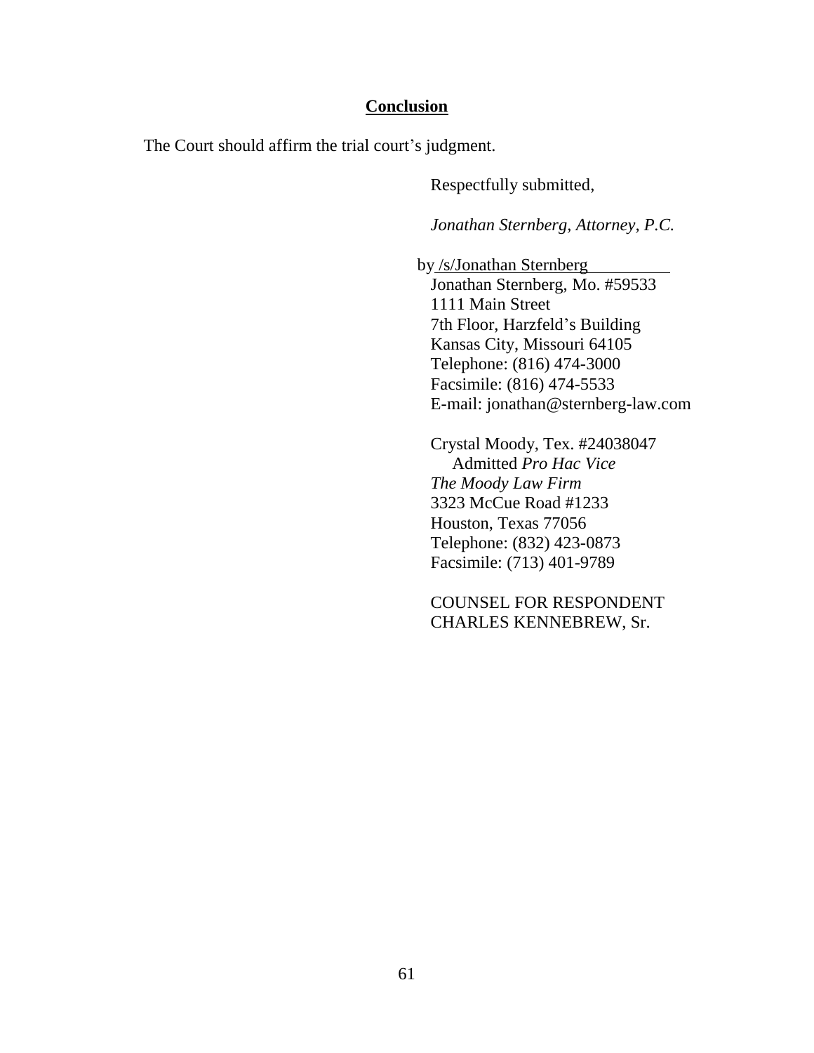## Conclusion

The Court should affirm the trial court's judgment.

Respectfully submitted,

*Jonathan Sternberg, Attorney, P.C.*

by /s/Jonathan Sternberg
Jonathan Sternberg, Mo. #59533
1111 Main Street
7th Floor, Harzfeld's Building
Kansas City, Missouri 64105
Telephone: (816) 474-3000
Facsimile: (816) 474-5533
E-mail: jonathan@sternberg-law.com

Crystal Moody, Tex. #24038047
Admitted *Pro Hac Vice*
*The Moody Law Firm*
3323 McCue Road #1233
Houston, Texas 77056
Telephone: (832) 423-0873
Facsimile: (713) 401-9789

COUNSEL FOR RESPONDENT
CHARLES KENNEBREW, Sr.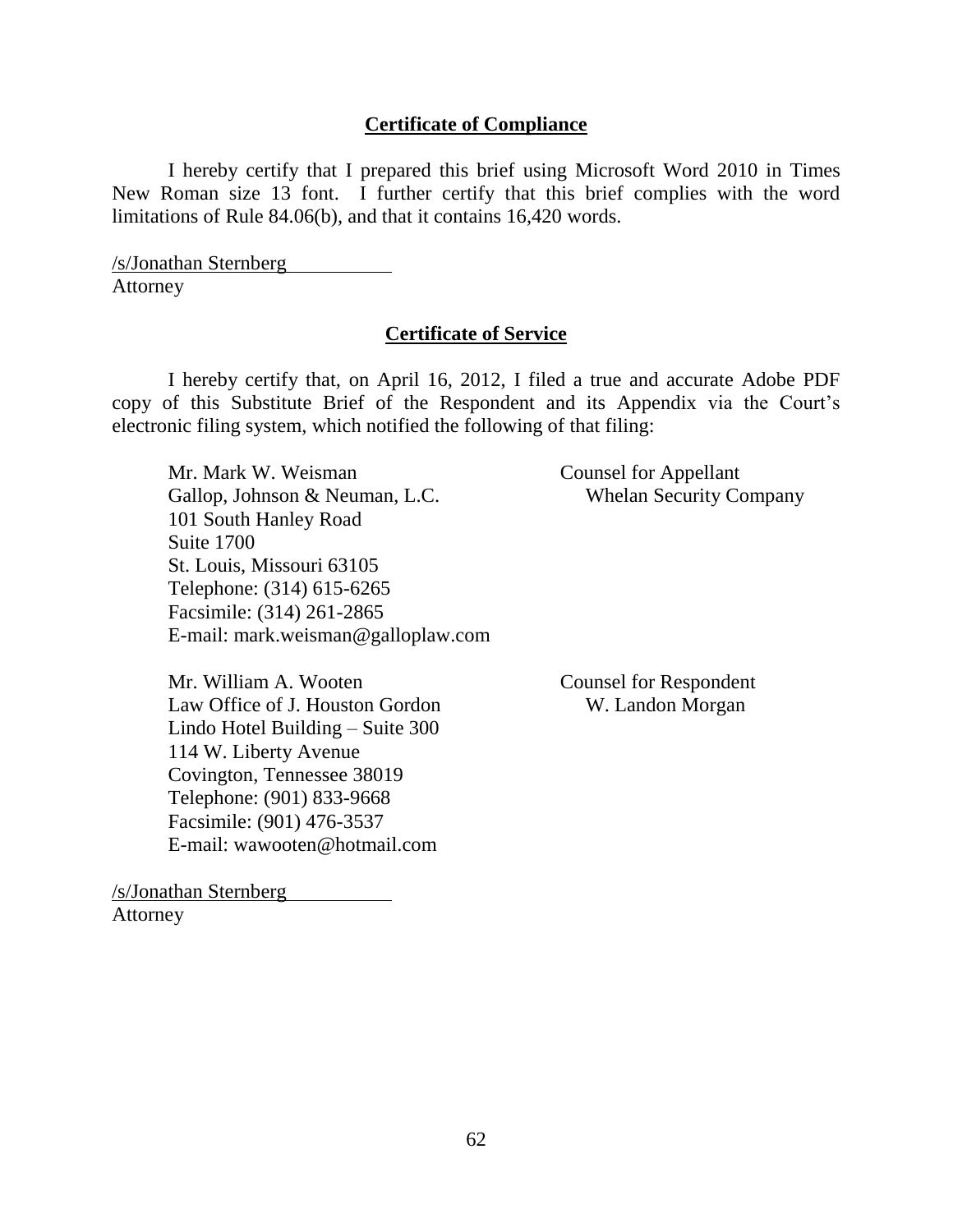## Certificate of Compliance

I hereby certify that I prepared this brief using Microsoft Word 2010 in Times New Roman size 13 font. I further certify that this brief complies with the word limitations of Rule 84.06(b), and that it contains 16,420 words.

/s/Jonathan Sternberg
Attorney

## Certificate of Service

I hereby certify that, on April 16, 2012, I filed a true and accurate Adobe PDF copy of this Substitute Brief of the Respondent and its Appendix via the Court's electronic filing system, which notified the following of that filing:

Mr. Mark W. Weisman
Gallop, Johnson & Neuman, L.C.
101 South Hanley Road
Suite 1700
St. Louis, Missouri 63105
Telephone: (314) 615-6265
Facsimile: (314) 261-2865
E-mail: mark.weisman@galloplaw.com

Counsel for Appellant
Whelan Security Company

Mr. William A. Wooten
Law Office of J. Houston Gordon
Lindo Hotel Building – Suite 300
114 W. Liberty Avenue
Covington, Tennessee 38019
Telephone: (901) 833-9668
Facsimile: (901) 476-3537
E-mail: wawooten@hotmail.com

Counsel for Respondent
W. Landon Morgan

/s/Jonathan Sternberg
Attorney